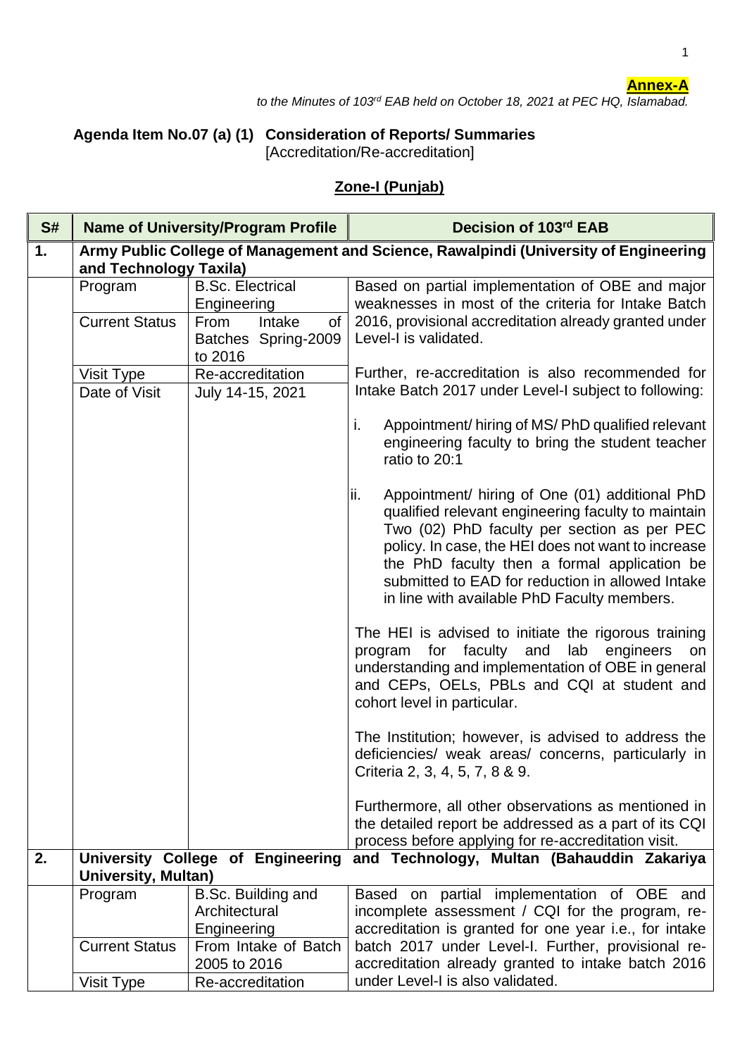**Annex-A**

*to the Minutes of 103rd EAB held on October 18, 2021 at PEC HQ, Islamabad.*

**Agenda Item No.07 (a) (1) Consideration of Reports/ Summaries**
[Accreditation/Re-accreditation]

**Zone-I (Punjab)**

| S# | Name of University/Program Profile | | Decision of 103rd EAB |
|---|---|---|---|
| **1.** | **Army Public College of Management and Science, Rawalpindi (University of Engineering and Technology Taxila)** | | |
| | Program | B.Sc. Electrical Engineering | Based on partial implementation of OBE and major weaknesses in most of the criteria for Intake Batch 2016, provisional accreditation already granted under Level-I is validated.<br><br>Further, re-accreditation is also recommended for Intake Batch 2017 under Level-I subject to following:<br><br>i. Appointment/ hiring of MS/ PhD qualified relevant engineering faculty to bring the student teacher ratio to 20:1<br><br>ii. Appointment/ hiring of One (01) additional PhD qualified relevant engineering faculty to maintain Two (02) PhD faculty per section as per PEC policy. In case, the HEI does not want to increase the PhD faculty then a formal application be submitted to EAD for reduction in allowed Intake in line with available PhD Faculty members.<br><br>The HEI is advised to initiate the rigorous training program for faculty and lab engineers on understanding and implementation of OBE in general and CEPs, OELs, PBLs and CQI at student and cohort level in particular.<br><br>The Institution; however, is advised to address the deficiencies/ weak areas/ concerns, particularly in Criteria 2, 3, 4, 5, 7, 8 & 9.<br><br>Furthermore, all other observations as mentioned in the detailed report be addressed as a part of its CQI process before applying for re-accreditation visit. |
| | Current Status | From Intake of Batches Spring-2009 to 2016 | |
| | Visit Type | Re-accreditation | |
| | Date of Visit | July 14-15, 2021 | |
| **2.** | **University College of Engineering and Technology, Multan (Bahauddin Zakariya University, Multan)** | | |
| | Program | B.Sc. Building and Architectural Engineering | Based on partial implementation of OBE and incomplete assessment / CQI for the program, re-accreditation is granted for one year i.e., for intake batch 2017 under Level-I. Further, provisional re-accreditation already granted to intake batch 2016 under Level-I is also validated. |
| | Current Status | From Intake of Batch 2005 to 2016 | |
| | Visit Type | Re-accreditation | |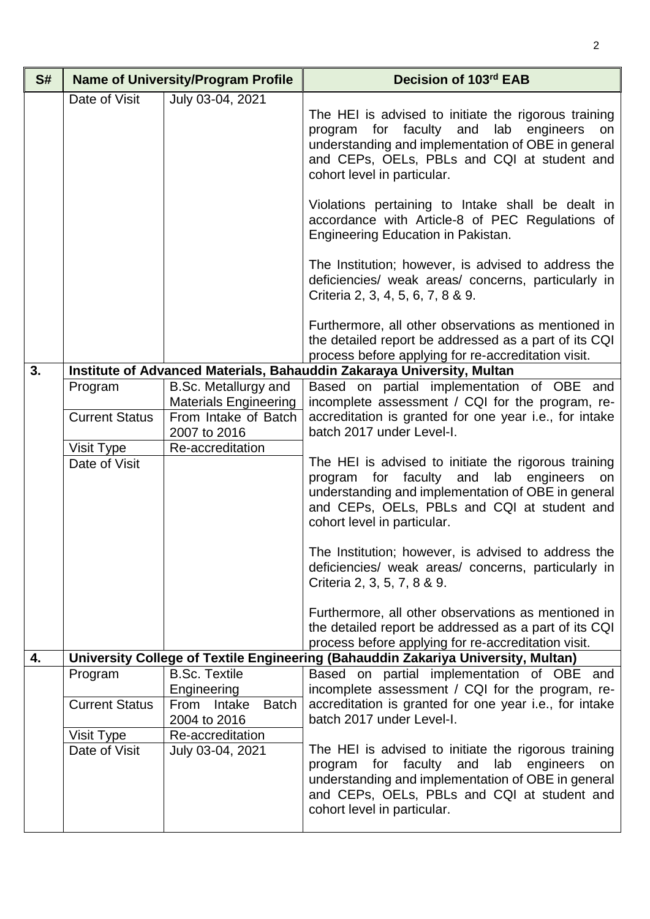| S# | Name of University/Program Profile | | Decision of 103rd EAB |
|---|---|---|---|
| | Date of Visit | July 03-04, 2021 | The HEI is advised to initiate the rigorous training program for faculty and lab engineers on understanding and implementation of OBE in general and CEPs, OELs, PBLs and CQI at student and cohort level in particular.<br><br>Violations pertaining to Intake shall be dealt in accordance with Article-8 of PEC Regulations of Engineering Education in Pakistan.<br><br>The Institution; however, is advised to address the deficiencies/ weak areas/ concerns, particularly in Criteria 2, 3, 4, 5, 6, 7, 8 & 9.<br><br>Furthermore, all other observations as mentioned in the detailed report be addressed as a part of its CQI process before applying for re-accreditation visit. |
| **3.** | **Institute of Advanced Materials, Bahauddin Zakaraya University, Multan** | | |
| | Program | B.Sc. Metallurgy and Materials Engineering | Based on partial implementation of OBE and incomplete assessment / CQI for the program, re-accreditation is granted for one year i.e., for intake batch 2017 under Level-I.<br><br>The HEI is advised to initiate the rigorous training program for faculty and lab engineers on understanding and implementation of OBE in general and CEPs, OELs, PBLs and CQI at student and cohort level in particular.<br><br>The Institution; however, is advised to address the deficiencies/ weak areas/ concerns, particularly in Criteria 2, 3, 5, 7, 8 & 9.<br><br>Furthermore, all other observations as mentioned in the detailed report be addressed as a part of its CQI process before applying for re-accreditation visit. |
| | Current Status | From Intake of Batch 2007 to 2016 | |
| | Visit Type | Re-accreditation | |
| | Date of Visit | | |
| **4.** | **University College of Textile Engineering (Bahauddin Zakariya University, Multan)** | | |
| | Program | B.Sc. Textile Engineering | Based on partial implementation of OBE and incomplete assessment / CQI for the program, re-accreditation is granted for one year i.e., for intake batch 2017 under Level-I.<br><br>The HEI is advised to initiate the rigorous training program for faculty and lab engineers on understanding and implementation of OBE in general and CEPs, OELs, PBLs and CQI at student and cohort level in particular. |
| | Current Status | From Intake Batch 2004 to 2016 | |
| | Visit Type | Re-accreditation | |
| | Date of Visit | July 03-04, 2021 | |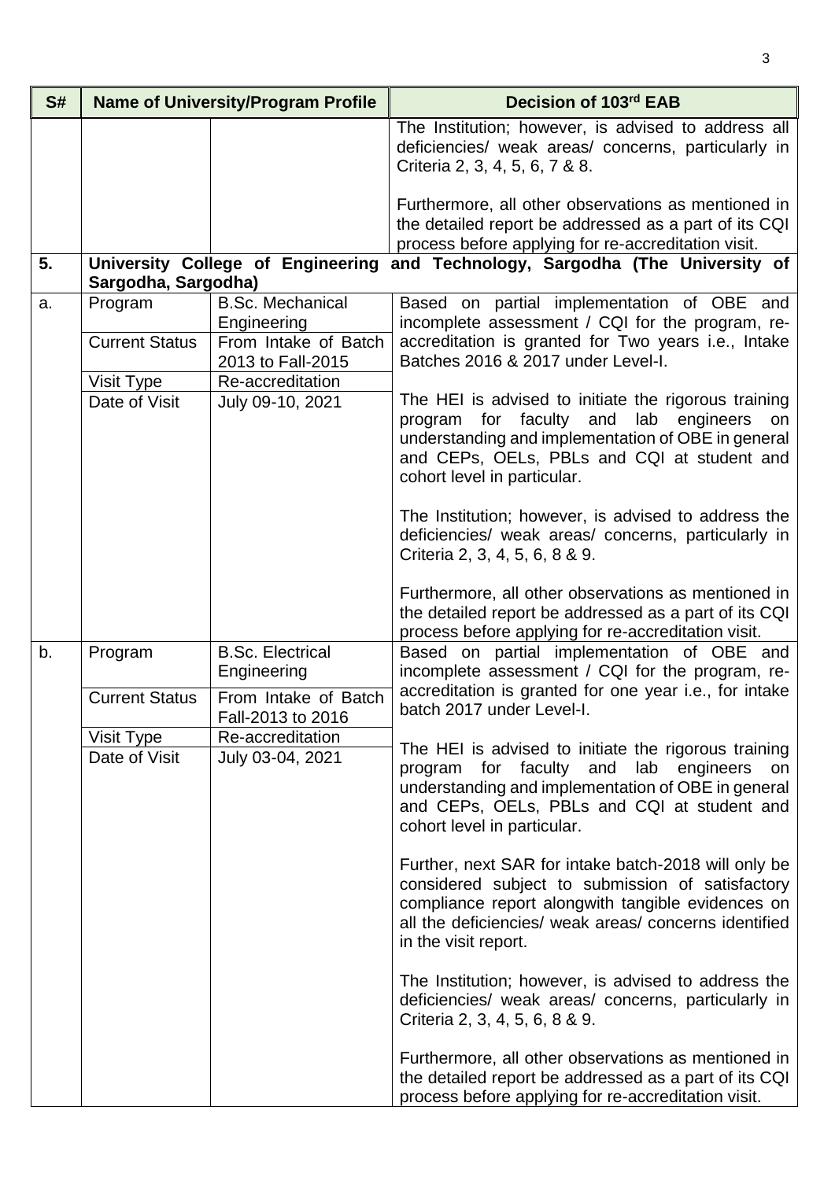| S# | Name of University/Program Profile | | Decision of 103rd EAB |
|---|---|---|---|
| | | | The Institution; however, is advised to address all deficiencies/ weak areas/ concerns, particularly in Criteria 2, 3, 4, 5, 6, 7 & 8.<br><br>Furthermore, all other observations as mentioned in the detailed report be addressed as a part of its CQI process before applying for re-accreditation visit. |
| **5.** | **University College of Engineering and Technology, Sargodha (The University of Sargodha, Sargodha)** | | |
| a. | Program | B.Sc. Mechanical Engineering | Based on partial implementation of OBE and incomplete assessment / CQI for the program, re-accreditation is granted for Two years i.e., Intake Batches 2016 & 2017 under Level-I.<br><br>The HEI is advised to initiate the rigorous training program for faculty and lab engineers on understanding and implementation of OBE in general and CEPs, OELs, PBLs and CQI at student and cohort level in particular.<br><br>The Institution; however, is advised to address the deficiencies/ weak areas/ concerns, particularly in Criteria 2, 3, 4, 5, 6, 8 & 9.<br><br>Furthermore, all other observations as mentioned in the detailed report be addressed as a part of its CQI process before applying for re-accreditation visit. |
| | Current Status | From Intake of Batch 2013 to Fall-2015 | |
| | Visit Type | Re-accreditation | |
| | Date of Visit | July 09-10, 2021 | |
| b. | Program | B.Sc. Electrical Engineering | Based on partial implementation of OBE and incomplete assessment / CQI for the program, re-accreditation is granted for one year i.e., for intake batch 2017 under Level-I.<br><br>The HEI is advised to initiate the rigorous training program for faculty and lab engineers on understanding and implementation of OBE in general and CEPs, OELs, PBLs and CQI at student and cohort level in particular.<br><br>Further, next SAR for intake batch-2018 will only be considered subject to submission of satisfactory compliance report alongwith tangible evidences on all the deficiencies/ weak areas/ concerns identified in the visit report.<br><br>The Institution; however, is advised to address the deficiencies/ weak areas/ concerns, particularly in Criteria 2, 3, 4, 5, 6, 8 & 9.<br><br>Furthermore, all other observations as mentioned in the detailed report be addressed as a part of its CQI process before applying for re-accreditation visit. |
| | Current Status | From Intake of Batch Fall-2013 to 2016 | |
| | Visit Type | Re-accreditation | |
| | Date of Visit | July 03-04, 2021 | |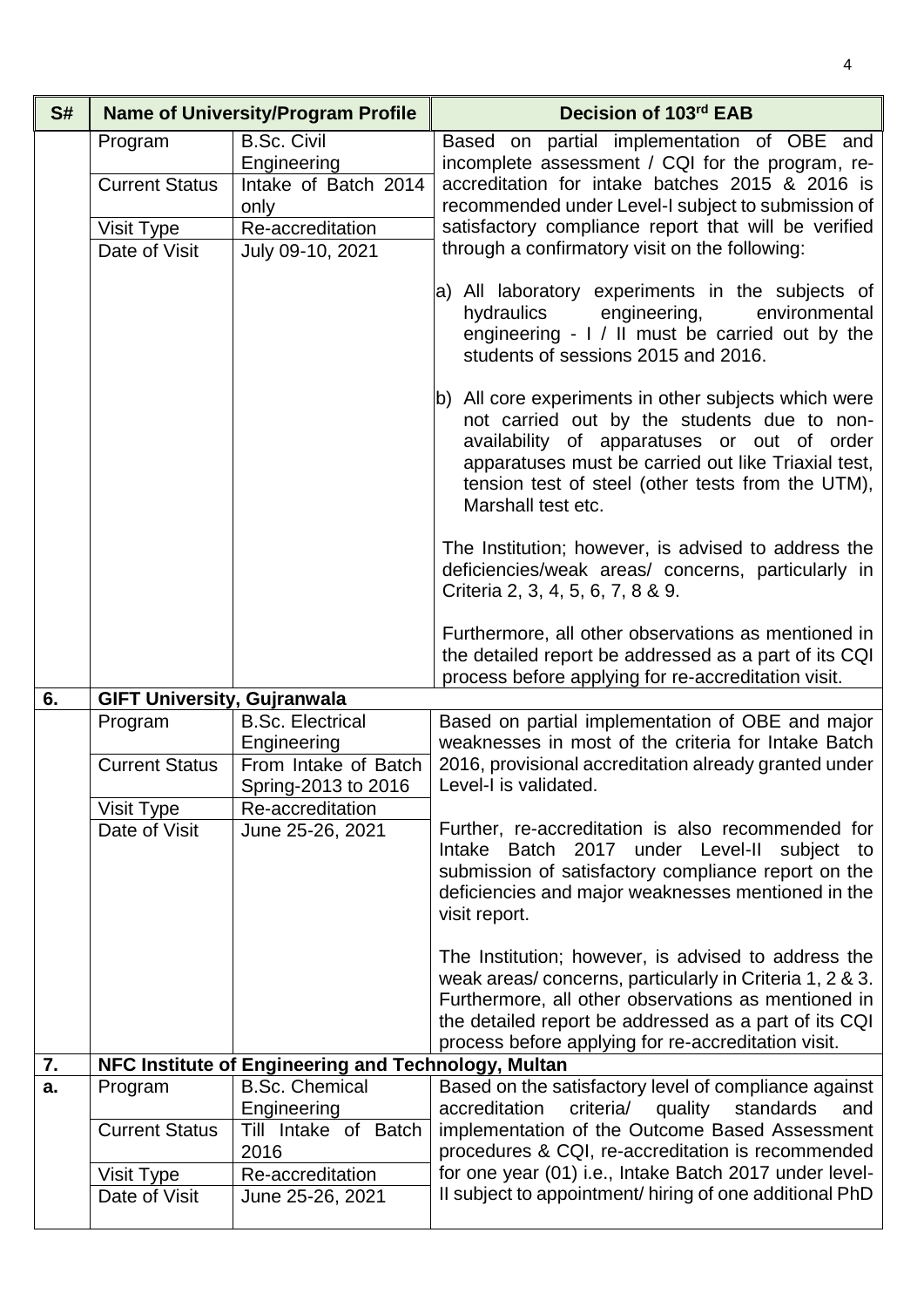| S# | Name of University/Program Profile | | Decision of 103rd EAB |
|---|---|---|---|
| | Program | B.Sc. Civil Engineering | Based on partial implementation of OBE and incomplete assessment / CQI for the program, re-accreditation for intake batches 2015 & 2016 is recommended under Level-I subject to submission of satisfactory compliance report that will be verified through a confirmatory visit on the following:<br><br>a) All laboratory experiments in the subjects of hydraulics engineering, environmental engineering - I / II must be carried out by the students of sessions 2015 and 2016.<br><br>b) All core experiments in other subjects which were not carried out by the students due to non-availability of apparatuses or out of order apparatuses must be carried out like Triaxial test, tension test of steel (other tests from the UTM), Marshall test etc.<br><br>The Institution; however, is advised to address the deficiencies/weak areas/ concerns, particularly in Criteria 2, 3, 4, 5, 6, 7, 8 & 9.<br><br>Furthermore, all other observations as mentioned in the detailed report be addressed as a part of its CQI process before applying for re-accreditation visit. |
| | Current Status | Intake of Batch 2014 only | |
| | Visit Type | Re-accreditation | |
| | Date of Visit | July 09-10, 2021 | |
| **6.** | **GIFT University, Gujranwala** | | |
| | Program | B.Sc. Electrical Engineering | Based on partial implementation of OBE and major weaknesses in most of the criteria for Intake Batch 2016, provisional accreditation already granted under Level-I is validated.<br><br>Further, re-accreditation is also recommended for Intake Batch 2017 under Level-II subject to submission of satisfactory compliance report on the deficiencies and major weaknesses mentioned in the visit report.<br><br>The Institution; however, is advised to address the weak areas/ concerns, particularly in Criteria 1, 2 & 3. Furthermore, all other observations as mentioned in the detailed report be addressed as a part of its CQI process before applying for re-accreditation visit. |
| | Current Status | From Intake of Batch Spring-2013 to 2016 | |
| | Visit Type | Re-accreditation | |
| | Date of Visit | June 25-26, 2021 | |
| **7.** | **NFC Institute of Engineering and Technology, Multan** | | |
| **a.** | Program | B.Sc. Chemical Engineering | Based on the satisfactory level of compliance against accreditation criteria/ quality standards and implementation of the Outcome Based Assessment procedures & CQI, re-accreditation is recommended for one year (01) i.e., Intake Batch 2017 under level-II subject to appointment/ hiring of one additional PhD |
| | Current Status | Till Intake of Batch 2016 | |
| | Visit Type | Re-accreditation | |
| | Date of Visit | June 25-26, 2021 | |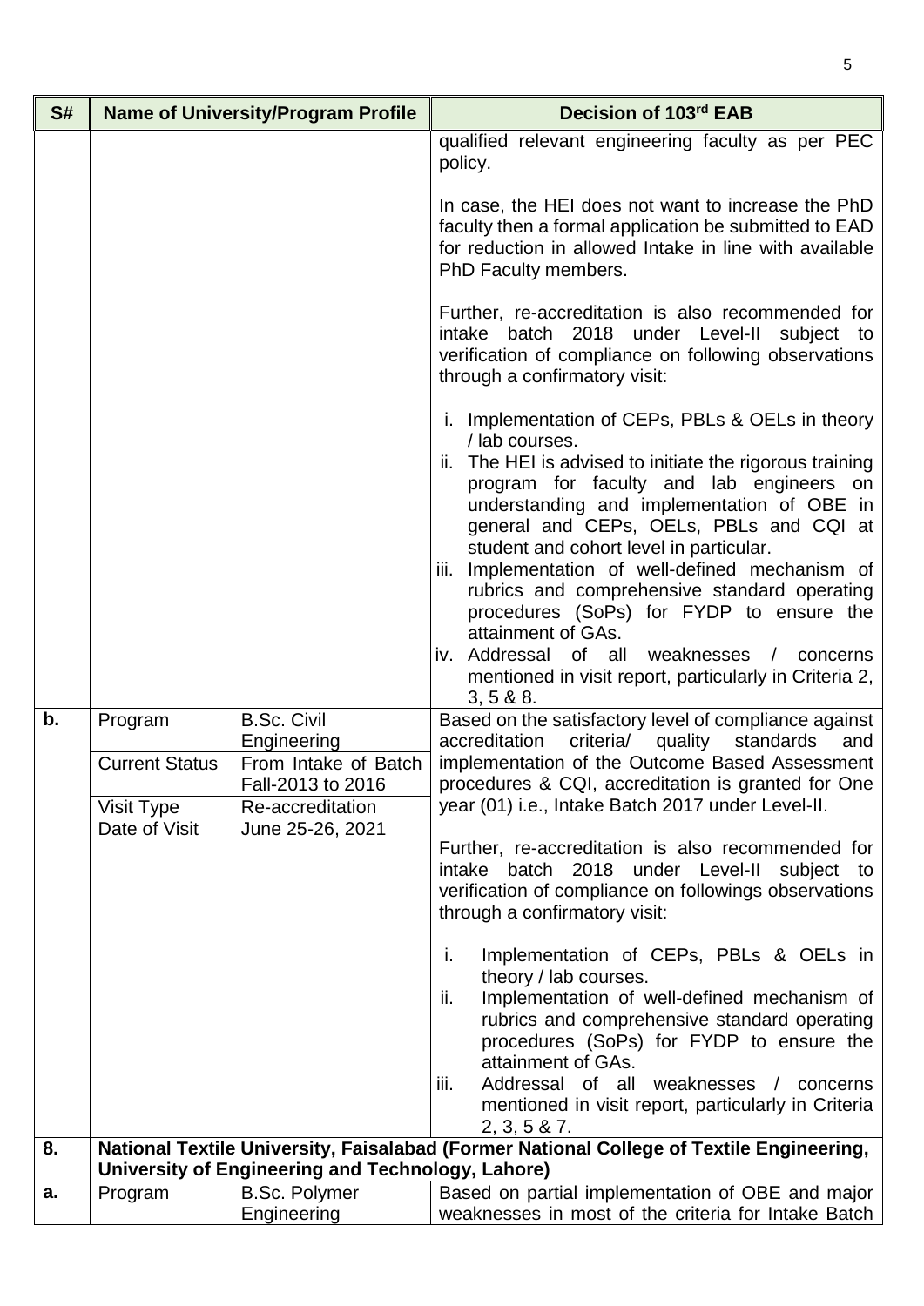| S# | Name of University/Program Profile | | Decision of 103rd EAB |
|---|---|---|---|
| | | | qualified relevant engineering faculty as per PEC policy.<br><br>In case, the HEI does not want to increase the PhD faculty then a formal application be submitted to EAD for reduction in allowed Intake in line with available PhD Faculty members.<br><br>Further, re-accreditation is also recommended for intake batch 2018 under Level-II subject to verification of compliance on following observations through a confirmatory visit:<br><br>i. Implementation of CEPs, PBLs & OELs in theory / lab courses.<br>ii. The HEI is advised to initiate the rigorous training program for faculty and lab engineers on understanding and implementation of OBE in general and CEPs, OELs, PBLs and CQI at student and cohort level in particular.<br>iii. Implementation of well-defined mechanism of rubrics and comprehensive standard operating procedures (SoPs) for FYDP to ensure the attainment of GAs.<br>iv. Addressal of all weaknesses / concerns mentioned in visit report, particularly in Criteria 2, 3, 5 & 8. |
| **b.** | Program | B.Sc. Civil Engineering | Based on the satisfactory level of compliance against accreditation criteria/ quality standards and implementation of the Outcome Based Assessment procedures & CQI, accreditation is granted for One year (01) i.e., Intake Batch 2017 under Level-II.<br><br>Further, re-accreditation is also recommended for intake batch 2018 under Level-II subject to verification of compliance on followings observations through a confirmatory visit:<br><br>i. Implementation of CEPs, PBLs & OELs in theory / lab courses.<br>ii. Implementation of well-defined mechanism of rubrics and comprehensive standard operating procedures (SoPs) for FYDP to ensure the attainment of GAs.<br>iii. Addressal of all weaknesses / concerns mentioned in visit report, particularly in Criteria 2, 3, 5 & 7. |
| | Current Status | From Intake of Batch Fall-2013 to 2016 | |
| | Visit Type | Re-accreditation | |
| | Date of Visit | June 25-26, 2021 | |
| **8.** | **National Textile University, Faisalabad (Former National College of Textile Engineering, University of Engineering and Technology, Lahore)** | | |
| **a.** | Program | B.Sc. Polymer Engineering | Based on partial implementation of OBE and major weaknesses in most of the criteria for Intake Batch |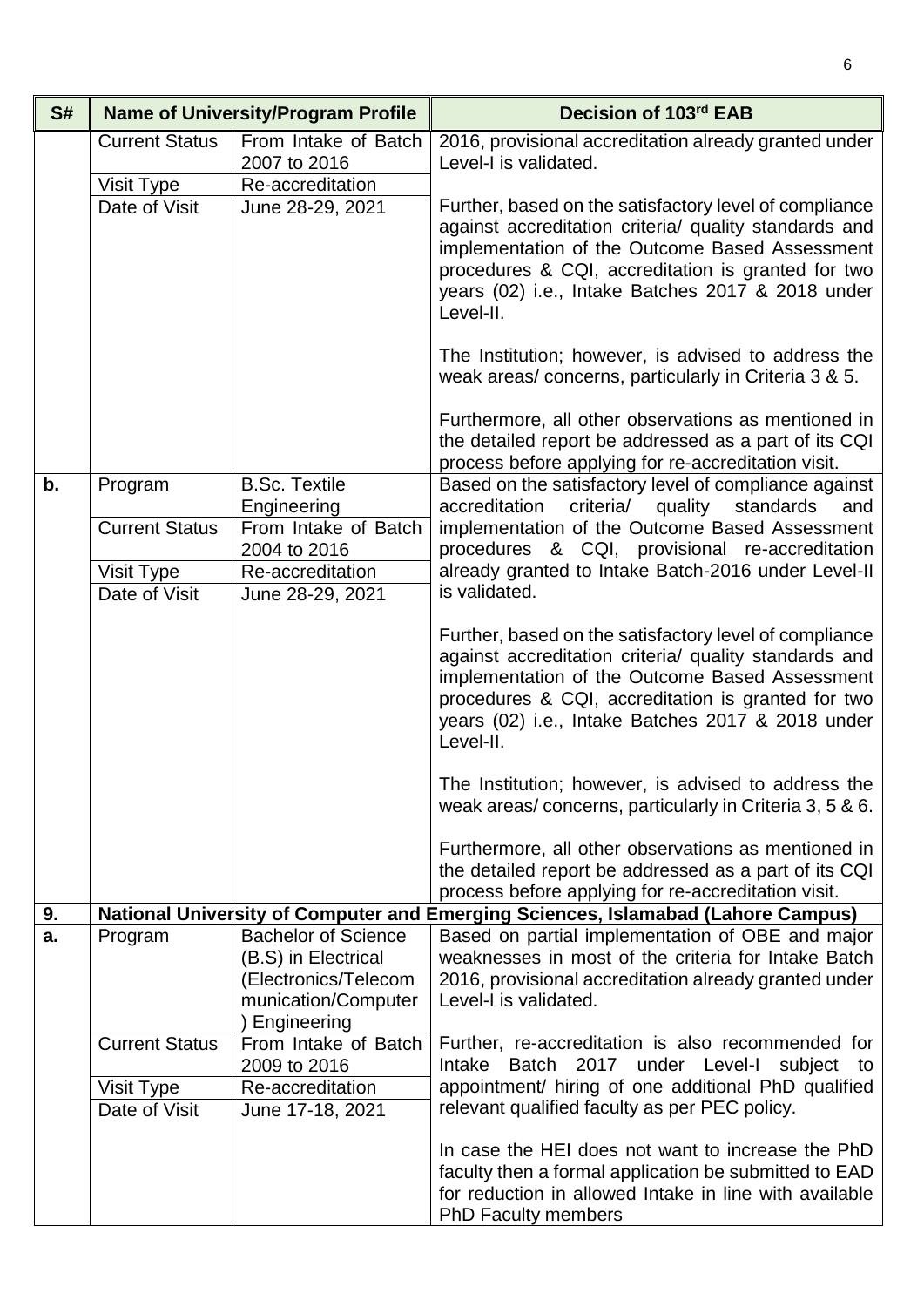| S# | Name of University/Program Profile | | Decision of 103rd EAB |
|---|---|---|---|
| | Current Status | From Intake of Batch 2007 to 2016 | 2016, provisional accreditation already granted under Level-I is validated.<br><br>Further, based on the satisfactory level of compliance against accreditation criteria/ quality standards and implementation of the Outcome Based Assessment procedures & CQI, accreditation is granted for two years (02) i.e., Intake Batches 2017 & 2018 under Level-II.<br><br>The Institution; however, is advised to address the weak areas/ concerns, particularly in Criteria 3 & 5.<br><br>Furthermore, all other observations as mentioned in the detailed report be addressed as a part of its CQI process before applying for re-accreditation visit. |
| | Visit Type | Re-accreditation | |
| | Date of Visit | June 28-29, 2021 | |
| **b.** | Program | B.Sc. Textile Engineering | Based on the satisfactory level of compliance against accreditation criteria/ quality standards and implementation of the Outcome Based Assessment procedures & CQI, provisional re-accreditation already granted to Intake Batch-2016 under Level-II is validated.<br><br>Further, based on the satisfactory level of compliance against accreditation criteria/ quality standards and implementation of the Outcome Based Assessment procedures & CQI, accreditation is granted for two years (02) i.e., Intake Batches 2017 & 2018 under Level-II.<br><br>The Institution; however, is advised to address the weak areas/ concerns, particularly in Criteria 3, 5 & 6.<br><br>Furthermore, all other observations as mentioned in the detailed report be addressed as a part of its CQI process before applying for re-accreditation visit. |
| | Current Status | From Intake of Batch 2004 to 2016 | |
| | Visit Type | Re-accreditation | |
| | Date of Visit | June 28-29, 2021 | |
| **9.** | **National University of Computer and Emerging Sciences, Islamabad (Lahore Campus)** | | |
| **a.** | Program | Bachelor of Science (B.S) in Electrical (Electronics/Telecommunication/Computer) Engineering | Based on partial implementation of OBE and major weaknesses in most of the criteria for Intake Batch 2016, provisional accreditation already granted under Level-I is validated.<br><br>Further, re-accreditation is also recommended for Intake Batch 2017 under Level-I subject to appointment/ hiring of one additional PhD qualified relevant qualified faculty as per PEC policy.<br><br>In case the HEI does not want to increase the PhD faculty then a formal application be submitted to EAD for reduction in allowed Intake in line with available PhD Faculty members |
| | Current Status | From Intake of Batch 2009 to 2016 | |
| | Visit Type | Re-accreditation | |
| | Date of Visit | June 17-18, 2021 | |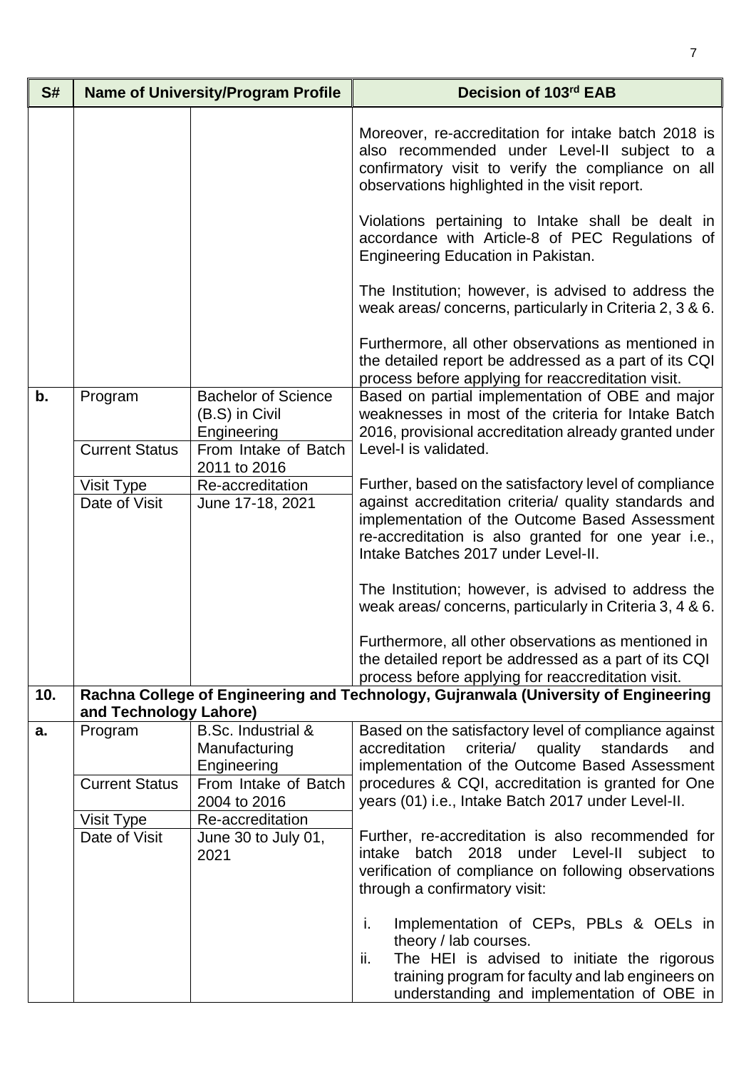| S# | Name of University/Program Profile | | Decision of 103rd EAB |
|---|---|---|---|
| | | | Moreover, re-accreditation for intake batch 2018 is also recommended under Level-II subject to a confirmatory visit to verify the compliance on all observations highlighted in the visit report.<br><br>Violations pertaining to Intake shall be dealt in accordance with Article-8 of PEC Regulations of Engineering Education in Pakistan.<br><br>The Institution; however, is advised to address the weak areas/ concerns, particularly in Criteria 2, 3 & 6.<br><br>Furthermore, all other observations as mentioned in the detailed report be addressed as a part of its CQI process before applying for reaccreditation visit. |
| **b.** | Program | Bachelor of Science (B.S) in Civil Engineering | Based on partial implementation of OBE and major weaknesses in most of the criteria for Intake Batch 2016, provisional accreditation already granted under Level-I is validated.<br><br>Further, based on the satisfactory level of compliance against accreditation criteria/ quality standards and implementation of the Outcome Based Assessment re-accreditation is also granted for one year i.e., Intake Batches 2017 under Level-II.<br><br>The Institution; however, is advised to address the weak areas/ concerns, particularly in Criteria 3, 4 & 6.<br><br>Furthermore, all other observations as mentioned in the detailed report be addressed as a part of its CQI process before applying for reaccreditation visit. |
| | Current Status | From Intake of Batch 2011 to 2016 | |
| | Visit Type | Re-accreditation | |
| | Date of Visit | June 17-18, 2021 | |
| **10.** | **Rachna College of Engineering and Technology, Gujranwala (University of Engineering and Technology Lahore)** | | |
| **a.** | Program | B.Sc. Industrial & Manufacturing Engineering | Based on the satisfactory level of compliance against accreditation criteria/ quality standards and implementation of the Outcome Based Assessment procedures & CQI, accreditation is granted for One years (01) i.e., Intake Batch 2017 under Level-II.<br><br>Further, re-accreditation is also recommended for intake batch 2018 under Level-II subject to verification of compliance on following observations through a confirmatory visit:<br><br>i. Implementation of CEPs, PBLs & OELs in theory / lab courses.<br>ii. The HEI is advised to initiate the rigorous training program for faculty and lab engineers on understanding and implementation of OBE in |
| | Current Status | From Intake of Batch 2004 to 2016 | |
| | Visit Type | Re-accreditation | |
| | Date of Visit | June 30 to July 01, 2021 | |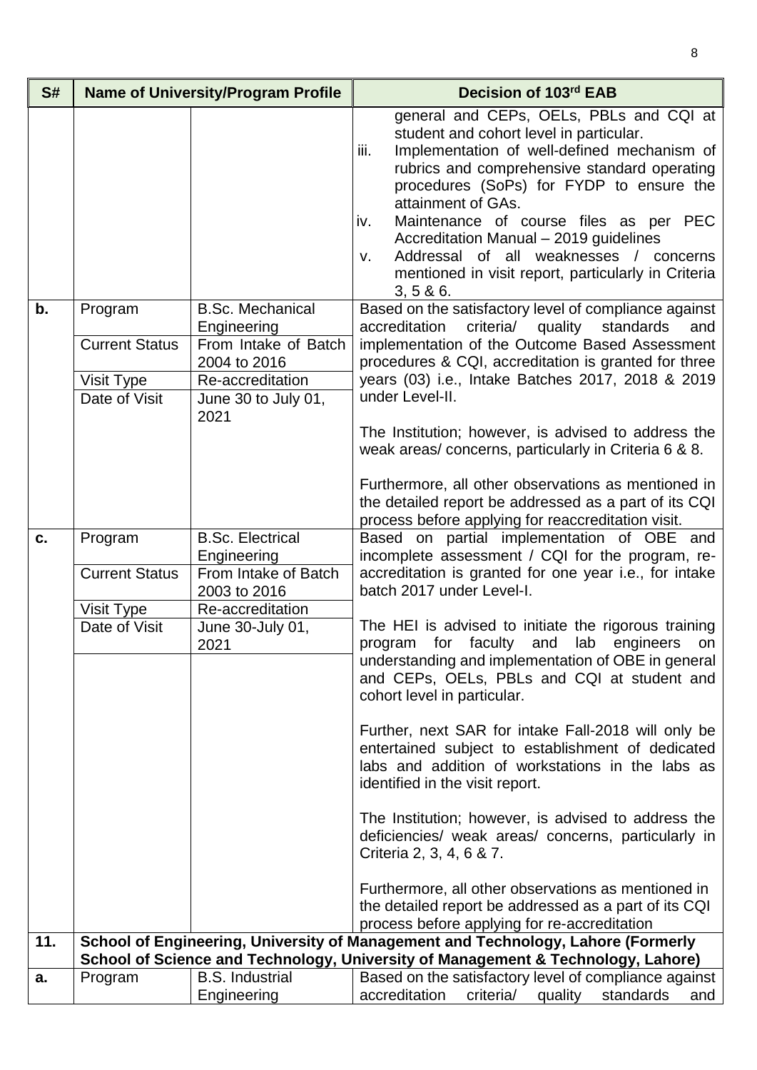| S# | Name of University/Program Profile | | Decision of 103rd EAB |
|---|---|---|---|
| | | | general and CEPs, OELs, PBLs and CQI at student and cohort level in particular.<br>iii. Implementation of well-defined mechanism of rubrics and comprehensive standard operating procedures (SoPs) for FYDP to ensure the attainment of GAs.<br>iv. Maintenance of course files as per PEC Accreditation Manual – 2019 guidelines<br>v. Addressal of all weaknesses / concerns mentioned in visit report, particularly in Criteria 3, 5 & 6. |
| b. | Program | B.Sc. Mechanical Engineering | Based on the satisfactory level of compliance against accreditation criteria/ quality standards and implementation of the Outcome Based Assessment procedures & CQI, accreditation is granted for three years (03) i.e., Intake Batches 2017, 2018 & 2019 under Level-II.<br><br>The Institution; however, is advised to address the weak areas/ concerns, particularly in Criteria 6 & 8.<br><br>Furthermore, all other observations as mentioned in the detailed report be addressed as a part of its CQI process before applying for reaccreditation visit. |
| | Current Status | From Intake of Batch 2004 to 2016 | |
| | Visit Type | Re-accreditation | |
| | Date of Visit | June 30 to July 01, 2021 | |
| c. | Program | B.Sc. Electrical Engineering | Based on partial implementation of OBE and incomplete assessment / CQI for the program, re-accreditation is granted for one year i.e., for intake batch 2017 under Level-I.<br><br>The HEI is advised to initiate the rigorous training program for faculty and lab engineers on understanding and implementation of OBE in general and CEPs, OELs, PBLs and CQI at student and cohort level in particular.<br><br>Further, next SAR for intake Fall-2018 will only be entertained subject to establishment of dedicated labs and addition of workstations in the labs as identified in the visit report.<br><br>The Institution; however, is advised to address the deficiencies/ weak areas/ concerns, particularly in Criteria 2, 3, 4, 6 & 7.<br><br>Furthermore, all other observations as mentioned in the detailed report be addressed as a part of its CQI process before applying for re-accreditation |
| | Current Status | From Intake of Batch 2003 to 2016 | |
| | Visit Type | Re-accreditation | |
| | Date of Visit | June 30-July 01, 2021 | |
| **11.** | **School of Engineering, University of Management and Technology, Lahore (Formerly School of Science and Technology, University of Management & Technology, Lahore)** | | |
| a. | Program | B.S. Industrial Engineering | Based on the satisfactory level of compliance against accreditation criteria/ quality standards and |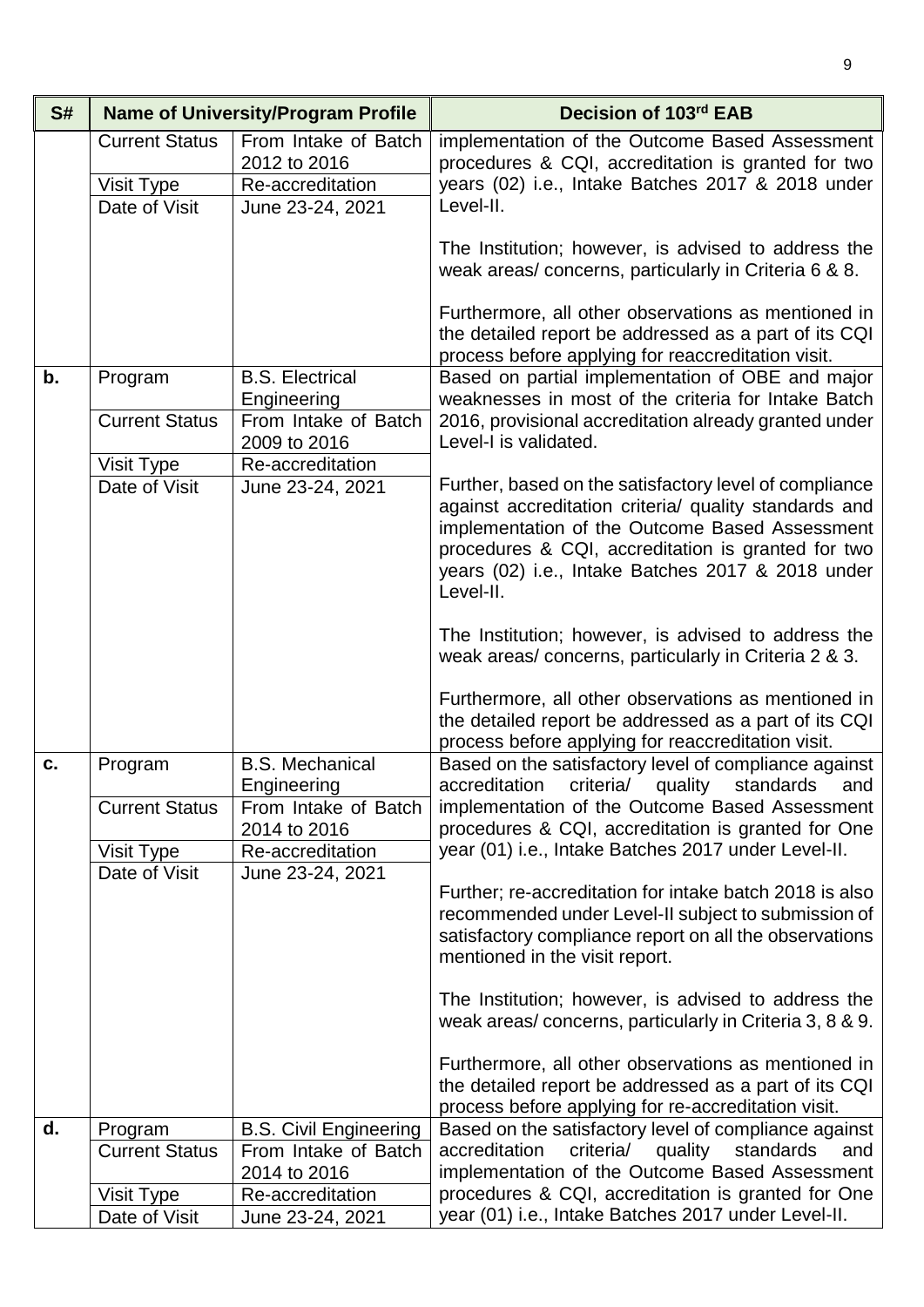| S# | Name of University/Program Profile | | Decision of 103rd EAB |
|---|---|---|---|
| | Current Status | From Intake of Batch 2012 to 2016 | implementation of the Outcome Based Assessment procedures & CQI, accreditation is granted for two years (02) i.e., Intake Batches 2017 & 2018 under Level-II.<br><br>The Institution; however, is advised to address the weak areas/ concerns, particularly in Criteria 6 & 8.<br><br>Furthermore, all other observations as mentioned in the detailed report be addressed as a part of its CQI process before applying for reaccreditation visit. |
| | Visit Type | Re-accreditation | |
| | Date of Visit | June 23-24, 2021 | |
| **b.** | Program | B.S. Electrical Engineering | Based on partial implementation of OBE and major weaknesses in most of the criteria for Intake Batch 2016, provisional accreditation already granted under Level-I is validated.<br><br>Further, based on the satisfactory level of compliance against accreditation criteria/ quality standards and implementation of the Outcome Based Assessment procedures & CQI, accreditation is granted for two years (02) i.e., Intake Batches 2017 & 2018 under Level-II.<br><br>The Institution; however, is advised to address the weak areas/ concerns, particularly in Criteria 2 & 3.<br><br>Furthermore, all other observations as mentioned in the detailed report be addressed as a part of its CQI process before applying for reaccreditation visit. |
| | Current Status | From Intake of Batch 2009 to 2016 | |
| | Visit Type | Re-accreditation | |
| | Date of Visit | June 23-24, 2021 | |
| **c.** | Program | B.S. Mechanical Engineering | Based on the satisfactory level of compliance against accreditation criteria/ quality standards and implementation of the Outcome Based Assessment procedures & CQI, accreditation is granted for One year (01) i.e., Intake Batches 2017 under Level-II.<br><br>Further; re-accreditation for intake batch 2018 is also recommended under Level-II subject to submission of satisfactory compliance report on all the observations mentioned in the visit report.<br><br>The Institution; however, is advised to address the weak areas/ concerns, particularly in Criteria 3, 8 & 9.<br><br>Furthermore, all other observations as mentioned in the detailed report be addressed as a part of its CQI process before applying for re-accreditation visit. |
| | Current Status | From Intake of Batch 2014 to 2016 | |
| | Visit Type | Re-accreditation | |
| | Date of Visit | June 23-24, 2021 | |
| **d.** | Program | B.S. Civil Engineering | Based on the satisfactory level of compliance against accreditation criteria/ quality standards and implementation of the Outcome Based Assessment procedures & CQI, accreditation is granted for One year (01) i.e., Intake Batches 2017 under Level-II. |
| | Current Status | From Intake of Batch 2014 to 2016 | |
| | Visit Type | Re-accreditation | |
| | Date of Visit | June 23-24, 2021 | |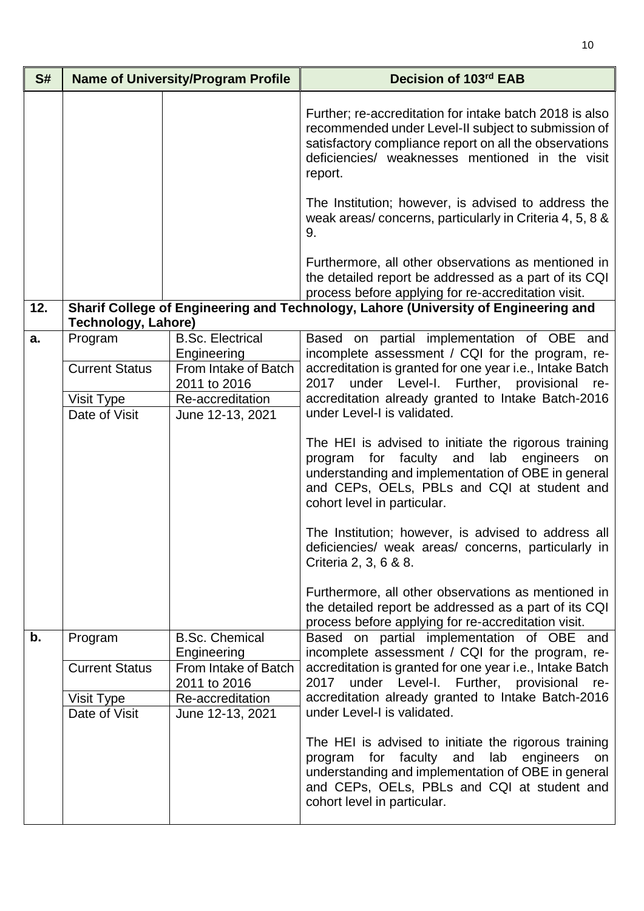| S# | Name of University/Program Profile | | Decision of 103rd EAB |
|---|---|---|---|
| | | | Further; re-accreditation for intake batch 2018 is also recommended under Level-II subject to submission of satisfactory compliance report on all the observations deficiencies/ weaknesses mentioned in the visit report.<br><br>The Institution; however, is advised to address the weak areas/ concerns, particularly in Criteria 4, 5, 8 & 9.<br><br>Furthermore, all other observations as mentioned in the detailed report be addressed as a part of its CQI process before applying for re-accreditation visit. |
| **12.** | **Sharif College of Engineering and Technology, Lahore (University of Engineering and Technology, Lahore)** | | |
| **a.** | Program<br>Current Status<br>Visit Type<br>Date of Visit | B.Sc. Electrical Engineering<br>From Intake of Batch 2011 to 2016<br>Re-accreditation<br>June 12-13, 2021 | Based on partial implementation of OBE and incomplete assessment / CQI for the program, re-accreditation is granted for one year i.e., Intake Batch 2017 under Level-I. Further, provisional re-accreditation already granted to Intake Batch-2016 under Level-I is validated.<br><br>The HEI is advised to initiate the rigorous training program for faculty and lab engineers on understanding and implementation of OBE in general and CEPs, OELs, PBLs and CQI at student and cohort level in particular.<br><br>The Institution; however, is advised to address all deficiencies/ weak areas/ concerns, particularly in Criteria 2, 3, 6 & 8.<br><br>Furthermore, all other observations as mentioned in the detailed report be addressed as a part of its CQI process before applying for re-accreditation visit. |
| **b.** | Program<br>Current Status<br>Visit Type<br>Date of Visit | B.Sc. Chemical Engineering<br>From Intake of Batch 2011 to 2016<br>Re-accreditation<br>June 12-13, 2021 | Based on partial implementation of OBE and incomplete assessment / CQI for the program, re-accreditation is granted for one year i.e., Intake Batch 2017 under Level-I. Further, provisional re-accreditation already granted to Intake Batch-2016 under Level-I is validated.<br><br>The HEI is advised to initiate the rigorous training program for faculty and lab engineers on understanding and implementation of OBE in general and CEPs, OELs, PBLs and CQI at student and cohort level in particular. |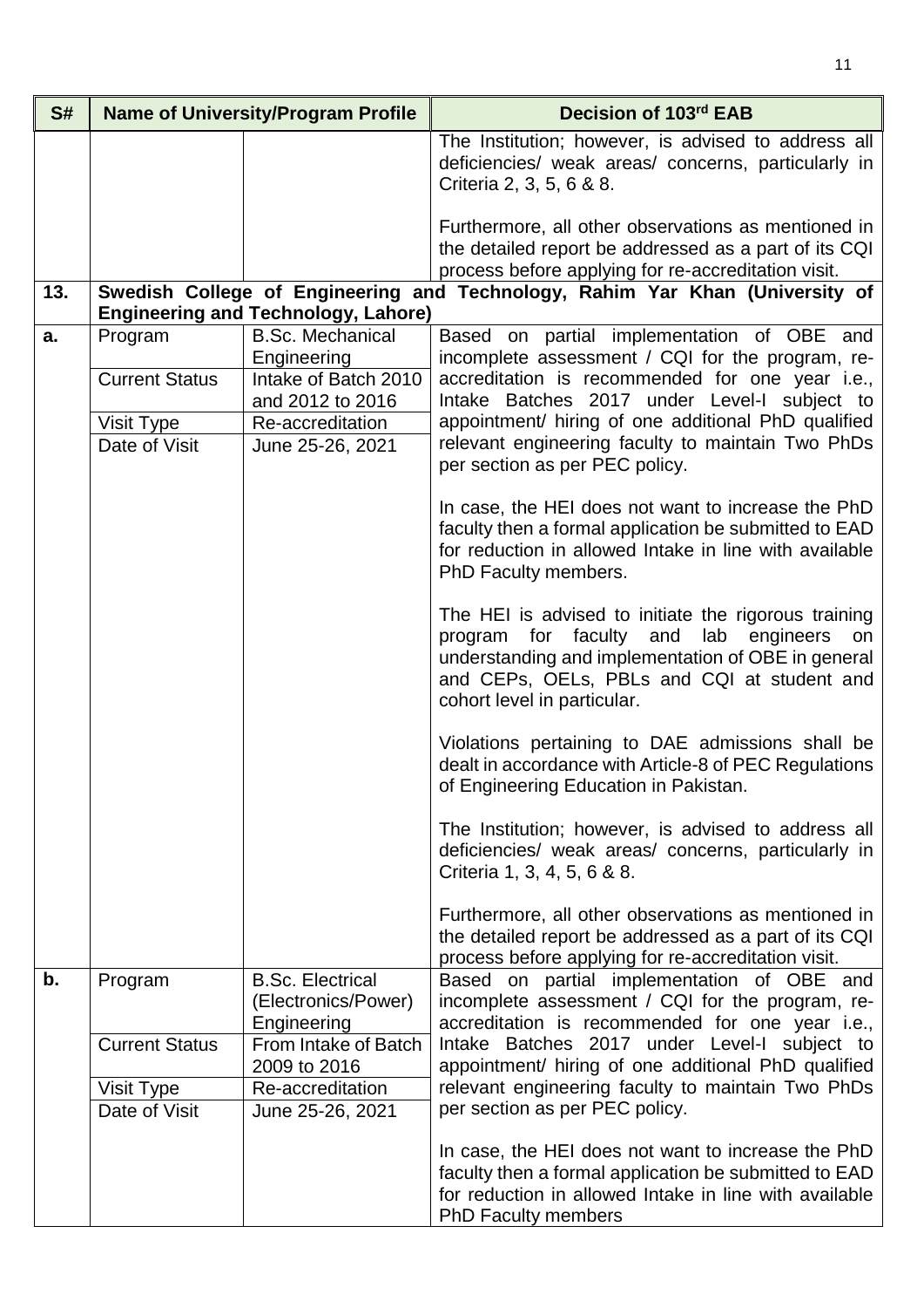| S# | Name of University/Program Profile | | Decision of 103rd EAB |
|---|---|---|---|
| | | | The Institution; however, is advised to address all deficiencies/ weak areas/ concerns, particularly in Criteria 2, 3, 5, 6 & 8.<br><br>Furthermore, all other observations as mentioned in the detailed report be addressed as a part of its CQI process before applying for re-accreditation visit. |
| **13.** | **Swedish College of Engineering and Technology, Rahim Yar Khan (University of Engineering and Technology, Lahore)** | | |
| **a.** | Program | B.Sc. Mechanical Engineering | Based on partial implementation of OBE and incomplete assessment / CQI for the program, re-accreditation is recommended for one year i.e., Intake Batches 2017 under Level-I subject to appointment/ hiring of one additional PhD qualified relevant engineering faculty to maintain Two PhDs per section as per PEC policy.<br><br>In case, the HEI does not want to increase the PhD faculty then a formal application be submitted to EAD for reduction in allowed Intake in line with available PhD Faculty members.<br><br>The HEI is advised to initiate the rigorous training program for faculty and lab engineers on understanding and implementation of OBE in general and CEPs, OELs, PBLs and CQI at student and cohort level in particular.<br><br>Violations pertaining to DAE admissions shall be dealt in accordance with Article-8 of PEC Regulations of Engineering Education in Pakistan.<br><br>The Institution; however, is advised to address all deficiencies/ weak areas/ concerns, particularly in Criteria 1, 3, 4, 5, 6 & 8.<br><br>Furthermore, all other observations as mentioned in the detailed report be addressed as a part of its CQI process before applying for re-accreditation visit. |
| | Current Status | Intake of Batch 2010 and 2012 to 2016 | |
| | Visit Type | Re-accreditation | |
| | Date of Visit | June 25-26, 2021 | |
| **b.** | Program | B.Sc. Electrical (Electronics/Power) Engineering | Based on partial implementation of OBE and incomplete assessment / CQI for the program, re-accreditation is recommended for one year i.e., Intake Batches 2017 under Level-I subject to appointment/ hiring of one additional PhD qualified relevant engineering faculty to maintain Two PhDs per section as per PEC policy.<br><br>In case, the HEI does not want to increase the PhD faculty then a formal application be submitted to EAD for reduction in allowed Intake in line with available PhD Faculty members |
| | Current Status | From Intake of Batch 2009 to 2016 | |
| | Visit Type | Re-accreditation | |
| | Date of Visit | June 25-26, 2021 | |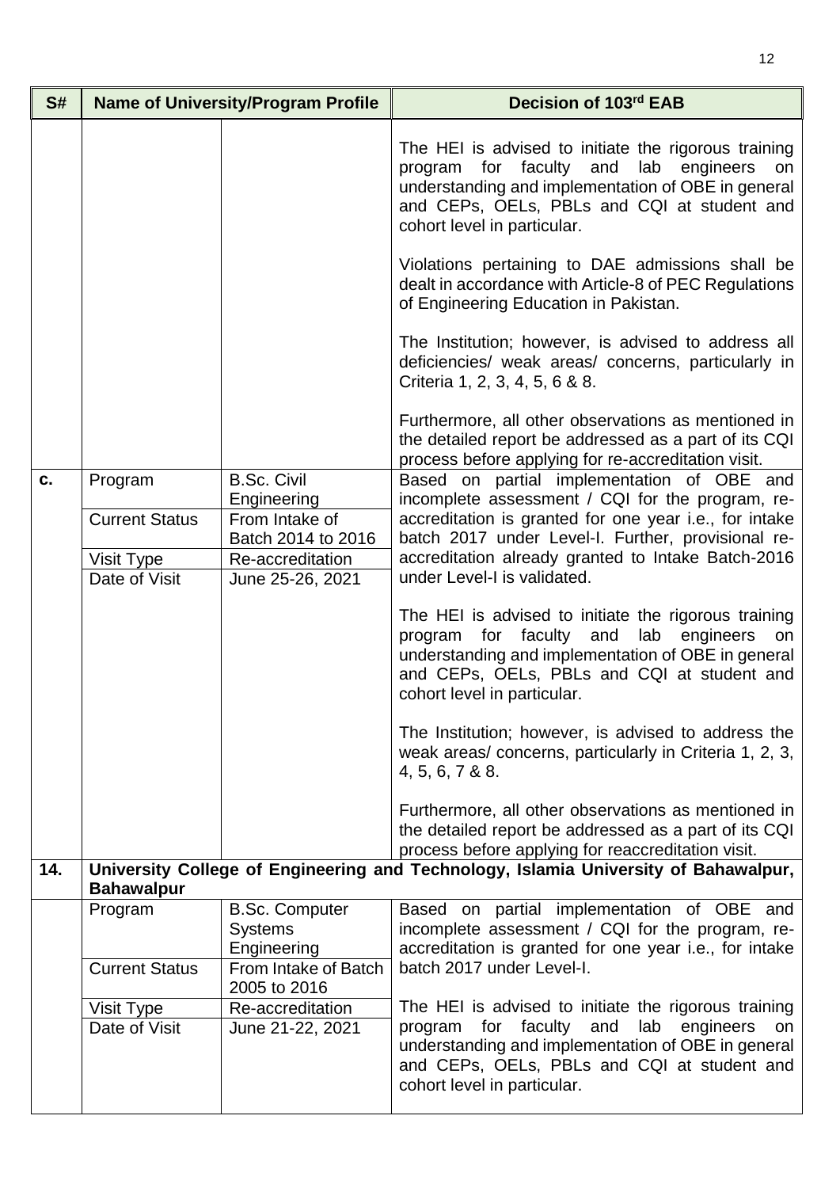| S# | Name of University/Program Profile | | Decision of 103rd EAB |
|---|---|---|---|
| | | | The HEI is advised to initiate the rigorous training program for faculty and lab engineers on understanding and implementation of OBE in general and CEPs, OELs, PBLs and CQI at student and cohort level in particular.<br><br>Violations pertaining to DAE admissions shall be dealt in accordance with Article-8 of PEC Regulations of Engineering Education in Pakistan.<br><br>The Institution; however, is advised to address all deficiencies/ weak areas/ concerns, particularly in Criteria 1, 2, 3, 4, 5, 6 & 8.<br><br>Furthermore, all other observations as mentioned in the detailed report be addressed as a part of its CQI process before applying for re-accreditation visit. |
| c. | Program | B.Sc. Civil Engineering | Based on partial implementation of OBE and incomplete assessment / CQI for the program, re-accreditation is granted for one year i.e., for intake batch 2017 under Level-I. Further, provisional re-accreditation already granted to Intake Batch-2016 under Level-I is validated.<br><br>The HEI is advised to initiate the rigorous training program for faculty and lab engineers on understanding and implementation of OBE in general and CEPs, OELs, PBLs and CQI at student and cohort level in particular.<br><br>The Institution; however, is advised to address the weak areas/ concerns, particularly in Criteria 1, 2, 3, 4, 5, 6, 7 & 8.<br><br>Furthermore, all other observations as mentioned in the detailed report be addressed as a part of its CQI process before applying for reaccreditation visit. |
| | Current Status | From Intake of Batch 2014 to 2016 | |
| | Visit Type | Re-accreditation | |
| | Date of Visit | June 25-26, 2021 | |
| **14.** | **University College of Engineering and Technology, Islamia University of Bahawalpur, Bahawalpur** | | |
| | Program | B.Sc. Computer Systems Engineering | Based on partial implementation of OBE and incomplete assessment / CQI for the program, re-accreditation is granted for one year i.e., for intake batch 2017 under Level-I.<br><br>The HEI is advised to initiate the rigorous training program for faculty and lab engineers on understanding and implementation of OBE in general and CEPs, OELs, PBLs and CQI at student and cohort level in particular. |
| | Current Status | From Intake of Batch 2005 to 2016 | |
| | Visit Type | Re-accreditation | |
| | Date of Visit | June 21-22, 2021 | |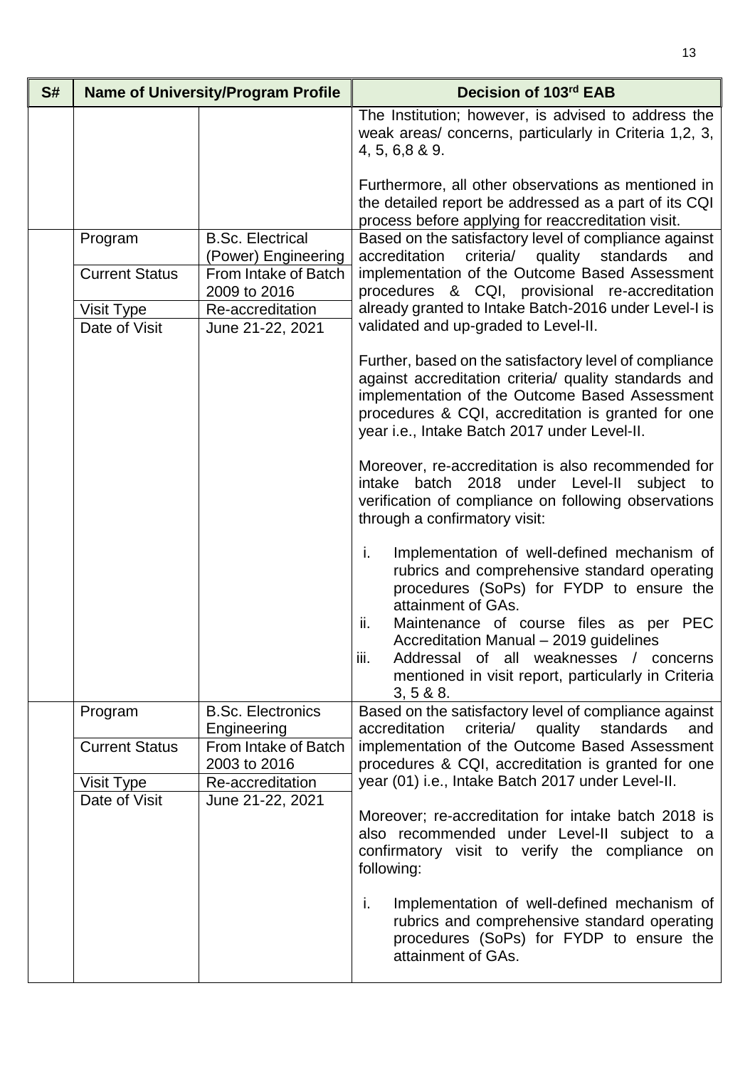| S# | Name of University/Program Profile | | Decision of 103rd EAB |
|---|---|---|---|
| | | | The Institution; however, is advised to address the weak areas/ concerns, particularly in Criteria 1,2, 3, 4, 5, 6,8 & 9.<br><br>Furthermore, all other observations as mentioned in the detailed report be addressed as a part of its CQI process before applying for reaccreditation visit. |
| | Program | B.Sc. Electrical (Power) Engineering | Based on the satisfactory level of compliance against accreditation criteria/ quality standards and implementation of the Outcome Based Assessment procedures & CQI, provisional re-accreditation already granted to Intake Batch-2016 under Level-I is validated and up-graded to Level-II.<br><br>Further, based on the satisfactory level of compliance against accreditation criteria/ quality standards and implementation of the Outcome Based Assessment procedures & CQI, accreditation is granted for one year i.e., Intake Batch 2017 under Level-II.<br><br>Moreover, re-accreditation is also recommended for intake batch 2018 under Level-II subject to verification of compliance on following observations through a confirmatory visit:<br><br>i. Implementation of well-defined mechanism of rubrics and comprehensive standard operating procedures (SoPs) for FYDP to ensure the attainment of GAs.<br>ii. Maintenance of course files as per PEC Accreditation Manual – 2019 guidelines<br>iii. Addressal of all weaknesses / concerns mentioned in visit report, particularly in Criteria 3, 5 & 8. |
| | Current Status | From Intake of Batch 2009 to 2016 | |
| | Visit Type | Re-accreditation | |
| | Date of Visit | June 21-22, 2021 | |
| | Program | B.Sc. Electronics Engineering | Based on the satisfactory level of compliance against accreditation criteria/ quality standards and implementation of the Outcome Based Assessment procedures & CQI, accreditation is granted for one year (01) i.e., Intake Batch 2017 under Level-II.<br><br>Moreover; re-accreditation for intake batch 2018 is also recommended under Level-II subject to a confirmatory visit to verify the compliance on following:<br><br>i. Implementation of well-defined mechanism of rubrics and comprehensive standard operating procedures (SoPs) for FYDP to ensure the attainment of GAs. |
| | Current Status | From Intake of Batch 2003 to 2016 | |
| | Visit Type | Re-accreditation | |
| | Date of Visit | June 21-22, 2021 | |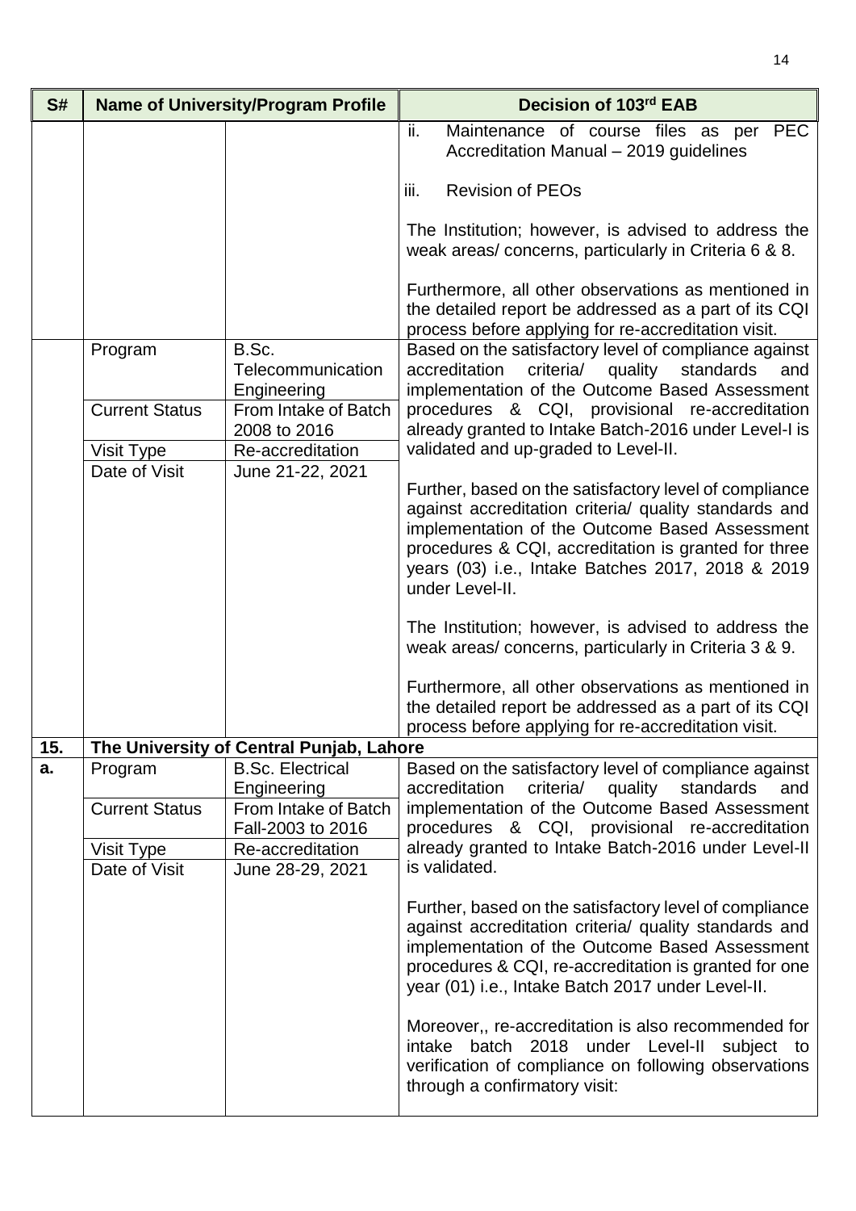| S# | Name of University/Program Profile | | Decision of 103rd EAB |
|---|---|---|---|
| | | | ii. Maintenance of course files as per PEC Accreditation Manual – 2019 guidelines<br><br>iii. Revision of PEOs<br><br>The Institution; however, is advised to address the weak areas/ concerns, particularly in Criteria 6 & 8.<br><br>Furthermore, all other observations as mentioned in the detailed report be addressed as a part of its CQI process before applying for re-accreditation visit. |
| | Program | B.Sc. Telecommunication Engineering | Based on the satisfactory level of compliance against accreditation criteria/ quality standards and implementation of the Outcome Based Assessment procedures & CQI, provisional re-accreditation already granted to Intake Batch-2016 under Level-I is validated and up-graded to Level-II.<br><br>Further, based on the satisfactory level of compliance against accreditation criteria/ quality standards and implementation of the Outcome Based Assessment procedures & CQI, accreditation is granted for three years (03) i.e., Intake Batches 2017, 2018 & 2019 under Level-II.<br><br>The Institution; however, is advised to address the weak areas/ concerns, particularly in Criteria 3 & 9.<br><br>Furthermore, all other observations as mentioned in the detailed report be addressed as a part of its CQI process before applying for re-accreditation visit. |
| | Current Status | From Intake of Batch 2008 to 2016 | |
| | Visit Type | Re-accreditation | |
| | Date of Visit | June 21-22, 2021 | |
| **15.** | **The University of Central Punjab, Lahore** | | |
| **a.** | Program | B.Sc. Electrical Engineering | Based on the satisfactory level of compliance against accreditation criteria/ quality standards and implementation of the Outcome Based Assessment procedures & CQI, provisional re-accreditation already granted to Intake Batch-2016 under Level-II is validated.<br><br>Further, based on the satisfactory level of compliance against accreditation criteria/ quality standards and implementation of the Outcome Based Assessment procedures & CQI, re-accreditation is granted for one year (01) i.e., Intake Batch 2017 under Level-II.<br><br>Moreover,, re-accreditation is also recommended for intake batch 2018 under Level-II subject to verification of compliance on following observations through a confirmatory visit: |
| | Current Status | From Intake of Batch Fall-2003 to 2016 | |
| | Visit Type | Re-accreditation | |
| | Date of Visit | June 28-29, 2021 | |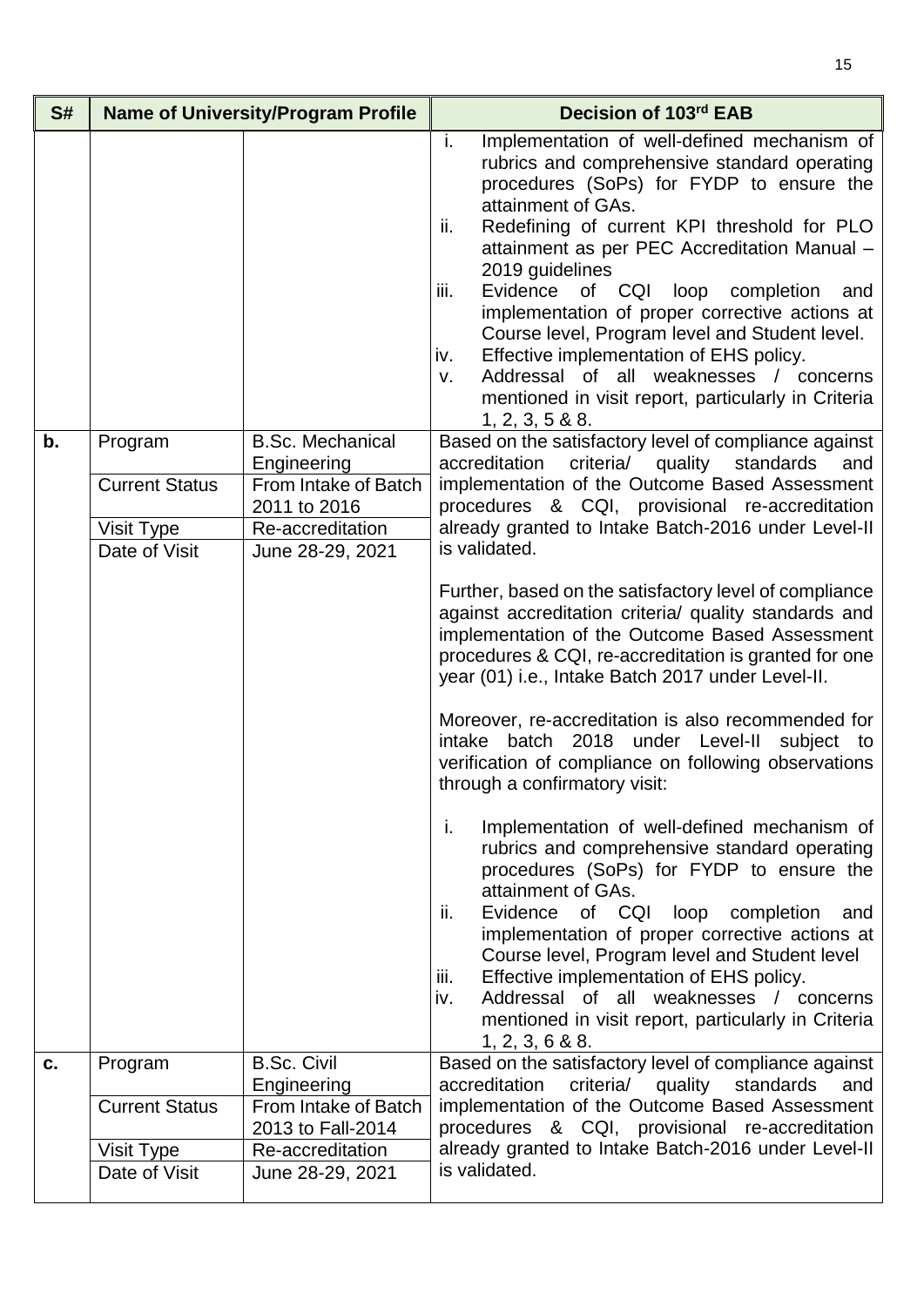| S# | Name of University/Program Profile | | Decision of 103rd EAB |
|---|---|---|---|
| | | | i. Implementation of well-defined mechanism of rubrics and comprehensive standard operating procedures (SoPs) for FYDP to ensure the attainment of GAs.<br>ii. Redefining of current KPI threshold for PLO attainment as per PEC Accreditation Manual – 2019 guidelines<br>iii. Evidence of CQI loop completion and implementation of proper corrective actions at Course level, Program level and Student level.<br>iv. Effective implementation of EHS policy.<br>v. Addressal of all weaknesses / concerns mentioned in visit report, particularly in Criteria 1, 2, 3, 5 & 8. |
| b. | Program | B.Sc. Mechanical Engineering | Based on the satisfactory level of compliance against accreditation criteria/ quality standards and implementation of the Outcome Based Assessment procedures & CQI, provisional re-accreditation already granted to Intake Batch-2016 under Level-II is validated.<br><br>Further, based on the satisfactory level of compliance against accreditation criteria/ quality standards and implementation of the Outcome Based Assessment procedures & CQI, re-accreditation is granted for one year (01) i.e., Intake Batch 2017 under Level-II.<br><br>Moreover, re-accreditation is also recommended for intake batch 2018 under Level-II subject to verification of compliance on following observations through a confirmatory visit:<br><br>i. Implementation of well-defined mechanism of rubrics and comprehensive standard operating procedures (SoPs) for FYDP to ensure the attainment of GAs.<br>ii. Evidence of CQI loop completion and implementation of proper corrective actions at Course level, Program level and Student level<br>iii. Effective implementation of EHS policy.<br>iv. Addressal of all weaknesses / concerns mentioned in visit report, particularly in Criteria 1, 2, 3, 6 & 8. |
| | Current Status | From Intake of Batch 2011 to 2016 | |
| | Visit Type | Re-accreditation | |
| | Date of Visit | June 28-29, 2021 | |
| c. | Program | B.Sc. Civil Engineering | Based on the satisfactory level of compliance against accreditation criteria/ quality standards and implementation of the Outcome Based Assessment procedures & CQI, provisional re-accreditation already granted to Intake Batch-2016 under Level-II is validated. |
| | Current Status | From Intake of Batch 2013 to Fall-2014 | |
| | Visit Type | Re-accreditation | |
| | Date of Visit | June 28-29, 2021 | |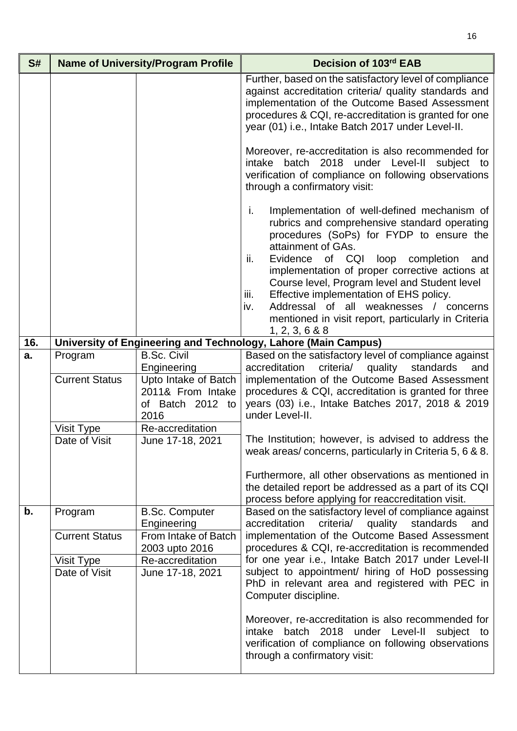| S# | Name of University/Program Profile | | Decision of 103rd EAB |
|---|---|---|---|
| | | | Further, based on the satisfactory level of compliance against accreditation criteria/ quality standards and implementation of the Outcome Based Assessment procedures & CQI, re-accreditation is granted for one year (01) i.e., Intake Batch 2017 under Level-II.<br><br>Moreover, re-accreditation is also recommended for intake batch 2018 under Level-II subject to verification of compliance on following observations through a confirmatory visit:<br><br>i. Implementation of well-defined mechanism of rubrics and comprehensive standard operating procedures (SoPs) for FYDP to ensure the attainment of GAs.<br>ii. Evidence of CQI loop completion and implementation of proper corrective actions at Course level, Program level and Student level<br>iii. Effective implementation of EHS policy.<br>iv. Addressal of all weaknesses / concerns mentioned in visit report, particularly in Criteria 1, 2, 3, 6 & 8 |
| **16.** | **University of Engineering and Technology, Lahore (Main Campus)** | | |
| **a.** | Program | B.Sc. Civil Engineering | Based on the satisfactory level of compliance against accreditation criteria/ quality standards and implementation of the Outcome Based Assessment procedures & CQI, accreditation is granted for three years (03) i.e., Intake Batches 2017, 2018 & 2019 under Level-II.<br><br>The Institution; however, is advised to address the weak areas/ concerns, particularly in Criteria 5, 6 & 8.<br><br>Furthermore, all other observations as mentioned in the detailed report be addressed as a part of its CQI process before applying for reaccreditation visit. |
| | Current Status | Upto Intake of Batch 2011& From Intake of Batch 2012 to 2016 | |
| | Visit Type | Re-accreditation | |
| | Date of Visit | June 17-18, 2021 | |
| **b.** | Program | B.Sc. Computer Engineering | Based on the satisfactory level of compliance against accreditation criteria/ quality standards and implementation of the Outcome Based Assessment procedures & CQI, re-accreditation is recommended for one year i.e., Intake Batch 2017 under Level-II subject to appointment/ hiring of HoD possessing PhD in relevant area and registered with PEC in Computer discipline.<br><br>Moreover, re-accreditation is also recommended for intake batch 2018 under Level-II subject to verification of compliance on following observations through a confirmatory visit: |
| | Current Status | From Intake of Batch 2003 upto 2016 | |
| | Visit Type | Re-accreditation | |
| | Date of Visit | June 17-18, 2021 | |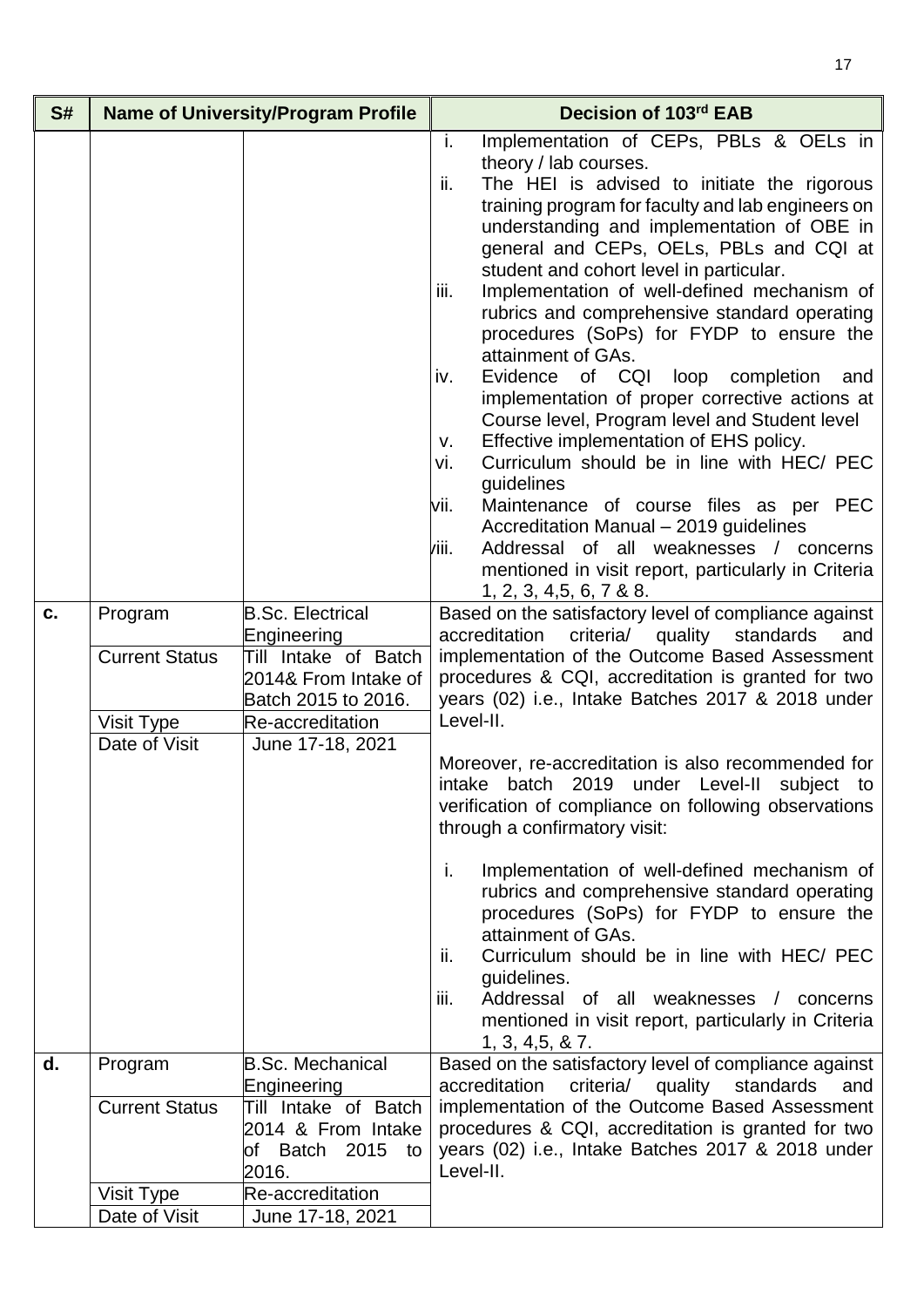| S# | Name of University/Program Profile | | Decision of 103rd EAB |
|---|---|---|---|
| | | | i. Implementation of CEPs, PBLs & OELs in theory / lab courses.<br>ii. The HEI is advised to initiate the rigorous training program for faculty and lab engineers on understanding and implementation of OBE in general and CEPs, OELs, PBLs and CQI at student and cohort level in particular.<br>iii. Implementation of well-defined mechanism of rubrics and comprehensive standard operating procedures (SoPs) for FYDP to ensure the attainment of GAs.<br>iv. Evidence of CQI loop completion and implementation of proper corrective actions at Course level, Program level and Student level<br>v. Effective implementation of EHS policy.<br>vi. Curriculum should be in line with HEC/ PEC guidelines<br>vii. Maintenance of course files as per PEC Accreditation Manual – 2019 guidelines<br>viii. Addressal of all weaknesses / concerns mentioned in visit report, particularly in Criteria 1, 2, 3, 4,5, 6, 7 & 8. |
| **c.** | Program | B.Sc. Electrical Engineering | Based on the satisfactory level of compliance against accreditation criteria/ quality standards and implementation of the Outcome Based Assessment procedures & CQI, accreditation is granted for two years (02) i.e., Intake Batches 2017 & 2018 under Level-II.<br><br>Moreover, re-accreditation is also recommended for intake batch 2019 under Level-II subject to verification of compliance on following observations through a confirmatory visit:<br><br>i. Implementation of well-defined mechanism of rubrics and comprehensive standard operating procedures (SoPs) for FYDP to ensure the attainment of GAs.<br>ii. Curriculum should be in line with HEC/ PEC guidelines.<br>iii. Addressal of all weaknesses / concerns mentioned in visit report, particularly in Criteria 1, 3, 4,5, & 7. |
| | Current Status | Till Intake of Batch 2014& From Intake of Batch 2015 to 2016. | |
| | Visit Type | Re-accreditation | |
| | Date of Visit | June 17-18, 2021 | |
| **d.** | Program | B.Sc. Mechanical Engineering | Based on the satisfactory level of compliance against accreditation criteria/ quality standards and implementation of the Outcome Based Assessment procedures & CQI, accreditation is granted for two years (02) i.e., Intake Batches 2017 & 2018 under Level-II. |
| | Current Status | Till Intake of Batch 2014 & From Intake of Batch 2015 to 2016. | |
| | Visit Type | Re-accreditation | |
| | Date of Visit | June 17-18, 2021 | |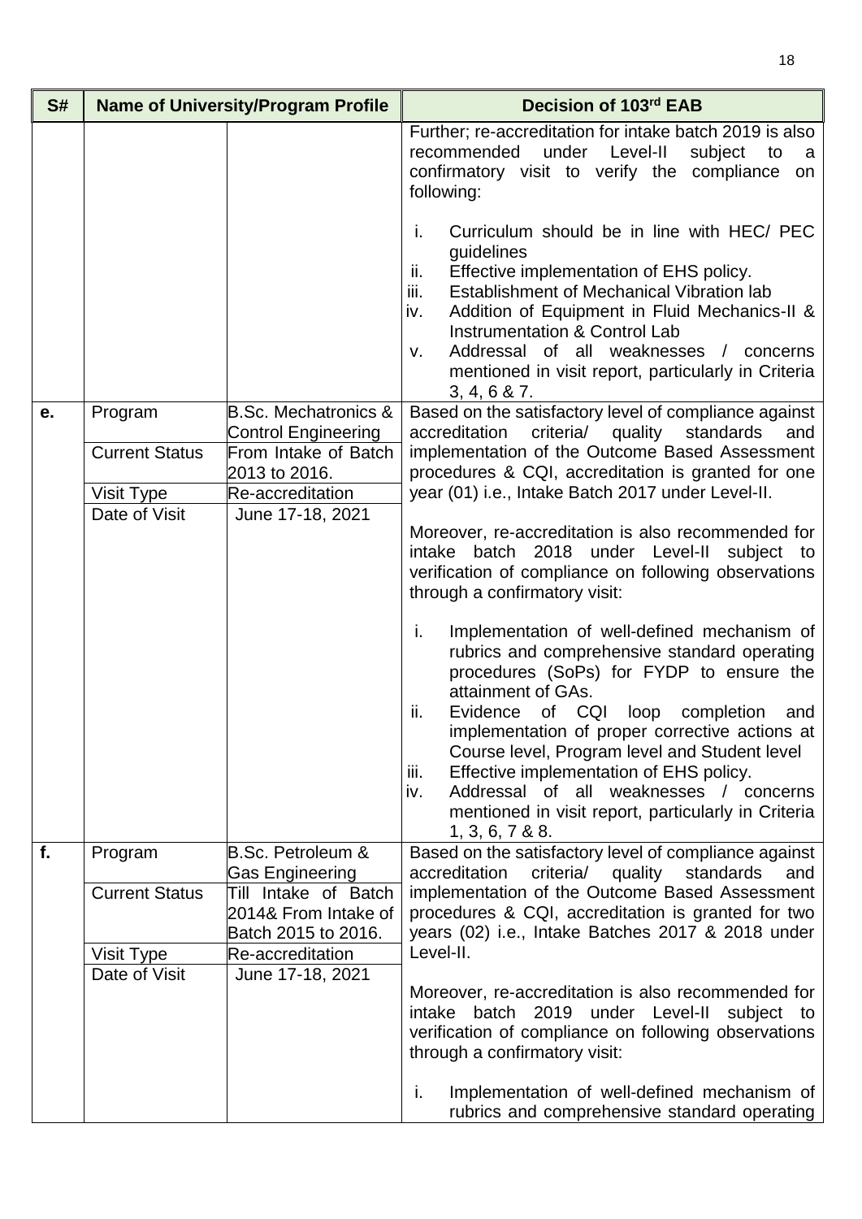| S# | Name of University/Program Profile | | Decision of 103rd EAB |
|---|---|---|---|
| | | | Further; re-accreditation for intake batch 2019 is also recommended under Level-II subject to a confirmatory visit to verify the compliance on following:<br><br>i. Curriculum should be in line with HEC/ PEC guidelines<br>ii. Effective implementation of EHS policy.<br>iii. Establishment of Mechanical Vibration lab<br>iv. Addition of Equipment in Fluid Mechanics-II & Instrumentation & Control Lab<br>v. Addressal of all weaknesses / concerns mentioned in visit report, particularly in Criteria 3, 4, 6 & 7. |
| **e.** | Program | B.Sc. Mechatronics & Control Engineering | Based on the satisfactory level of compliance against accreditation criteria/ quality standards and implementation of the Outcome Based Assessment procedures & CQI, accreditation is granted for one year (01) i.e., Intake Batch 2017 under Level-II.<br><br>Moreover, re-accreditation is also recommended for intake batch 2018 under Level-II subject to verification of compliance on following observations through a confirmatory visit:<br><br>i. Implementation of well-defined mechanism of rubrics and comprehensive standard operating procedures (SoPs) for FYDP to ensure the attainment of GAs.<br>ii. Evidence of CQI loop completion and implementation of proper corrective actions at Course level, Program level and Student level<br>iii. Effective implementation of EHS policy.<br>iv. Addressal of all weaknesses / concerns mentioned in visit report, particularly in Criteria 1, 3, 6, 7 & 8. |
| | Current Status | From Intake of Batch 2013 to 2016. | |
| | Visit Type | Re-accreditation | |
| | Date of Visit | June 17-18, 2021 | |
| **f.** | Program | B.Sc. Petroleum & Gas Engineering | Based on the satisfactory level of compliance against accreditation criteria/ quality standards and implementation of the Outcome Based Assessment procedures & CQI, accreditation is granted for two years (02) i.e., Intake Batches 2017 & 2018 under Level-II.<br><br>Moreover, re-accreditation is also recommended for intake batch 2019 under Level-II subject to verification of compliance on following observations through a confirmatory visit:<br><br>i. Implementation of well-defined mechanism of rubrics and comprehensive standard operating |
| | Current Status | Till Intake of Batch 2014& From Intake of Batch 2015 to 2016. | |
| | Visit Type | Re-accreditation | |
| | Date of Visit | June 17-18, 2021 | |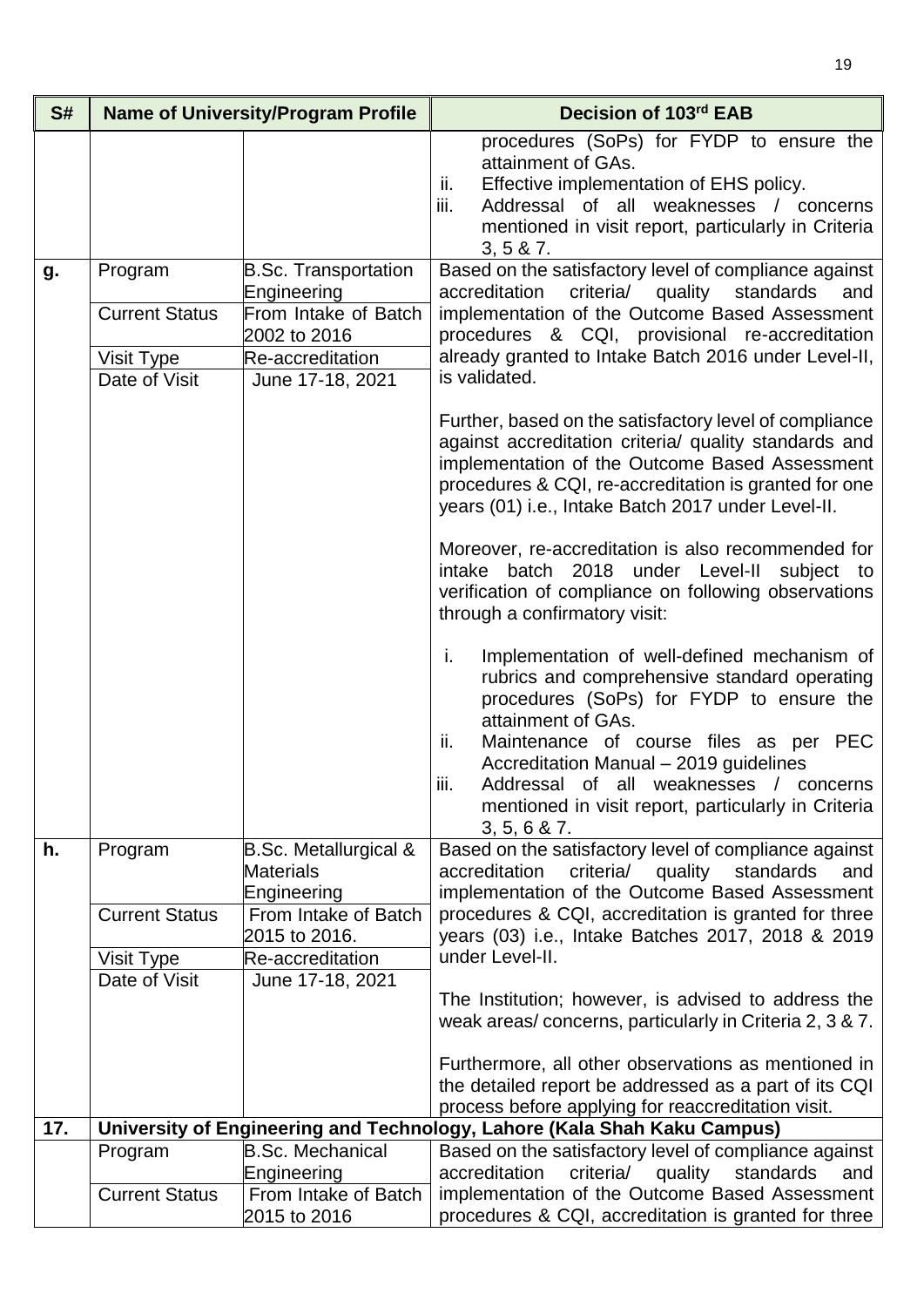| S# | Name of University/Program Profile | | Decision of 103rd EAB |
|---|---|---|---|
| | | | procedures (SoPs) for FYDP to ensure the attainment of GAs.<br>ii. Effective implementation of EHS policy.<br>iii. Addressal of all weaknesses / concerns mentioned in visit report, particularly in Criteria 3, 5 & 7. |
| **g.** | Program | B.Sc. Transportation Engineering | Based on the satisfactory level of compliance against accreditation criteria/ quality standards and implementation of the Outcome Based Assessment procedures & CQI, provisional re-accreditation already granted to Intake Batch 2016 under Level-II, is validated.<br><br>Further, based on the satisfactory level of compliance against accreditation criteria/ quality standards and implementation of the Outcome Based Assessment procedures & CQI, re-accreditation is granted for one years (01) i.e., Intake Batch 2017 under Level-II.<br><br>Moreover, re-accreditation is also recommended for intake batch 2018 under Level-II subject to verification of compliance on following observations through a confirmatory visit:<br><br>i. Implementation of well-defined mechanism of rubrics and comprehensive standard operating procedures (SoPs) for FYDP to ensure the attainment of GAs.<br>ii. Maintenance of course files as per PEC Accreditation Manual – 2019 guidelines<br>iii. Addressal of all weaknesses / concerns mentioned in visit report, particularly in Criteria 3, 5, 6 & 7. |
| | Current Status | From Intake of Batch 2002 to 2016 | |
| | Visit Type | Re-accreditation | |
| | Date of Visit | June 17-18, 2021 | |
| **h.** | Program | B.Sc. Metallurgical & Materials Engineering | Based on the satisfactory level of compliance against accreditation criteria/ quality standards and implementation of the Outcome Based Assessment procedures & CQI, accreditation is granted for three years (03) i.e., Intake Batches 2017, 2018 & 2019 under Level-II.<br><br>The Institution; however, is advised to address the weak areas/ concerns, particularly in Criteria 2, 3 & 7.<br><br>Furthermore, all other observations as mentioned in the detailed report be addressed as a part of its CQI process before applying for reaccreditation visit. |
| | Current Status | From Intake of Batch 2015 to 2016. | |
| | Visit Type | Re-accreditation | |
| | Date of Visit | June 17-18, 2021 | |
| **17.** | **University of Engineering and Technology, Lahore (Kala Shah Kaku Campus)** | | |
| | Program | B.Sc. Mechanical Engineering | Based on the satisfactory level of compliance against accreditation criteria/ quality standards and implementation of the Outcome Based Assessment procedures & CQI, accreditation is granted for three |
| | Current Status | From Intake of Batch 2015 to 2016 | |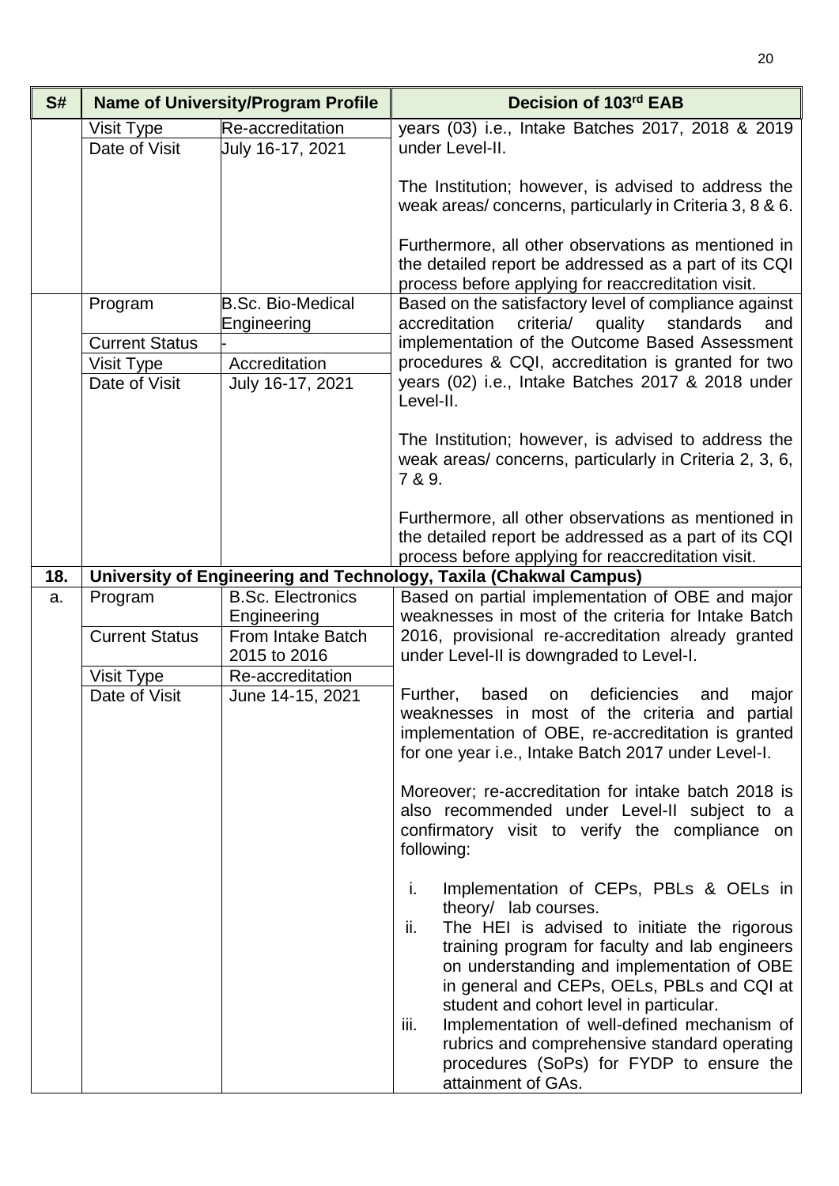| S# | Name of University/Program Profile | | Decision of 103rd EAB |
|---|---|---|---|
| | Visit Type | Re-accreditation | years (03) i.e., Intake Batches 2017, 2018 & 2019 under Level-II.<br><br>The Institution; however, is advised to address the weak areas/ concerns, particularly in Criteria 3, 8 & 6.<br><br>Furthermore, all other observations as mentioned in the detailed report be addressed as a part of its CQI process before applying for reaccreditation visit. |
| | Date of Visit | July 16-17, 2021 | |
| | Program | B.Sc. Bio-Medical Engineering | Based on the satisfactory level of compliance against accreditation criteria/ quality standards and implementation of the Outcome Based Assessment procedures & CQI, accreditation is granted for two years (02) i.e., Intake Batches 2017 & 2018 under Level-II.<br><br>The Institution; however, is advised to address the weak areas/ concerns, particularly in Criteria 2, 3, 6, 7 & 9.<br><br>Furthermore, all other observations as mentioned in the detailed report be addressed as a part of its CQI process before applying for reaccreditation visit. |
| | Current Status | - | |
| | Visit Type | Accreditation | |
| | Date of Visit | July 16-17, 2021 | |
| **18.** | **University of Engineering and Technology, Taxila (Chakwal Campus)** | | |
| a. | Program | B.Sc. Electronics Engineering | Based on partial implementation of OBE and major weaknesses in most of the criteria for Intake Batch 2016, provisional re-accreditation already granted under Level-II is downgraded to Level-I.<br><br>Further, based on deficiencies and major weaknesses in most of the criteria and partial implementation of OBE, re-accreditation is granted for one year i.e., Intake Batch 2017 under Level-I.<br><br>Moreover; re-accreditation for intake batch 2018 is also recommended under Level-II subject to a confirmatory visit to verify the compliance on following:<br><br>i. Implementation of CEPs, PBLs & OELs in theory/ lab courses.<br>ii. The HEI is advised to initiate the rigorous training program for faculty and lab engineers on understanding and implementation of OBE in general and CEPs, OELs, PBLs and CQI at student and cohort level in particular.<br>iii. Implementation of well-defined mechanism of rubrics and comprehensive standard operating procedures (SoPs) for FYDP to ensure the attainment of GAs. |
| | Current Status | From Intake Batch 2015 to 2016 | |
| | Visit Type | Re-accreditation | |
| | Date of Visit | June 14-15, 2021 | |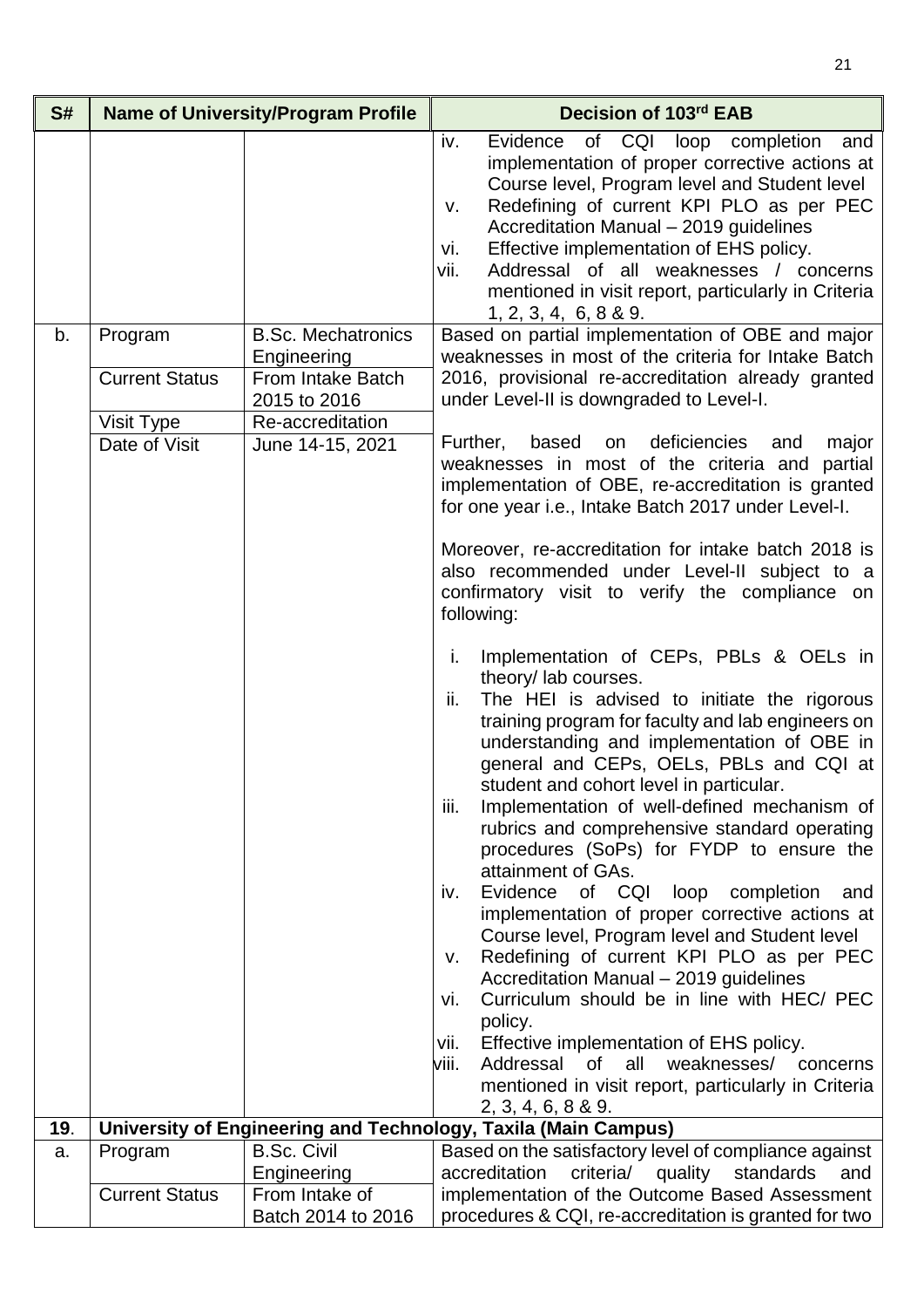| S# | Name of University/Program Profile | | Decision of 103rd EAB |
|---|---|---|---|
| | | | iv. Evidence of CQI loop completion and implementation of proper corrective actions at Course level, Program level and Student level<br>v. Redefining of current KPI PLO as per PEC Accreditation Manual – 2019 guidelines<br>vi. Effective implementation of EHS policy.<br>vii. Addressal of all weaknesses / concerns mentioned in visit report, particularly in Criteria 1, 2, 3, 4, 6, 8 & 9. |
| b. | Program | B.Sc. Mechatronics Engineering | Based on partial implementation of OBE and major weaknesses in most of the criteria for Intake Batch 2016, provisional re-accreditation already granted under Level-II is downgraded to Level-I.<br><br>Further, based on deficiencies and major weaknesses in most of the criteria and partial implementation of OBE, re-accreditation is granted for one year i.e., Intake Batch 2017 under Level-I.<br><br>Moreover, re-accreditation for intake batch 2018 is also recommended under Level-II subject to a confirmatory visit to verify the compliance on following:<br><br>i. Implementation of CEPs, PBLs & OELs in theory/ lab courses.<br>ii. The HEI is advised to initiate the rigorous training program for faculty and lab engineers on understanding and implementation of OBE in general and CEPs, OELs, PBLs and CQI at student and cohort level in particular.<br>iii. Implementation of well-defined mechanism of rubrics and comprehensive standard operating procedures (SoPs) for FYDP to ensure the attainment of GAs.<br>iv. Evidence of CQI loop completion and implementation of proper corrective actions at Course level, Program level and Student level<br>v. Redefining of current KPI PLO as per PEC Accreditation Manual – 2019 guidelines<br>vi. Curriculum should be in line with HEC/ PEC policy.<br>vii. Effective implementation of EHS policy.<br>viii. Addressal of all weaknesses/ concerns mentioned in visit report, particularly in Criteria 2, 3, 4, 6, 8 & 9. |
| | Current Status | From Intake Batch 2015 to 2016 | |
| | Visit Type | Re-accreditation | |
| | Date of Visit | June 14-15, 2021 | |
| **19**. | **University of Engineering and Technology, Taxila (Main Campus)** | | |
| a. | Program | B.Sc. Civil Engineering | Based on the satisfactory level of compliance against accreditation criteria/ quality standards and implementation of the Outcome Based Assessment procedures & CQI, re-accreditation is granted for two |
| | Current Status | From Intake of Batch 2014 to 2016 | |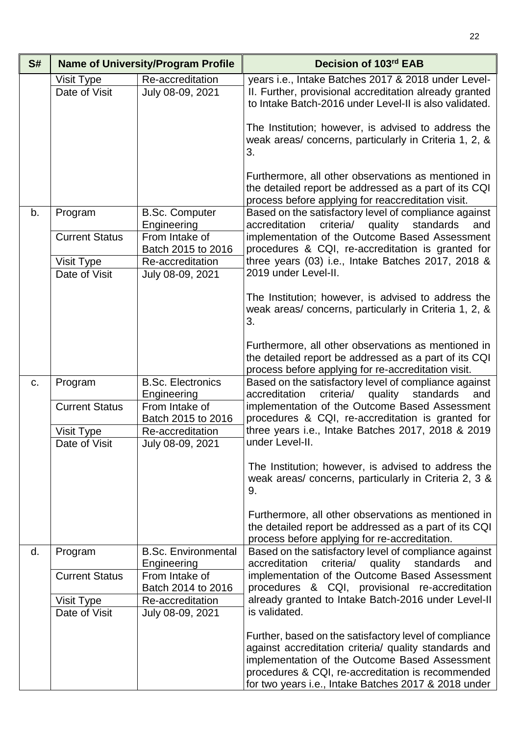| S# | Name of University/Program Profile | | Decision of 103rd EAB |
|---|---|---|---|
| | Visit Type | Re-accreditation | years i.e., Intake Batches 2017 & 2018 under Level-II. Further, provisional accreditation already granted to Intake Batch-2016 under Level-II is also validated.<br><br>The Institution; however, is advised to address the weak areas/ concerns, particularly in Criteria 1, 2, & 3.<br><br>Furthermore, all other observations as mentioned in the detailed report be addressed as a part of its CQI process before applying for reaccreditation visit. |
| | Date of Visit | July 08-09, 2021 | |
| b. | Program | B.Sc. Computer Engineering | Based on the satisfactory level of compliance against accreditation criteria/ quality standards and implementation of the Outcome Based Assessment procedures & CQI, re-accreditation is granted for three years (03) i.e., Intake Batches 2017, 2018 & 2019 under Level-II.<br><br>The Institution; however, is advised to address the weak areas/ concerns, particularly in Criteria 1, 2, & 3.<br><br>Furthermore, all other observations as mentioned in the detailed report be addressed as a part of its CQI process before applying for re-accreditation visit. |
| | Current Status | From Intake of Batch 2015 to 2016 | |
| | Visit Type | Re-accreditation | |
| | Date of Visit | July 08-09, 2021 | |
| c. | Program | B.Sc. Electronics Engineering | Based on the satisfactory level of compliance against accreditation criteria/ quality standards and implementation of the Outcome Based Assessment procedures & CQI, re-accreditation is granted for three years i.e., Intake Batches 2017, 2018 & 2019 under Level-II.<br><br>The Institution; however, is advised to address the weak areas/ concerns, particularly in Criteria 2, 3 & 9.<br><br>Furthermore, all other observations as mentioned in the detailed report be addressed as a part of its CQI process before applying for re-accreditation. |
| | Current Status | From Intake of Batch 2015 to 2016 | |
| | Visit Type | Re-accreditation | |
| | Date of Visit | July 08-09, 2021 | |
| d. | Program | B.Sc. Environmental Engineering | Based on the satisfactory level of compliance against accreditation criteria/ quality standards and implementation of the Outcome Based Assessment procedures & CQI, provisional re-accreditation already granted to Intake Batch-2016 under Level-II is validated.<br><br>Further, based on the satisfactory level of compliance against accreditation criteria/ quality standards and implementation of the Outcome Based Assessment procedures & CQI, re-accreditation is recommended for two years i.e., Intake Batches 2017 & 2018 under |
| | Current Status | From Intake of Batch 2014 to 2016 | |
| | Visit Type | Re-accreditation | |
| | Date of Visit | July 08-09, 2021 | |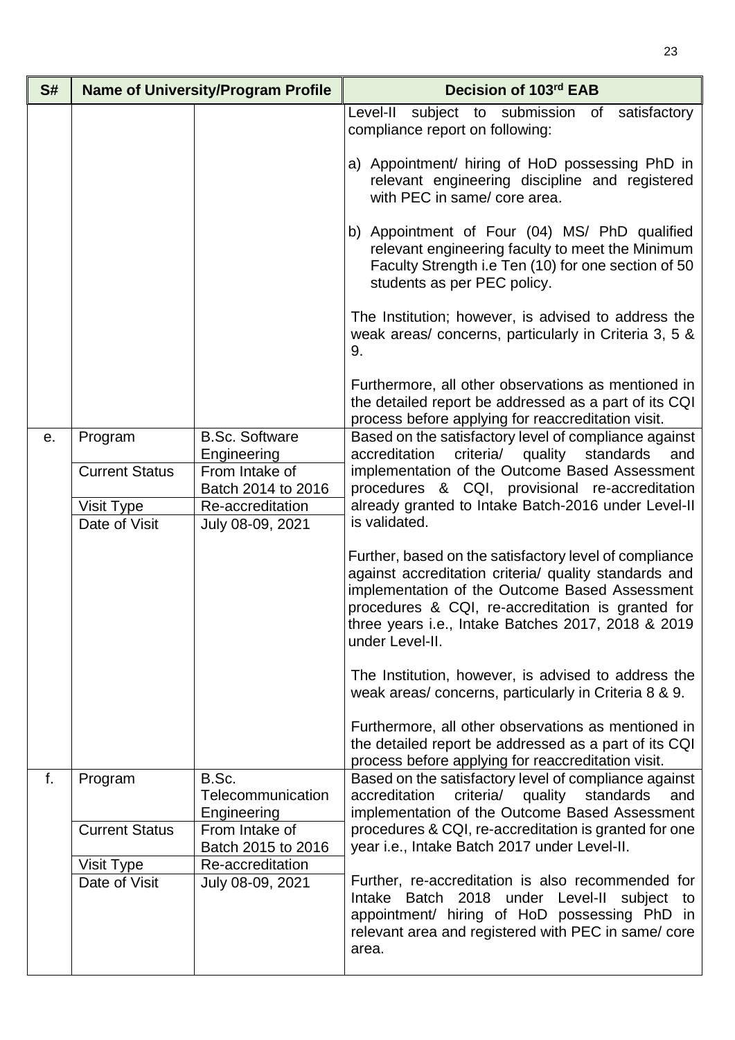| S# | Name of University/Program Profile | | Decision of 103rd EAB |
|---|---|---|---|
| | | | Level-II subject to submission of satisfactory compliance report on following:<br><br>a) Appointment/ hiring of HoD possessing PhD in relevant engineering discipline and registered with PEC in same/ core area.<br><br>b) Appointment of Four (04) MS/ PhD qualified relevant engineering faculty to meet the Minimum Faculty Strength i.e Ten (10) for one section of 50 students as per PEC policy.<br><br>The Institution; however, is advised to address the weak areas/ concerns, particularly in Criteria 3, 5 & 9.<br><br>Furthermore, all other observations as mentioned in the detailed report be addressed as a part of its CQI process before applying for reaccreditation visit. |
| e. | Program | B.Sc. Software Engineering | Based on the satisfactory level of compliance against accreditation criteria/ quality standards and implementation of the Outcome Based Assessment procedures & CQI, provisional re-accreditation already granted to Intake Batch-2016 under Level-II is validated.<br><br>Further, based on the satisfactory level of compliance against accreditation criteria/ quality standards and implementation of the Outcome Based Assessment procedures & CQI, re-accreditation is granted for three years i.e., Intake Batches 2017, 2018 & 2019 under Level-II.<br><br>The Institution, however, is advised to address the weak areas/ concerns, particularly in Criteria 8 & 9.<br><br>Furthermore, all other observations as mentioned in the detailed report be addressed as a part of its CQI process before applying for reaccreditation visit. |
| | Current Status | From Intake of Batch 2014 to 2016 | |
| | Visit Type | Re-accreditation | |
| | Date of Visit | July 08-09, 2021 | |
| f. | Program | B.Sc. Telecommunication Engineering | Based on the satisfactory level of compliance against accreditation criteria/ quality standards and implementation of the Outcome Based Assessment procedures & CQI, re-accreditation is granted for one year i.e., Intake Batch 2017 under Level-II.<br><br>Further, re-accreditation is also recommended for Intake Batch 2018 under Level-II subject to appointment/ hiring of HoD possessing PhD in relevant area and registered with PEC in same/ core area. |
| | Current Status | From Intake of Batch 2015 to 2016 | |
| | Visit Type | Re-accreditation | |
| | Date of Visit | July 08-09, 2021 | |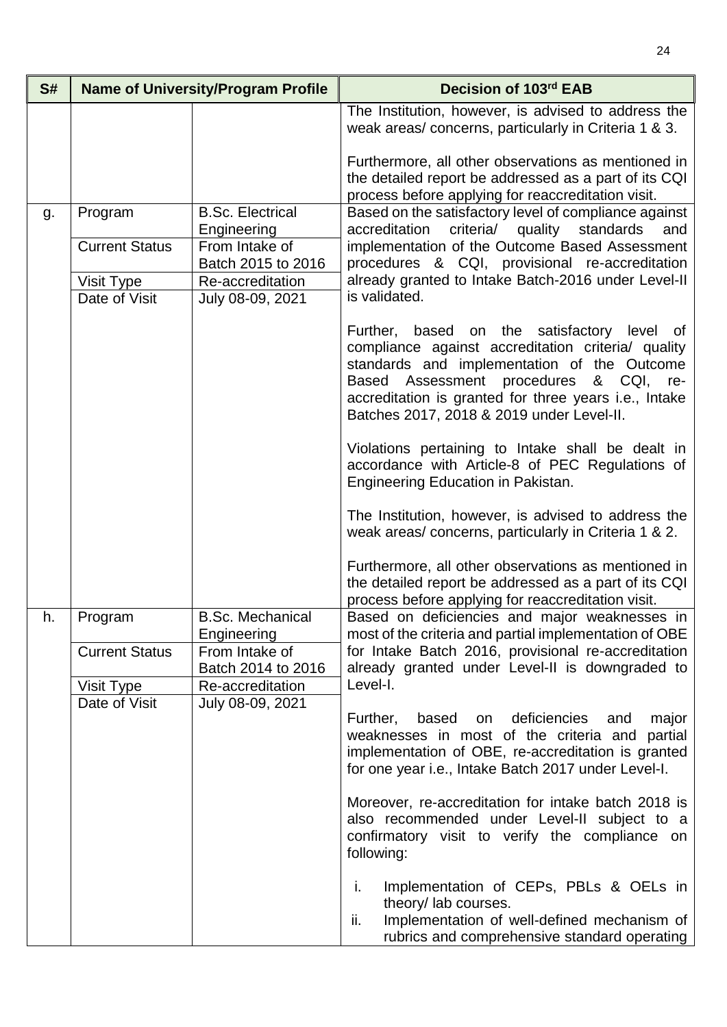| S# | Name of University/Program Profile | | Decision of 103rd EAB |
|---|---|---|---|
| | | | The Institution, however, is advised to address the weak areas/ concerns, particularly in Criteria 1 & 3.<br><br>Furthermore, all other observations as mentioned in the detailed report be addressed as a part of its CQI process before applying for reaccreditation visit. |
| g. | Program | B.Sc. Electrical Engineering | Based on the satisfactory level of compliance against accreditation criteria/ quality standards and implementation of the Outcome Based Assessment procedures & CQI, provisional re-accreditation already granted to Intake Batch-2016 under Level-II is validated.<br><br>Further, based on the satisfactory level of compliance against accreditation criteria/ quality standards and implementation of the Outcome Based Assessment procedures & CQI, re-accreditation is granted for three years i.e., Intake Batches 2017, 2018 & 2019 under Level-II.<br><br>Violations pertaining to Intake shall be dealt in accordance with Article-8 of PEC Regulations of Engineering Education in Pakistan.<br><br>The Institution, however, is advised to address the weak areas/ concerns, particularly in Criteria 1 & 2.<br><br>Furthermore, all other observations as mentioned in the detailed report be addressed as a part of its CQI process before applying for reaccreditation visit. |
| | Current Status | From Intake of Batch 2015 to 2016 | |
| | Visit Type | Re-accreditation | |
| | Date of Visit | July 08-09, 2021 | |
| h. | Program | B.Sc. Mechanical Engineering | Based on deficiencies and major weaknesses in most of the criteria and partial implementation of OBE for Intake Batch 2016, provisional re-accreditation already granted under Level-II is downgraded to Level-I.<br><br>Further, based on deficiencies and major weaknesses in most of the criteria and partial implementation of OBE, re-accreditation is granted for one year i.e., Intake Batch 2017 under Level-I.<br><br>Moreover, re-accreditation for intake batch 2018 is also recommended under Level-II subject to a confirmatory visit to verify the compliance on following:<br><br>i. Implementation of CEPs, PBLs & OELs in theory/ lab courses.<br>ii. Implementation of well-defined mechanism of rubrics and comprehensive standard operating |
| | Current Status | From Intake of Batch 2014 to 2016 | |
| | Visit Type | Re-accreditation | |
| | Date of Visit | July 08-09, 2021 | |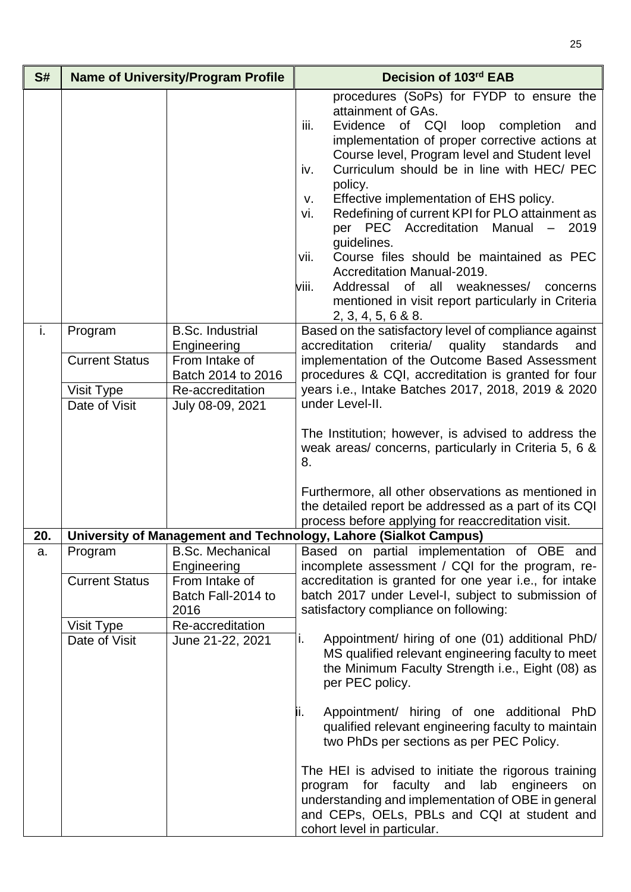| S# | Name of University/Program Profile | | Decision of 103rd EAB |
|---|---|---|---|
| | | | procedures (SoPs) for FYDP to ensure the attainment of GAs.<br>iii. Evidence of CQI loop completion and implementation of proper corrective actions at Course level, Program level and Student level<br>iv. Curriculum should be in line with HEC/ PEC policy.<br>v. Effective implementation of EHS policy.<br>vi. Redefining of current KPI for PLO attainment as per PEC Accreditation Manual – 2019 guidelines.<br>vii. Course files should be maintained as PEC Accreditation Manual-2019.<br>viii. Addressal of all weaknesses/ concerns mentioned in visit report particularly in Criteria 2, 3, 4, 5, 6 & 8. |
| i. | Program | B.Sc. Industrial Engineering | Based on the satisfactory level of compliance against accreditation criteria/ quality standards and implementation of the Outcome Based Assessment procedures & CQI, accreditation is granted for four years i.e., Intake Batches 2017, 2018, 2019 & 2020 under Level-II.<br><br>The Institution; however, is advised to address the weak areas/ concerns, particularly in Criteria 5, 6 & 8.<br><br>Furthermore, all other observations as mentioned in the detailed report be addressed as a part of its CQI process before applying for reaccreditation visit. |
| | Current Status | From Intake of Batch 2014 to 2016 | |
| | Visit Type | Re-accreditation | |
| | Date of Visit | July 08-09, 2021 | |
| **20.** | **University of Management and Technology, Lahore (Sialkot Campus)** | | |
| a. | Program | B.Sc. Mechanical Engineering | Based on partial implementation of OBE and incomplete assessment / CQI for the program, re-accreditation is granted for one year i.e., for intake batch 2017 under Level-I, subject to submission of satisfactory compliance on following:<br><br>i. Appointment/ hiring of one (01) additional PhD/ MS qualified relevant engineering faculty to meet the Minimum Faculty Strength i.e., Eight (08) as per PEC policy.<br><br>ii. Appointment/ hiring of one additional PhD qualified relevant engineering faculty to maintain two PhDs per sections as per PEC Policy.<br><br>The HEI is advised to initiate the rigorous training program for faculty and lab engineers on understanding and implementation of OBE in general and CEPs, OELs, PBLs and CQI at student and cohort level in particular. |
| | Current Status | From Intake of Batch Fall-2014 to 2016 | |
| | Visit Type | Re-accreditation | |
| | Date of Visit | June 21-22, 2021 | |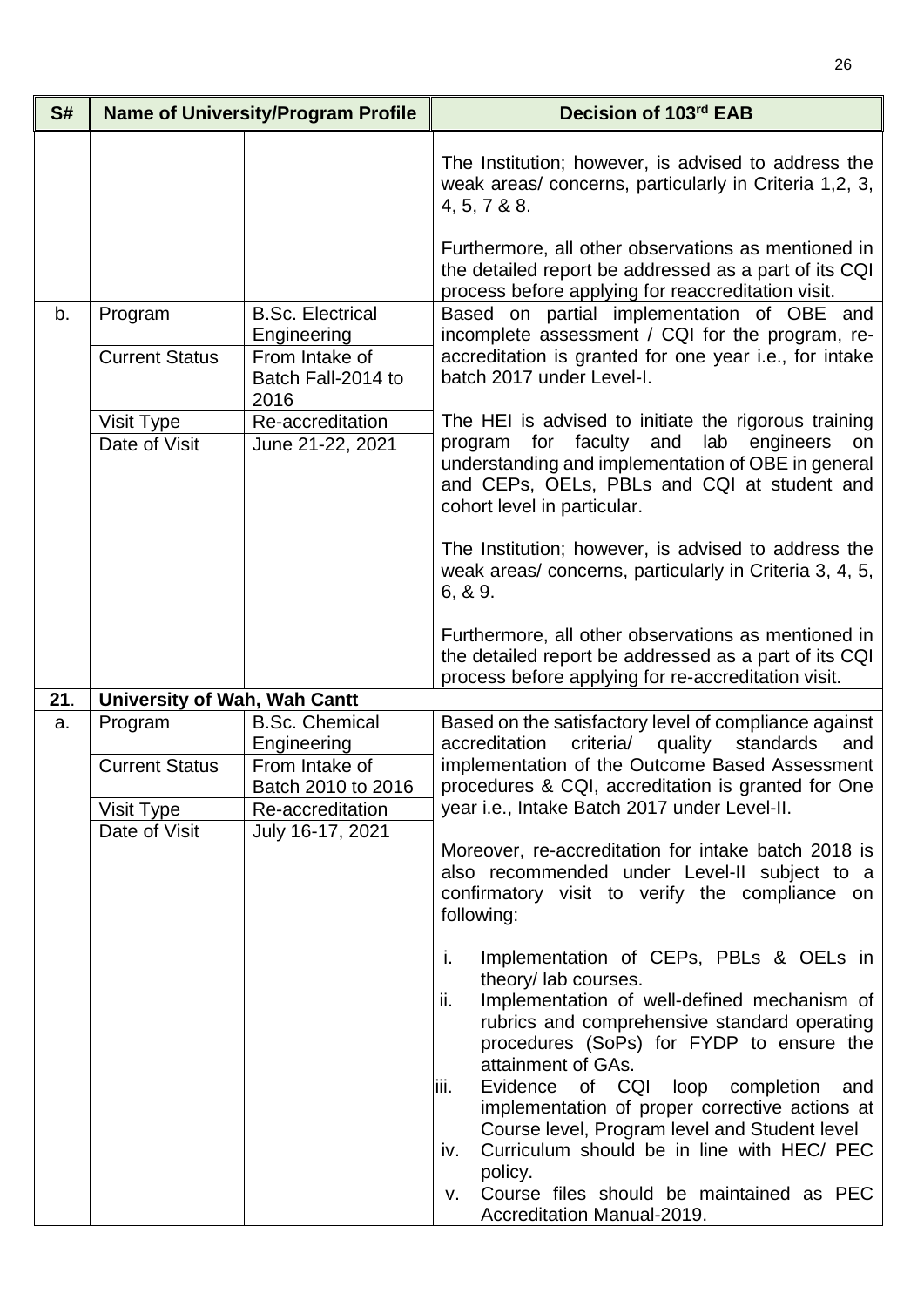| S# | Name of University/Program Profile | | Decision of 103rd EAB |
|---|---|---|---|
| | | | The Institution; however, is advised to address the weak areas/ concerns, particularly in Criteria 1,2, 3, 4, 5, 7 & 8.<br><br>Furthermore, all other observations as mentioned in the detailed report be addressed as a part of its CQI process before applying for reaccreditation visit. |
| b. | Program | B.Sc. Electrical Engineering | Based on partial implementation of OBE and incomplete assessment / CQI for the program, re-accreditation is granted for one year i.e., for intake batch 2017 under Level-I.<br><br>The HEI is advised to initiate the rigorous training program for faculty and lab engineers on understanding and implementation of OBE in general and CEPs, OELs, PBLs and CQI at student and cohort level in particular.<br><br>The Institution; however, is advised to address the weak areas/ concerns, particularly in Criteria 3, 4, 5, 6, & 9.<br><br>Furthermore, all other observations as mentioned in the detailed report be addressed as a part of its CQI process before applying for re-accreditation visit. |
| | Current Status | From Intake of Batch Fall-2014 to 2016 | |
| | Visit Type | Re-accreditation | |
| | Date of Visit | June 21-22, 2021 | |
| **21**. | **University of Wah, Wah Cantt** | | |
| a. | Program | B.Sc. Chemical Engineering | Based on the satisfactory level of compliance against accreditation criteria/ quality standards and implementation of the Outcome Based Assessment procedures & CQI, accreditation is granted for One year i.e., Intake Batch 2017 under Level-II.<br><br>Moreover, re-accreditation for intake batch 2018 is also recommended under Level-II subject to a confirmatory visit to verify the compliance on following:<br><br>i. Implementation of CEPs, PBLs & OELs in theory/ lab courses.<br>ii. Implementation of well-defined mechanism of rubrics and comprehensive standard operating procedures (SoPs) for FYDP to ensure the attainment of GAs.<br>iii. Evidence of CQI loop completion and implementation of proper corrective actions at Course level, Program level and Student level<br>iv. Curriculum should be in line with HEC/ PEC policy.<br>v. Course files should be maintained as PEC Accreditation Manual-2019. |
| | Current Status | From Intake of Batch 2010 to 2016 | |
| | Visit Type | Re-accreditation | |
| | Date of Visit | July 16-17, 2021 | |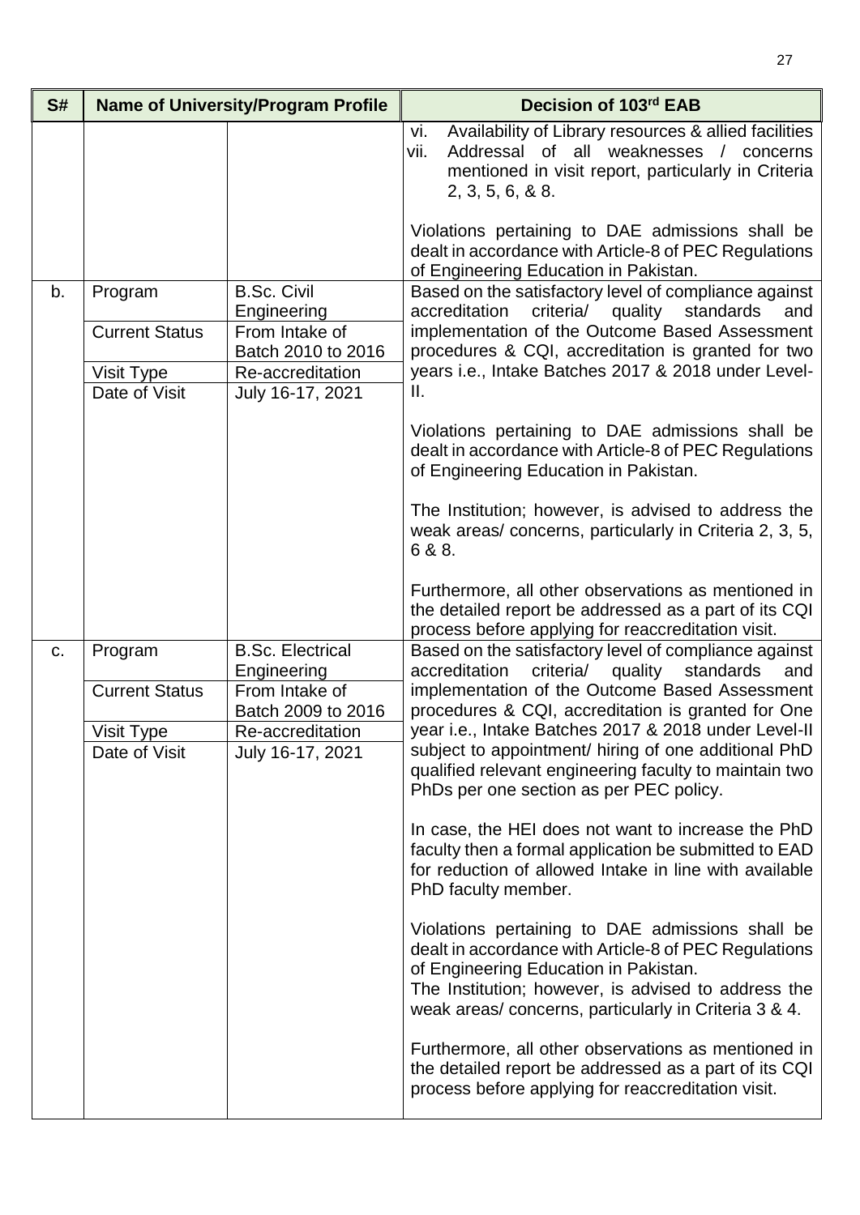| S# | Name of University/Program Profile | | Decision of 103rd EAB |
|---|---|---|---|
| | | | vi. Availability of Library resources & allied facilities<br>vii. Addressal of all weaknesses / concerns mentioned in visit report, particularly in Criteria 2, 3, 5, 6, & 8.<br><br>Violations pertaining to DAE admissions shall be dealt in accordance with Article-8 of PEC Regulations of Engineering Education in Pakistan. |
| b. | Program<br>Current Status<br>Visit Type<br>Date of Visit | B.Sc. Civil Engineering<br>From Intake of Batch 2010 to 2016<br>Re-accreditation<br>July 16-17, 2021 | Based on the satisfactory level of compliance against accreditation criteria/ quality standards and implementation of the Outcome Based Assessment procedures & CQI, accreditation is granted for two years i.e., Intake Batches 2017 & 2018 under Level-II.<br><br>Violations pertaining to DAE admissions shall be dealt in accordance with Article-8 of PEC Regulations of Engineering Education in Pakistan.<br><br>The Institution; however, is advised to address the weak areas/ concerns, particularly in Criteria 2, 3, 5, 6 & 8.<br><br>Furthermore, all other observations as mentioned in the detailed report be addressed as a part of its CQI process before applying for reaccreditation visit. |
| c. | Program<br>Current Status<br>Visit Type<br>Date of Visit | B.Sc. Electrical Engineering<br>From Intake of Batch 2009 to 2016<br>Re-accreditation<br>July 16-17, 2021 | Based on the satisfactory level of compliance against accreditation criteria/ quality standards and implementation of the Outcome Based Assessment procedures & CQI, accreditation is granted for One year i.e., Intake Batches 2017 & 2018 under Level-II subject to appointment/ hiring of one additional PhD qualified relevant engineering faculty to maintain two PhDs per one section as per PEC policy.<br><br>In case, the HEI does not want to increase the PhD faculty then a formal application be submitted to EAD for reduction of allowed Intake in line with available PhD faculty member.<br><br>Violations pertaining to DAE admissions shall be dealt in accordance with Article-8 of PEC Regulations of Engineering Education in Pakistan.<br>The Institution; however, is advised to address the weak areas/ concerns, particularly in Criteria 3 & 4.<br><br>Furthermore, all other observations as mentioned in the detailed report be addressed as a part of its CQI process before applying for reaccreditation visit. |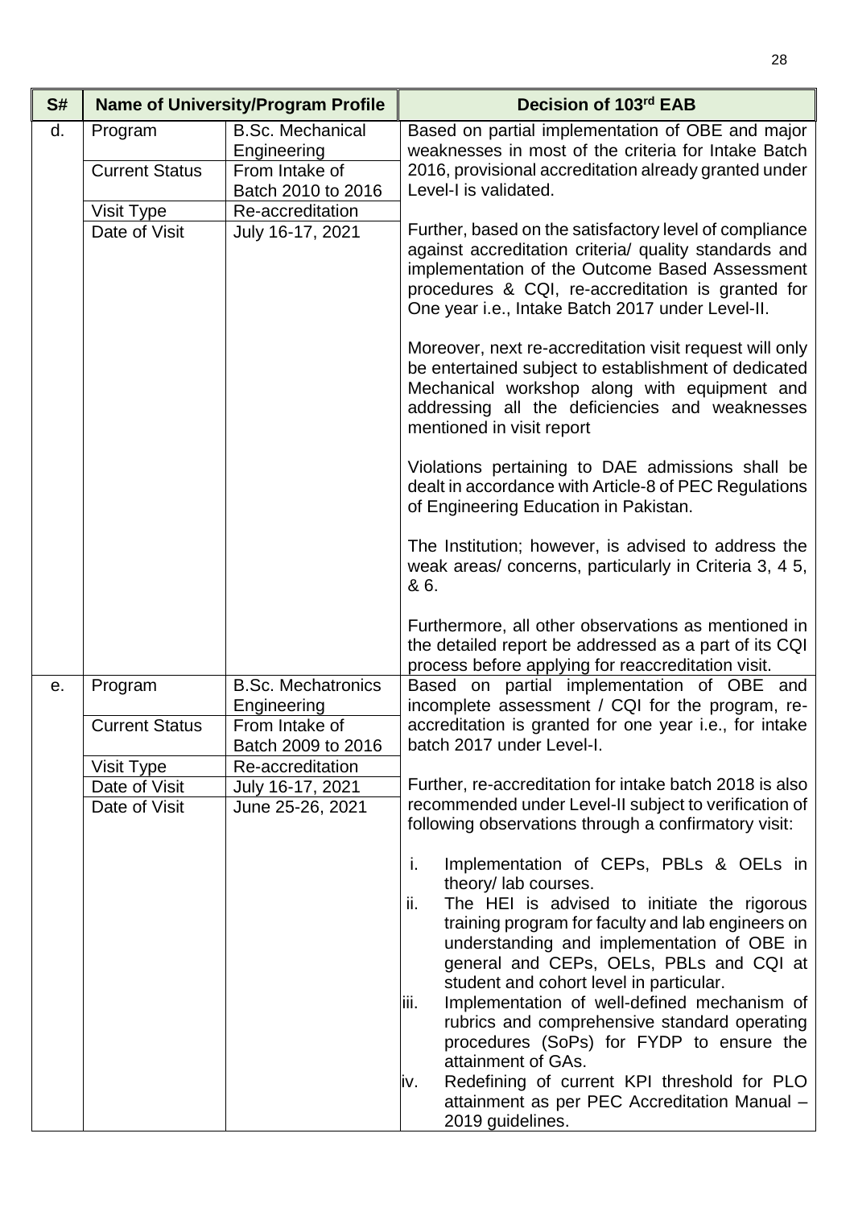| S# | Name of University/Program Profile | | Decision of 103rd EAB |
|---|---|---|---|
| d. | Program | B.Sc. Mechanical Engineering | Based on partial implementation of OBE and major weaknesses in most of the criteria for Intake Batch 2016, provisional accreditation already granted under Level-I is validated.<br><br>Further, based on the satisfactory level of compliance against accreditation criteria/ quality standards and implementation of the Outcome Based Assessment procedures & CQI, re-accreditation is granted for One year i.e., Intake Batch 2017 under Level-II.<br><br>Moreover, next re-accreditation visit request will only be entertained subject to establishment of dedicated Mechanical workshop along with equipment and addressing all the deficiencies and weaknesses mentioned in visit report<br><br>Violations pertaining to DAE admissions shall be dealt in accordance with Article-8 of PEC Regulations of Engineering Education in Pakistan.<br><br>The Institution; however, is advised to address the weak areas/ concerns, particularly in Criteria 3, 4 5, & 6.<br><br>Furthermore, all other observations as mentioned in the detailed report be addressed as a part of its CQI process before applying for reaccreditation visit. |
| | Current Status | From Intake of Batch 2010 to 2016 | |
| | Visit Type | Re-accreditation | |
| | Date of Visit | July 16-17, 2021 | |
| e. | Program | B.Sc. Mechatronics Engineering | Based on partial implementation of OBE and incomplete assessment / CQI for the program, re-accreditation is granted for one year i.e., for intake batch 2017 under Level-I.<br><br>Further, re-accreditation for intake batch 2018 is also recommended under Level-II subject to verification of following observations through a confirmatory visit:<br><br>i. Implementation of CEPs, PBLs & OELs in theory/ lab courses.<br>ii. The HEI is advised to initiate the rigorous training program for faculty and lab engineers on understanding and implementation of OBE in general and CEPs, OELs, PBLs and CQI at student and cohort level in particular.<br>iii. Implementation of well-defined mechanism of rubrics and comprehensive standard operating procedures (SoPs) for FYDP to ensure the attainment of GAs.<br>iv. Redefining of current KPI threshold for PLO attainment as per PEC Accreditation Manual – 2019 guidelines. |
| | Current Status | From Intake of Batch 2009 to 2016 | |
| | Visit Type | Re-accreditation | |
| | Date of Visit | July 16-17, 2021 | |
| | Date of Visit | June 25-26, 2021 | |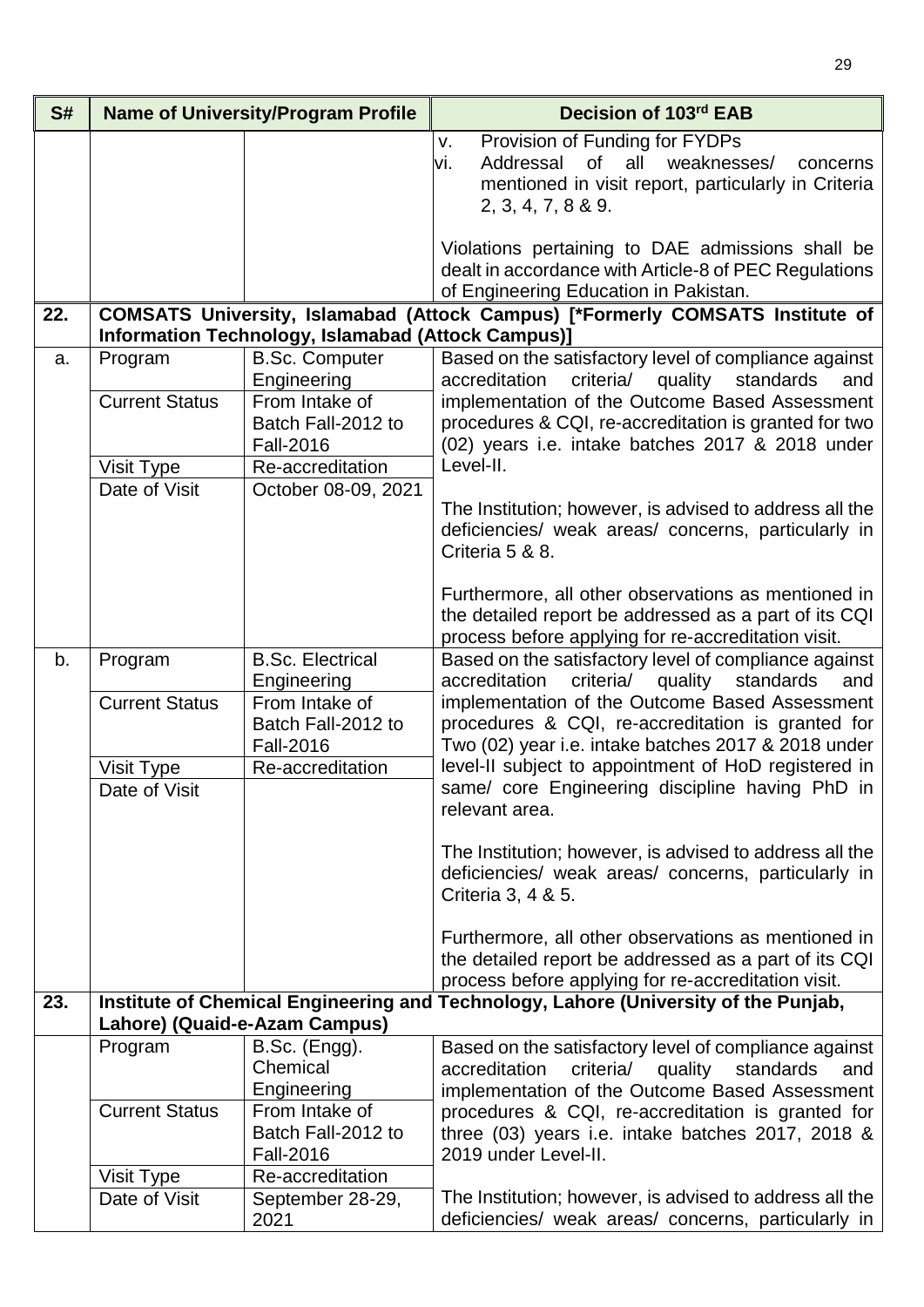| S# | Name of University/Program Profile | | Decision of 103[rd] EAB |
|---|---|---|---|
| | | | v. Provision of Funding for FYDPs<br>vi. Addressal of all weaknesses/ concerns mentioned in visit report, particularly in Criteria 2, 3, 4, 7, 8 & 9.<br><br>Violations pertaining to DAE admissions shall be dealt in accordance with Article-8 of PEC Regulations of Engineering Education in Pakistan. |
| **22.** | **COMSATS University, Islamabad (Attock Campus) [*Formerly COMSATS Institute of Information Technology, Islamabad (Attock Campus)]** | | |
| a. | Program | B.Sc. Computer Engineering | Based on the satisfactory level of compliance against accreditation criteria/ quality standards and implementation of the Outcome Based Assessment procedures & CQI, re-accreditation is granted for two (02) years i.e. intake batches 2017 & 2018 under Level-II.<br><br>The Institution; however, is advised to address all the deficiencies/ weak areas/ concerns, particularly in Criteria 5 & 8.<br><br>Furthermore, all other observations as mentioned in the detailed report be addressed as a part of its CQI process before applying for re-accreditation visit. |
| | Current Status | From Intake of Batch Fall-2012 to Fall-2016 | |
| | Visit Type | Re-accreditation | |
| | Date of Visit | October 08-09, 2021 | |
| b. | Program | B.Sc. Electrical Engineering | Based on the satisfactory level of compliance against accreditation criteria/ quality standards and implementation of the Outcome Based Assessment procedures & CQI, re-accreditation is granted for Two (02) year i.e. intake batches 2017 & 2018 under level-II subject to appointment of HoD registered in same/ core Engineering discipline having PhD in relevant area.<br><br>The Institution; however, is advised to address all the deficiencies/ weak areas/ concerns, particularly in Criteria 3, 4 & 5.<br><br>Furthermore, all other observations as mentioned in the detailed report be addressed as a part of its CQI process before applying for re-accreditation visit. |
| | Current Status | From Intake of Batch Fall-2012 to Fall-2016 | |
| | Visit Type | Re-accreditation | |
| | Date of Visit | | |
| **23.** | **Institute of Chemical Engineering and Technology, Lahore (University of the Punjab, Lahore) (Quaid-e-Azam Campus)** | | |
| | Program | B.Sc. (Engg). Chemical Engineering | Based on the satisfactory level of compliance against accreditation criteria/ quality standards and implementation of the Outcome Based Assessment procedures & CQI, re-accreditation is granted for three (03) years i.e. intake batches 2017, 2018 & 2019 under Level-II.<br><br>The Institution; however, is advised to address all the deficiencies/ weak areas/ concerns, particularly in |
| | Current Status | From Intake of Batch Fall-2012 to Fall-2016 | |
| | Visit Type | Re-accreditation | |
| | Date of Visit | September 28-29, 2021 | |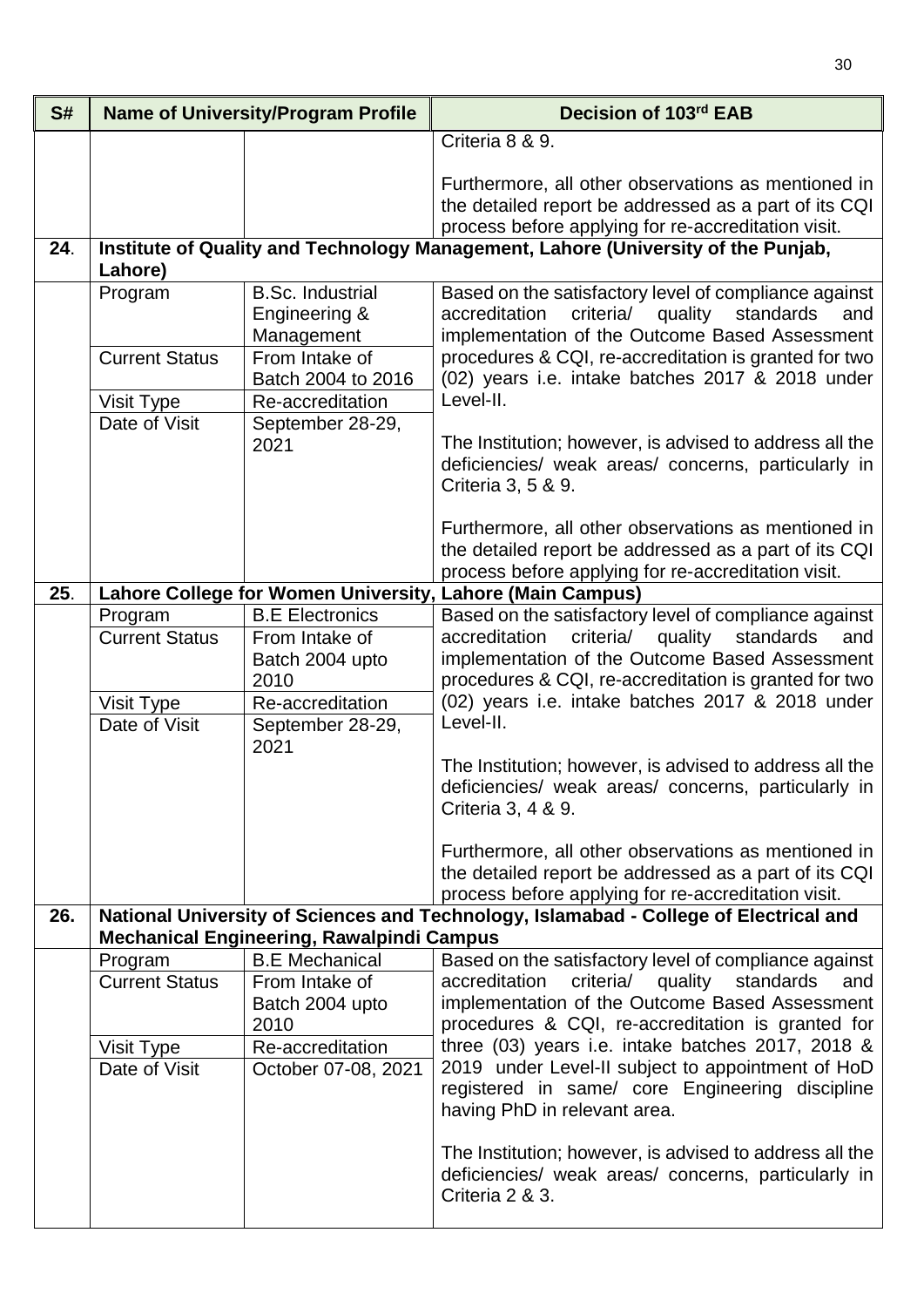| S# | Name of University/Program Profile | | Decision of 103rd EAB |
|---|---|---|---|
| | | | Criteria 8 & 9.<br><br>Furthermore, all other observations as mentioned in the detailed report be addressed as a part of its CQI process before applying for re-accreditation visit. |
| **24**. | **Institute of Quality and Technology Management, Lahore (University of the Punjab, Lahore)** | | |
| | Program | B.Sc. Industrial Engineering & Management | Based on the satisfactory level of compliance against accreditation criteria/ quality standards and implementation of the Outcome Based Assessment procedures & CQI, re-accreditation is granted for two (02) years i.e. intake batches 2017 & 2018 under Level-II.<br><br>The Institution; however, is advised to address all the deficiencies/ weak areas/ concerns, particularly in Criteria 3, 5 & 9.<br><br>Furthermore, all other observations as mentioned in the detailed report be addressed as a part of its CQI process before applying for re-accreditation visit. |
| | Current Status | From Intake of Batch 2004 to 2016 | |
| | Visit Type | Re-accreditation | |
| | Date of Visit | September 28-29, 2021 | |
| **25**. | **Lahore College for Women University, Lahore (Main Campus)** | | |
| | Program | B.E Electronics | Based on the satisfactory level of compliance against accreditation criteria/ quality standards and implementation of the Outcome Based Assessment procedures & CQI, re-accreditation is granted for two (02) years i.e. intake batches 2017 & 2018 under Level-II.<br><br>The Institution; however, is advised to address all the deficiencies/ weak areas/ concerns, particularly in Criteria 3, 4 & 9.<br><br>Furthermore, all other observations as mentioned in the detailed report be addressed as a part of its CQI process before applying for re-accreditation visit. |
| | Current Status | From Intake of Batch 2004 upto 2010 | |
| | Visit Type | Re-accreditation | |
| | Date of Visit | September 28-29, 2021 | |
| **26.** | **National University of Sciences and Technology, Islamabad - College of Electrical and Mechanical Engineering, Rawalpindi Campus** | | |
| | Program | B.E Mechanical | Based on the satisfactory level of compliance against accreditation criteria/ quality standards and implementation of the Outcome Based Assessment procedures & CQI, re-accreditation is granted for three (03) years i.e. intake batches 2017, 2018 & 2019 under Level-II subject to appointment of HoD registered in same/ core Engineering discipline having PhD in relevant area.<br><br>The Institution; however, is advised to address all the deficiencies/ weak areas/ concerns, particularly in Criteria 2 & 3. |
| | Current Status | From Intake of Batch 2004 upto 2010 | |
| | Visit Type | Re-accreditation | |
| | Date of Visit | October 07-08, 2021 | |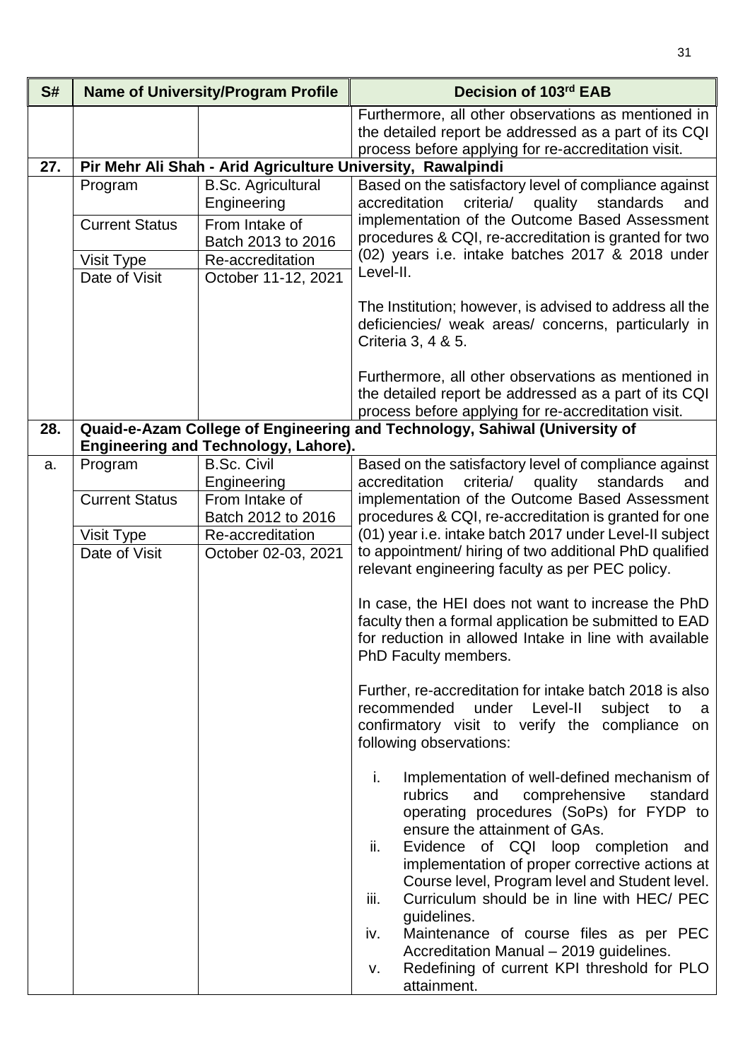| S# | Name of University/Program Profile | | Decision of 103rd EAB |
|---|---|---|---|
| | | | Furthermore, all other observations as mentioned in the detailed report be addressed as a part of its CQI process before applying for re-accreditation visit. |
| **27.** | **Pir Mehr Ali Shah - Arid Agriculture University, Rawalpindi** | | |
| | Program | B.Sc. Agricultural Engineering | Based on the satisfactory level of compliance against accreditation criteria/ quality standards and implementation of the Outcome Based Assessment procedures & CQI, re-accreditation is granted for two (02) years i.e. intake batches 2017 & 2018 under Level-II.<br><br>The Institution; however, is advised to address all the deficiencies/ weak areas/ concerns, particularly in Criteria 3, 4 & 5.<br><br>Furthermore, all other observations as mentioned in the detailed report be addressed as a part of its CQI process before applying for re-accreditation visit. |
| | Current Status | From Intake of Batch 2013 to 2016 | |
| | Visit Type | Re-accreditation | |
| | Date of Visit | October 11-12, 2021 | |
| **28.** | **Quaid-e-Azam College of Engineering and Technology, Sahiwal (University of Engineering and Technology, Lahore).** | | |
| a. | Program | B.Sc. Civil Engineering | Based on the satisfactory level of compliance against accreditation criteria/ quality standards and implementation of the Outcome Based Assessment procedures & CQI, re-accreditation is granted for one (01) year i.e. intake batch 2017 under Level-II subject to appointment/ hiring of two additional PhD qualified relevant engineering faculty as per PEC policy.<br><br>In case, the HEI does not want to increase the PhD faculty then a formal application be submitted to EAD for reduction in allowed Intake in line with available PhD Faculty members.<br><br>Further, re-accreditation for intake batch 2018 is also recommended under Level-II subject to a confirmatory visit to verify the compliance on following observations:<br><br>i. Implementation of well-defined mechanism of rubrics and comprehensive standard operating procedures (SoPs) for FYDP to ensure the attainment of GAs.<br>ii. Evidence of CQI loop completion and implementation of proper corrective actions at Course level, Program level and Student level.<br>iii. Curriculum should be in line with HEC/ PEC guidelines.<br>iv. Maintenance of course files as per PEC Accreditation Manual – 2019 guidelines.<br>v. Redefining of current KPI threshold for PLO attainment. |
| | Current Status | From Intake of Batch 2012 to 2016 | |
| | Visit Type | Re-accreditation | |
| | Date of Visit | October 02-03, 2021 | |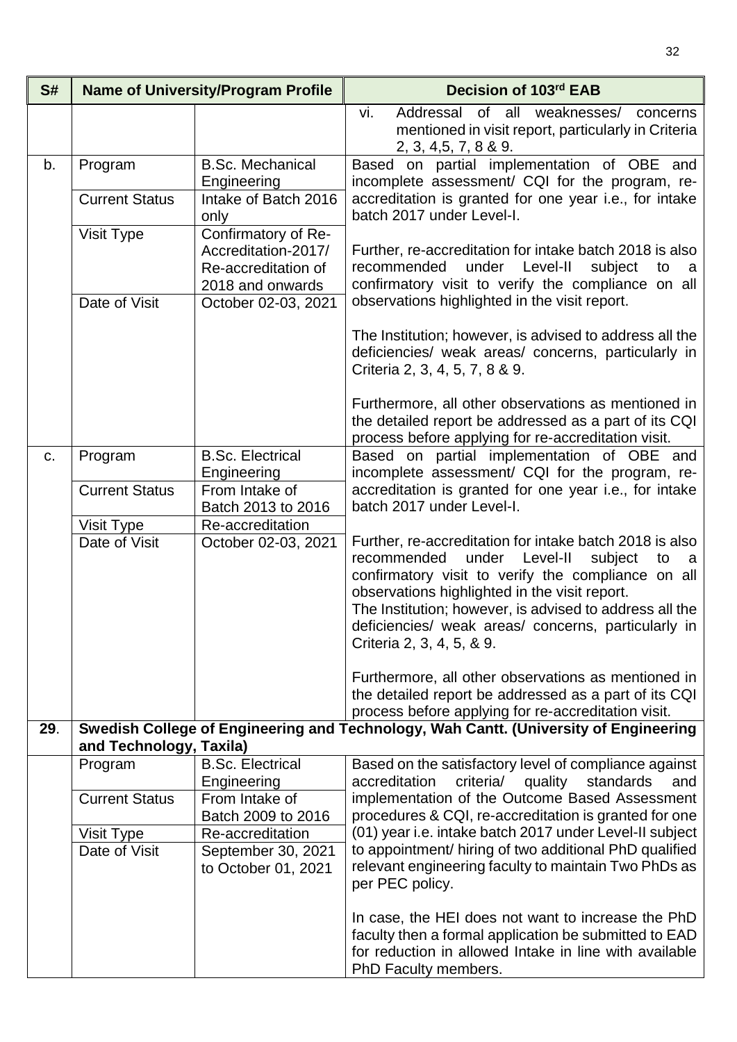| S# | Name of University/Program Profile | | Decision of 103rd EAB |
|---|---|---|---|
| | | | vi. Addressal of all weaknesses/ concerns mentioned in visit report, particularly in Criteria 2, 3, 4,5, 7, 8 & 9. |
| b. | Program | B.Sc. Mechanical Engineering | Based on partial implementation of OBE and incomplete assessment/ CQI for the program, re-accreditation is granted for one year i.e., for intake batch 2017 under Level-I.<br><br>Further, re-accreditation for intake batch 2018 is also recommended under Level-II subject to a confirmatory visit to verify the compliance on all observations highlighted in the visit report.<br><br>The Institution; however, is advised to address all the deficiencies/ weak areas/ concerns, particularly in Criteria 2, 3, 4, 5, 7, 8 & 9.<br><br>Furthermore, all other observations as mentioned in the detailed report be addressed as a part of its CQI process before applying for re-accreditation visit. |
| | Current Status | Intake of Batch 2016 only | |
| | Visit Type | Confirmatory of Re-Accreditation-2017/ Re-accreditation of 2018 and onwards | |
| | Date of Visit | October 02-03, 2021 | |
| c. | Program | B.Sc. Electrical Engineering | Based on partial implementation of OBE and incomplete assessment/ CQI for the program, re-accreditation is granted for one year i.e., for intake batch 2017 under Level-I.<br><br>Further, re-accreditation for intake batch 2018 is also recommended under Level-II subject to a confirmatory visit to verify the compliance on all observations highlighted in the visit report.<br>The Institution; however, is advised to address all the deficiencies/ weak areas/ concerns, particularly in Criteria 2, 3, 4, 5, & 9.<br><br>Furthermore, all other observations as mentioned in the detailed report be addressed as a part of its CQI process before applying for re-accreditation visit. |
| | Current Status | From Intake of Batch 2013 to 2016 | |
| | Visit Type | Re-accreditation | |
| | Date of Visit | October 02-03, 2021 | |
| **29**. | **Swedish College of Engineering and Technology, Wah Cantt. (University of Engineering and Technology, Taxila)** | | |
| | Program | B.Sc. Electrical Engineering | Based on the satisfactory level of compliance against accreditation criteria/ quality standards and implementation of the Outcome Based Assessment procedures & CQI, re-accreditation is granted for one (01) year i.e. intake batch 2017 under Level-II subject to appointment/ hiring of two additional PhD qualified relevant engineering faculty to maintain Two PhDs as per PEC policy.<br><br>In case, the HEI does not want to increase the PhD faculty then a formal application be submitted to EAD for reduction in allowed Intake in line with available PhD Faculty members. |
| | Current Status | From Intake of Batch 2009 to 2016 | |
| | Visit Type | Re-accreditation | |
| | Date of Visit | September 30, 2021 to October 01, 2021 | |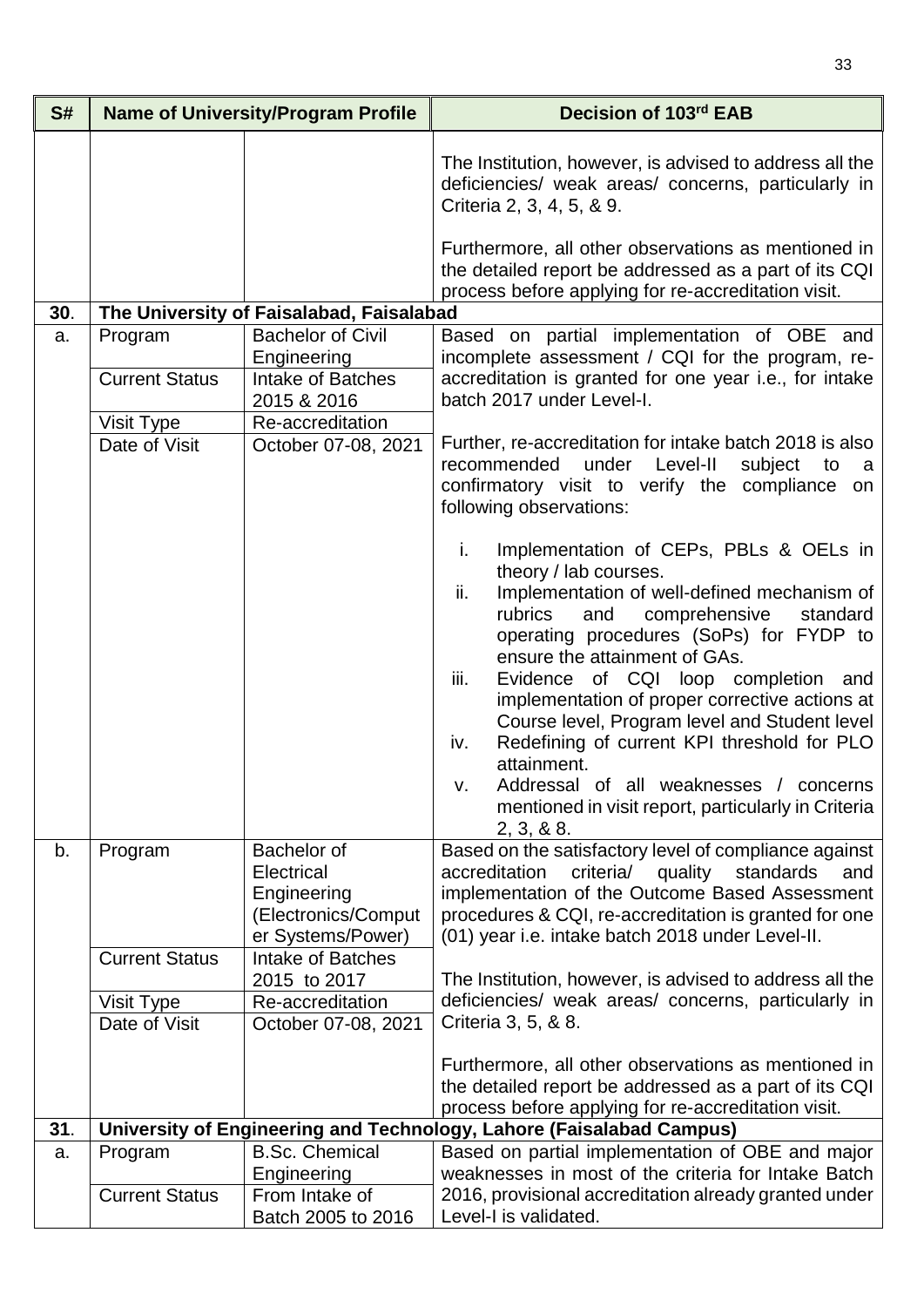| S# | Name of University/Program Profile | | Decision of 103rd EAB |
|---|---|---|---|
| | | | The Institution, however, is advised to address all the deficiencies/ weak areas/ concerns, particularly in Criteria 2, 3, 4, 5, & 9.<br><br>Furthermore, all other observations as mentioned in the detailed report be addressed as a part of its CQI process before applying for re-accreditation visit. |
| **30**. | **The University of Faisalabad, Faisalabad** | | |
| a. | Program | Bachelor of Civil Engineering | Based on partial implementation of OBE and incomplete assessment / CQI for the program, re-accreditation is granted for one year i.e., for intake batch 2017 under Level-I.<br><br>Further, re-accreditation for intake batch 2018 is also recommended under Level-II subject to a confirmatory visit to verify the compliance on following observations:<br><br>i. Implementation of CEPs, PBLs & OELs in theory / lab courses.<br>ii. Implementation of well-defined mechanism of rubrics and comprehensive standard operating procedures (SoPs) for FYDP to ensure the attainment of GAs.<br>iii. Evidence of CQI loop completion and implementation of proper corrective actions at Course level, Program level and Student level<br>iv. Redefining of current KPI threshold for PLO attainment.<br>v. Addressal of all weaknesses / concerns mentioned in visit report, particularly in Criteria 2, 3, & 8. |
| | Current Status | Intake of Batches 2015 & 2016 | |
| | Visit Type | Re-accreditation | |
| | Date of Visit | October 07-08, 2021 | |
| b. | Program | Bachelor of Electrical Engineering (Electronics/Computer Systems/Power) | Based on the satisfactory level of compliance against accreditation criteria/ quality standards and implementation of the Outcome Based Assessment procedures & CQI, re-accreditation is granted for one (01) year i.e. intake batch 2018 under Level-II.<br><br>The Institution, however, is advised to address all the deficiencies/ weak areas/ concerns, particularly in Criteria 3, 5, & 8.<br><br>Furthermore, all other observations as mentioned in the detailed report be addressed as a part of its CQI process before applying for re-accreditation visit. |
| | Current Status | Intake of Batches 2015 to 2017 | |
| | Visit Type | Re-accreditation | |
| | Date of Visit | October 07-08, 2021 | |
| **31**. | **University of Engineering and Technology, Lahore (Faisalabad Campus)** | | |
| a. | Program | B.Sc. Chemical Engineering | Based on partial implementation of OBE and major weaknesses in most of the criteria for Intake Batch 2016, provisional accreditation already granted under Level-I is validated. |
| | Current Status | From Intake of Batch 2005 to 2016 | |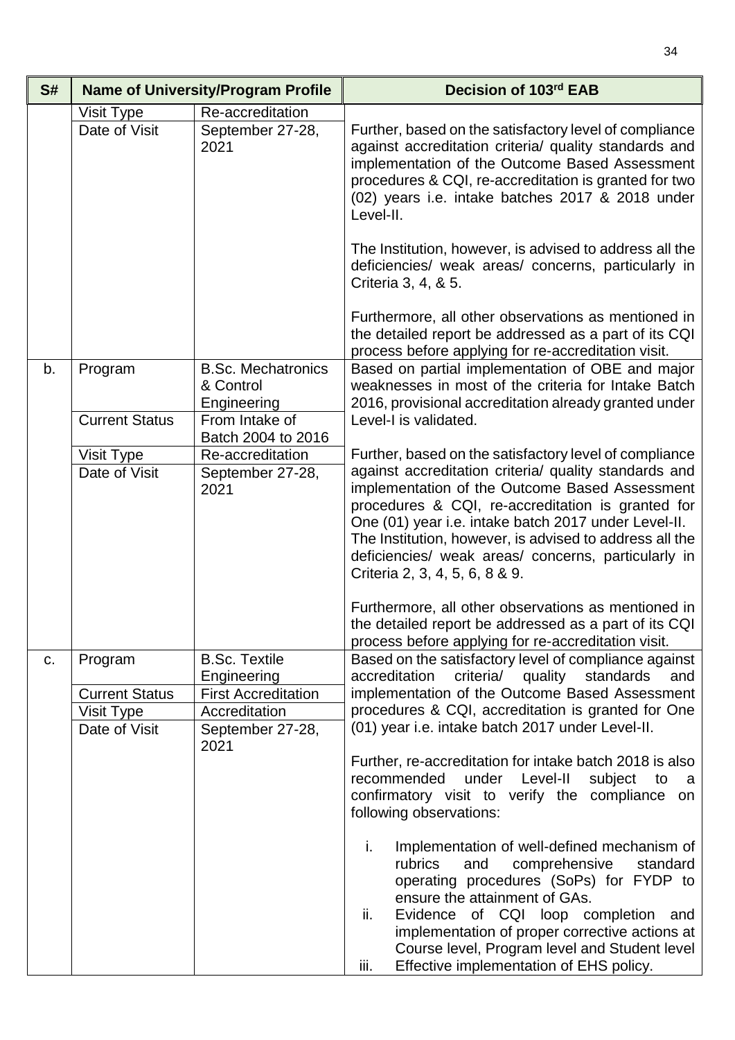| S# | Name of University/Program Profile | | Decision of 103rd EAB |
|---|---|---|---|
| | Visit Type | Re-accreditation | Further, based on the satisfactory level of compliance against accreditation criteria/ quality standards and implementation of the Outcome Based Assessment procedures & CQI, re-accreditation is granted for two (02) years i.e. intake batches 2017 & 2018 under Level-II.<br><br>The Institution, however, is advised to address all the deficiencies/ weak areas/ concerns, particularly in Criteria 3, 4, & 5.<br><br>Furthermore, all other observations as mentioned in the detailed report be addressed as a part of its CQI process before applying for re-accreditation visit. |
| | Date of Visit | September 27-28, 2021 | |
| b. | Program | B.Sc. Mechatronics & Control Engineering | Based on partial implementation of OBE and major weaknesses in most of the criteria for Intake Batch 2016, provisional accreditation already granted under Level-I is validated.<br><br>Further, based on the satisfactory level of compliance against accreditation criteria/ quality standards and implementation of the Outcome Based Assessment procedures & CQI, re-accreditation is granted for One (01) year i.e. intake batch 2017 under Level-II. The Institution, however, is advised to address all the deficiencies/ weak areas/ concerns, particularly in Criteria 2, 3, 4, 5, 6, 8 & 9.<br><br>Furthermore, all other observations as mentioned in the detailed report be addressed as a part of its CQI process before applying for re-accreditation visit. |
| | Current Status | From Intake of Batch 2004 to 2016 | |
| | Visit Type | Re-accreditation | |
| | Date of Visit | September 27-28, 2021 | |
| c. | Program | B.Sc. Textile Engineering | Based on the satisfactory level of compliance against accreditation criteria/ quality standards and implementation of the Outcome Based Assessment procedures & CQI, accreditation is granted for One (01) year i.e. intake batch 2017 under Level-II.<br><br>Further, re-accreditation for intake batch 2018 is also recommended under Level-II subject to a confirmatory visit to verify the compliance on following observations:<br><br>i. Implementation of well-defined mechanism of rubrics and comprehensive standard operating procedures (SoPs) for FYDP to ensure the attainment of GAs.<br>ii. Evidence of CQI loop completion and implementation of proper corrective actions at Course level, Program level and Student level<br>iii. Effective implementation of EHS policy. |
| | Current Status | First Accreditation | |
| | Visit Type | Accreditation | |
| | Date of Visit | September 27-28, 2021 | |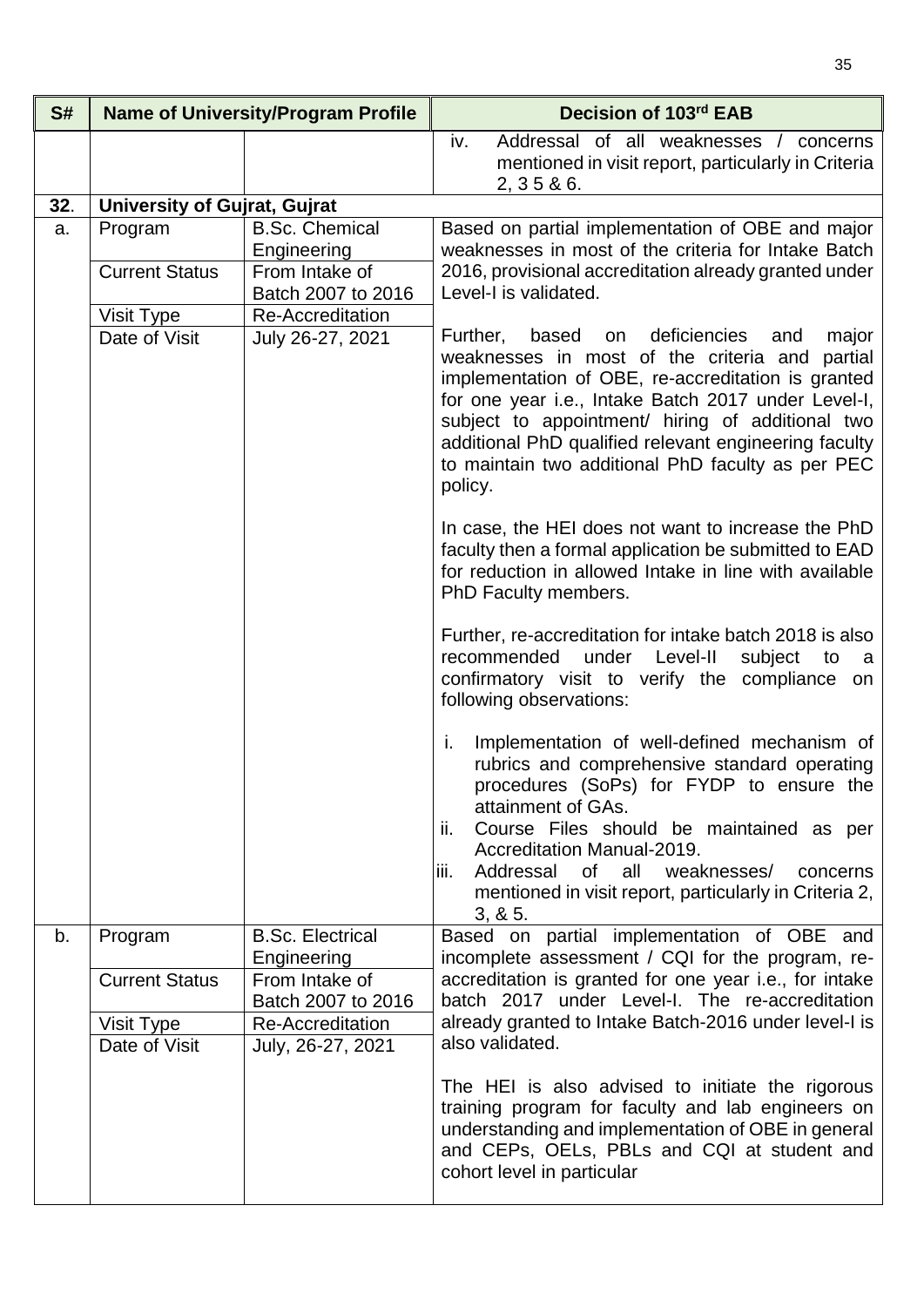| S# | Name of University/Program Profile | | Decision of 103rd EAB |
|---|---|---|---|
| | | | iv. Addressal of all weaknesses / concerns mentioned in visit report, particularly in Criteria 2, 3 5 & 6. |
| **32.** | **University of Gujrat, Gujrat** | | |
| a. | Program | B.Sc. Chemical Engineering | Based on partial implementation of OBE and major weaknesses in most of the criteria for Intake Batch 2016, provisional accreditation already granted under Level-I is validated.<br><br>Further, based on deficiencies and major weaknesses in most of the criteria and partial implementation of OBE, re-accreditation is granted for one year i.e., Intake Batch 2017 under Level-I, subject to appointment/ hiring of additional two additional PhD qualified relevant engineering faculty to maintain two additional PhD faculty as per PEC policy.<br><br>In case, the HEI does not want to increase the PhD faculty then a formal application be submitted to EAD for reduction in allowed Intake in line with available PhD Faculty members.<br><br>Further, re-accreditation for intake batch 2018 is also recommended under Level-II subject to a confirmatory visit to verify the compliance on following observations:<br><br>i. Implementation of well-defined mechanism of rubrics and comprehensive standard operating procedures (SoPs) for FYDP to ensure the attainment of GAs.<br>ii. Course Files should be maintained as per Accreditation Manual-2019.<br>iii. Addressal of all weaknesses/ concerns mentioned in visit report, particularly in Criteria 2, 3, & 5. |
| | Current Status | From Intake of Batch 2007 to 2016 | |
| | Visit Type | Re-Accreditation | |
| | Date of Visit | July 26-27, 2021 | |
| b. | Program | B.Sc. Electrical Engineering | Based on partial implementation of OBE and incomplete assessment / CQI for the program, re-accreditation is granted for one year i.e., for intake batch 2017 under Level-I. The re-accreditation already granted to Intake Batch-2016 under level-I is also validated.<br><br>The HEI is also advised to initiate the rigorous training program for faculty and lab engineers on understanding and implementation of OBE in general and CEPs, OELs, PBLs and CQI at student and cohort level in particular |
| | Current Status | From Intake of Batch 2007 to 2016 | |
| | Visit Type | Re-Accreditation | |
| | Date of Visit | July, 26-27, 2021 | |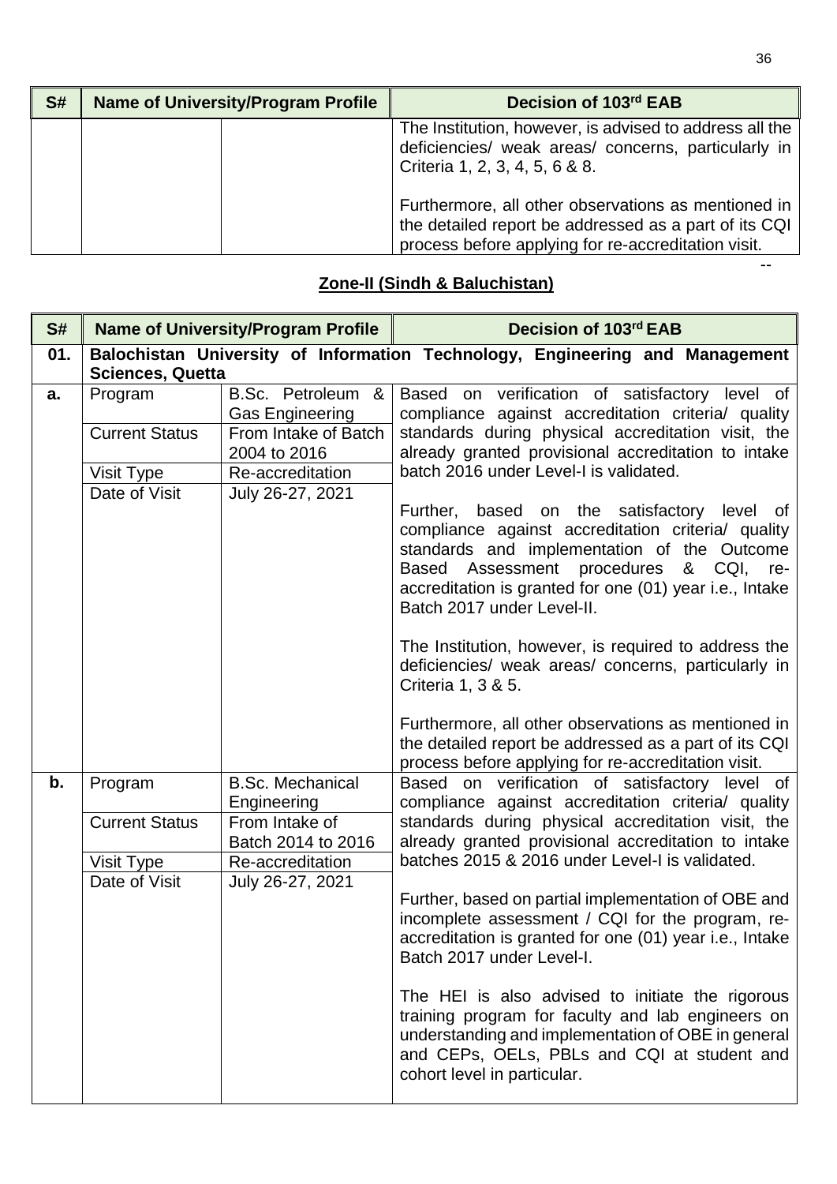| S# | Name of University/Program Profile | | Decision of 103rd EAB |
|---|---|---|---|
| | | | The Institution, however, is advised to address all the deficiencies/ weak areas/ concerns, particularly in Criteria 1, 2, 3, 4, 5, 6 & 8.<br><br>Furthermore, all other observations as mentioned in the detailed report be addressed as a part of its CQI process before applying for re-accreditation visit. |

--

## Zone-II (Sindh & Baluchistan)

| S# | Name of University/Program Profile | | Decision of 103rd EAB |
|---|---|---|---|
| **01.** | **Balochistan University of Information Technology, Engineering and Management Sciences, Quetta** | | |
| **a.** | Program | B.Sc. Petroleum & Gas Engineering | Based on verification of satisfactory level of compliance against accreditation criteria/ quality standards during physical accreditation visit, the already granted provisional accreditation to intake batch 2016 under Level-I is validated.<br><br>Further, based on the satisfactory level of compliance against accreditation criteria/ quality standards and implementation of the Outcome Based Assessment procedures & CQI, re-accreditation is granted for one (01) year i.e., Intake Batch 2017 under Level-II.<br><br>The Institution, however, is required to address the deficiencies/ weak areas/ concerns, particularly in Criteria 1, 3 & 5.<br><br>Furthermore, all other observations as mentioned in the detailed report be addressed as a part of its CQI process before applying for re-accreditation visit. |
| | Current Status | From Intake of Batch 2004 to 2016 | |
| | Visit Type | Re-accreditation | |
| | Date of Visit | July 26-27, 2021 | |
| **b.** | Program | B.Sc. Mechanical Engineering | Based on verification of satisfactory level of compliance against accreditation criteria/ quality standards during physical accreditation visit, the already granted provisional accreditation to intake batches 2015 & 2016 under Level-I is validated.<br><br>Further, based on partial implementation of OBE and incomplete assessment / CQI for the program, re-accreditation is granted for one (01) year i.e., Intake Batch 2017 under Level-I.<br><br>The HEI is also advised to initiate the rigorous training program for faculty and lab engineers on understanding and implementation of OBE in general and CEPs, OELs, PBLs and CQI at student and cohort level in particular. |
| | Current Status | From Intake of Batch 2014 to 2016 | |
| | Visit Type | Re-accreditation | |
| | Date of Visit | July 26-27, 2021 | |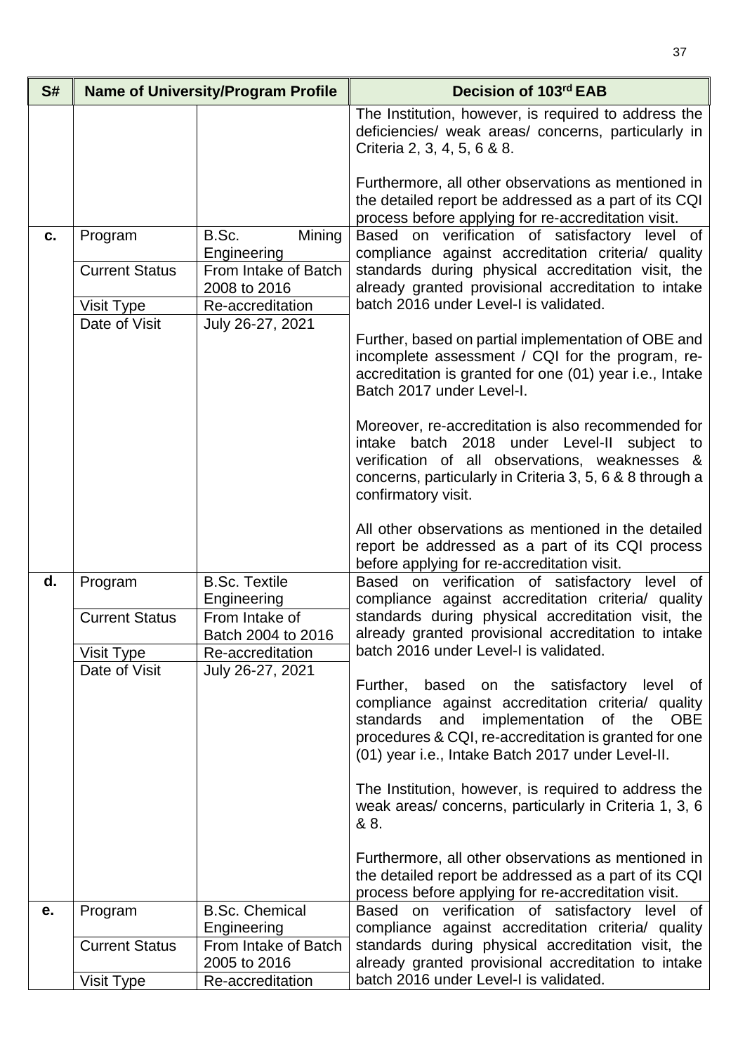| S# | Name of University/Program Profile | | Decision of 103[rd] EAB |
|---|---|---|---|
| | | | The Institution, however, is required to address the deficiencies/ weak areas/ concerns, particularly in Criteria 2, 3, 4, 5, 6 & 8.<br><br>Furthermore, all other observations as mentioned in the detailed report be addressed as a part of its CQI process before applying for re-accreditation visit. |
| **c.** | Program | B.Sc. Mining Engineering | Based on verification of satisfactory level of compliance against accreditation criteria/ quality standards during physical accreditation visit, the already granted provisional accreditation to intake batch 2016 under Level-I is validated.<br><br>Further, based on partial implementation of OBE and incomplete assessment / CQI for the program, re-accreditation is granted for one (01) year i.e., Intake Batch 2017 under Level-I.<br><br>Moreover, re-accreditation is also recommended for intake batch 2018 under Level-II subject to verification of all observations, weaknesses & concerns, particularly in Criteria 3, 5, 6 & 8 through a confirmatory visit.<br><br>All other observations as mentioned in the detailed report be addressed as a part of its CQI process before applying for re-accreditation visit. |
| | Current Status | From Intake of Batch 2008 to 2016 | |
| | Visit Type | Re-accreditation | |
| | Date of Visit | July 26-27, 2021 | |
| **d.** | Program | B.Sc. Textile Engineering | Based on verification of satisfactory level of compliance against accreditation criteria/ quality standards during physical accreditation visit, the already granted provisional accreditation to intake batch 2016 under Level-I is validated.<br><br>Further, based on the satisfactory level of compliance against accreditation criteria/ quality standards and implementation of the OBE procedures & CQI, re-accreditation is granted for one (01) year i.e., Intake Batch 2017 under Level-II.<br><br>The Institution, however, is required to address the weak areas/ concerns, particularly in Criteria 1, 3, 6 & 8.<br><br>Furthermore, all other observations as mentioned in the detailed report be addressed as a part of its CQI process before applying for re-accreditation visit. |
| | Current Status | From Intake of Batch 2004 to 2016 | |
| | Visit Type | Re-accreditation | |
| | Date of Visit | July 26-27, 2021 | |
| **e.** | Program | B.Sc. Chemical Engineering | Based on verification of satisfactory level of compliance against accreditation criteria/ quality standards during physical accreditation visit, the already granted provisional accreditation to intake batch 2016 under Level-I is validated. |
| | Current Status | From Intake of Batch 2005 to 2016 | |
| | Visit Type | Re-accreditation | |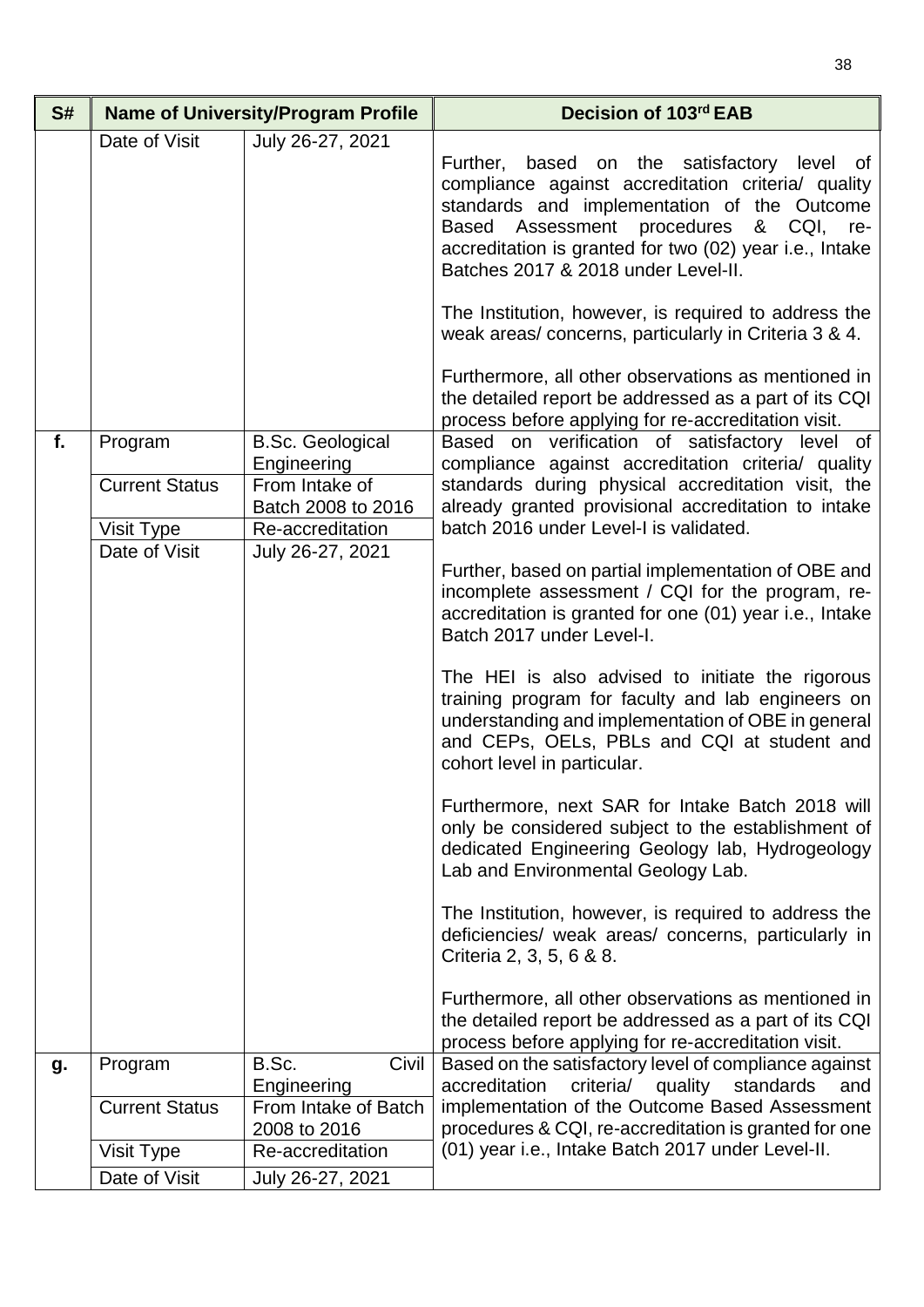| S# | Name of University/Program Profile | | Decision of 103rd EAB |
|---|---|---|---|
| | Date of Visit | July 26-27, 2021 | Further, based on the satisfactory level of compliance against accreditation criteria/ quality standards and implementation of the Outcome Based Assessment procedures & CQI, re-accreditation is granted for two (02) year i.e., Intake Batches 2017 & 2018 under Level-II.<br><br>The Institution, however, is required to address the weak areas/ concerns, particularly in Criteria 3 & 4.<br><br>Furthermore, all other observations as mentioned in the detailed report be addressed as a part of its CQI process before applying for re-accreditation visit. |
| f. | Program | B.Sc. Geological Engineering | Based on verification of satisfactory level of compliance against accreditation criteria/ quality standards during physical accreditation visit, the already granted provisional accreditation to intake batch 2016 under Level-I is validated.<br><br>Further, based on partial implementation of OBE and incomplete assessment / CQI for the program, re-accreditation is granted for one (01) year i.e., Intake Batch 2017 under Level-I.<br><br>The HEI is also advised to initiate the rigorous training program for faculty and lab engineers on understanding and implementation of OBE in general and CEPs, OELs, PBLs and CQI at student and cohort level in particular.<br><br>Furthermore, next SAR for Intake Batch 2018 will only be considered subject to the establishment of dedicated Engineering Geology lab, Hydrogeology Lab and Environmental Geology Lab.<br><br>The Institution, however, is required to address the deficiencies/ weak areas/ concerns, particularly in Criteria 2, 3, 5, 6 & 8.<br><br>Furthermore, all other observations as mentioned in the detailed report be addressed as a part of its CQI process before applying for re-accreditation visit. |
| | Current Status | From Intake of Batch 2008 to 2016 | |
| | Visit Type | Re-accreditation | |
| | Date of Visit | July 26-27, 2021 | |
| g. | Program | B.Sc. Civil Engineering | Based on the satisfactory level of compliance against accreditation criteria/ quality standards and implementation of the Outcome Based Assessment procedures & CQI, re-accreditation is granted for one (01) year i.e., Intake Batch 2017 under Level-II. |
| | Current Status | From Intake of Batch 2008 to 2016 | |
| | Visit Type | Re-accreditation | |
| | Date of Visit | July 26-27, 2021 | |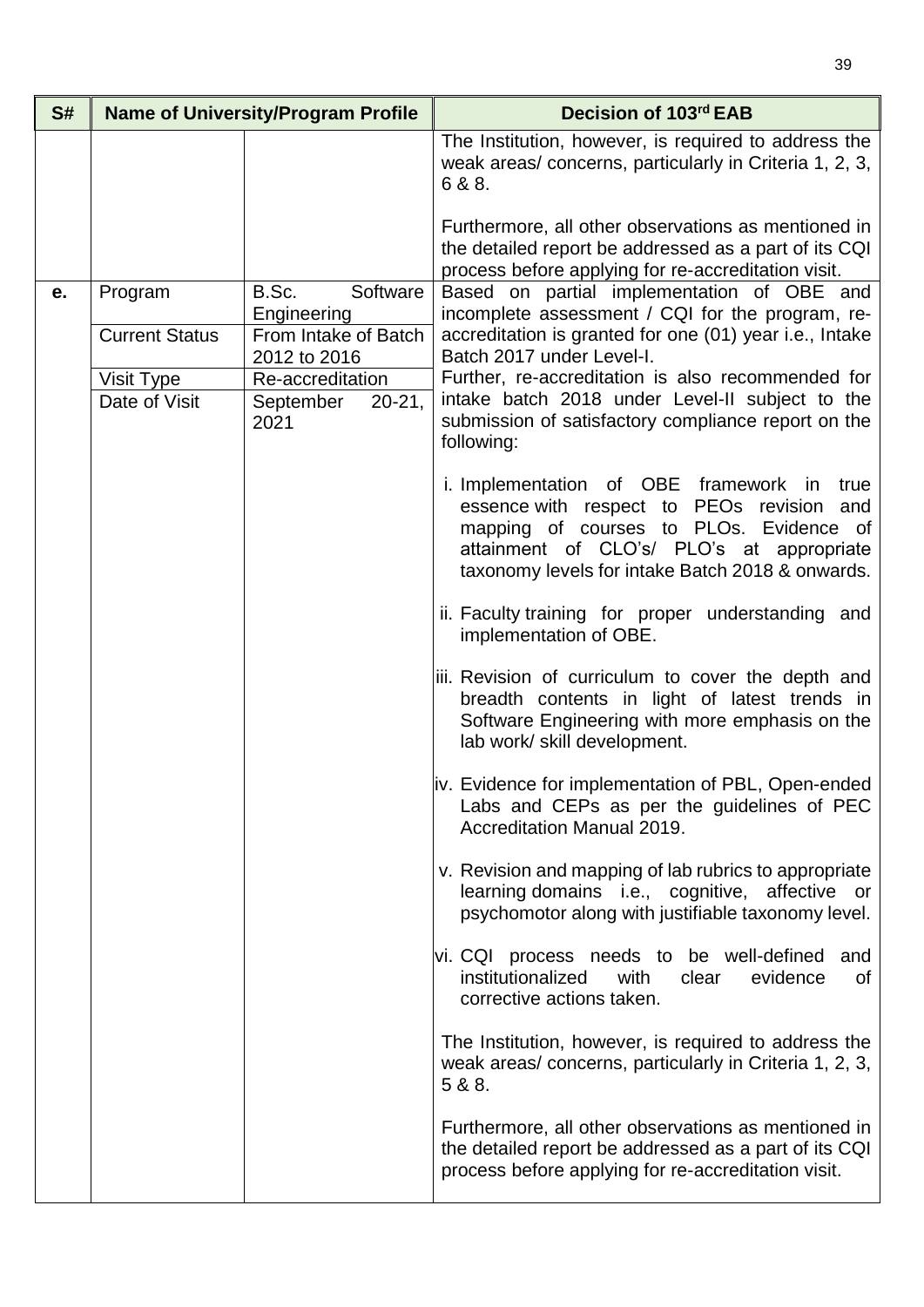| S# | Name of University/Program Profile | | Decision of 103rd EAB |
|---|---|---|---|
| | | | The Institution, however, is required to address the weak areas/ concerns, particularly in Criteria 1, 2, 3, 6 & 8.<br><br>Furthermore, all other observations as mentioned in the detailed report be addressed as a part of its CQI process before applying for re-accreditation visit. |
| e. | Program | B.Sc. Software Engineering | Based on partial implementation of OBE and incomplete assessment / CQI for the program, re-accreditation is granted for one (01) year i.e., Intake Batch 2017 under Level-I.<br>Further, re-accreditation is also recommended for intake batch 2018 under Level-II subject to the submission of satisfactory compliance report on the following:<br><br>i. Implementation of OBE framework in true essence with respect to PEOs revision and mapping of courses to PLOs. Evidence of attainment of CLO's/ PLO's at appropriate taxonomy levels for intake Batch 2018 & onwards.<br><br>ii. Faculty training for proper understanding and implementation of OBE.<br><br>iii. Revision of curriculum to cover the depth and breadth contents in light of latest trends in Software Engineering with more emphasis on the lab work/ skill development.<br><br>iv. Evidence for implementation of PBL, Open-ended Labs and CEPs as per the guidelines of PEC Accreditation Manual 2019.<br><br>v. Revision and mapping of lab rubrics to appropriate learning domains i.e., cognitive, affective or psychomotor along with justifiable taxonomy level.<br><br>vi. CQI process needs to be well-defined and institutionalized with clear evidence of corrective actions taken.<br><br>The Institution, however, is required to address the weak areas/ concerns, particularly in Criteria 1, 2, 3, 5 & 8.<br><br>Furthermore, all other observations as mentioned in the detailed report be addressed as a part of its CQI process before applying for re-accreditation visit. |
| | Current Status | From Intake of Batch 2012 to 2016 | |
| | Visit Type | Re-accreditation | |
| | Date of Visit | September 20-21, 2021 | |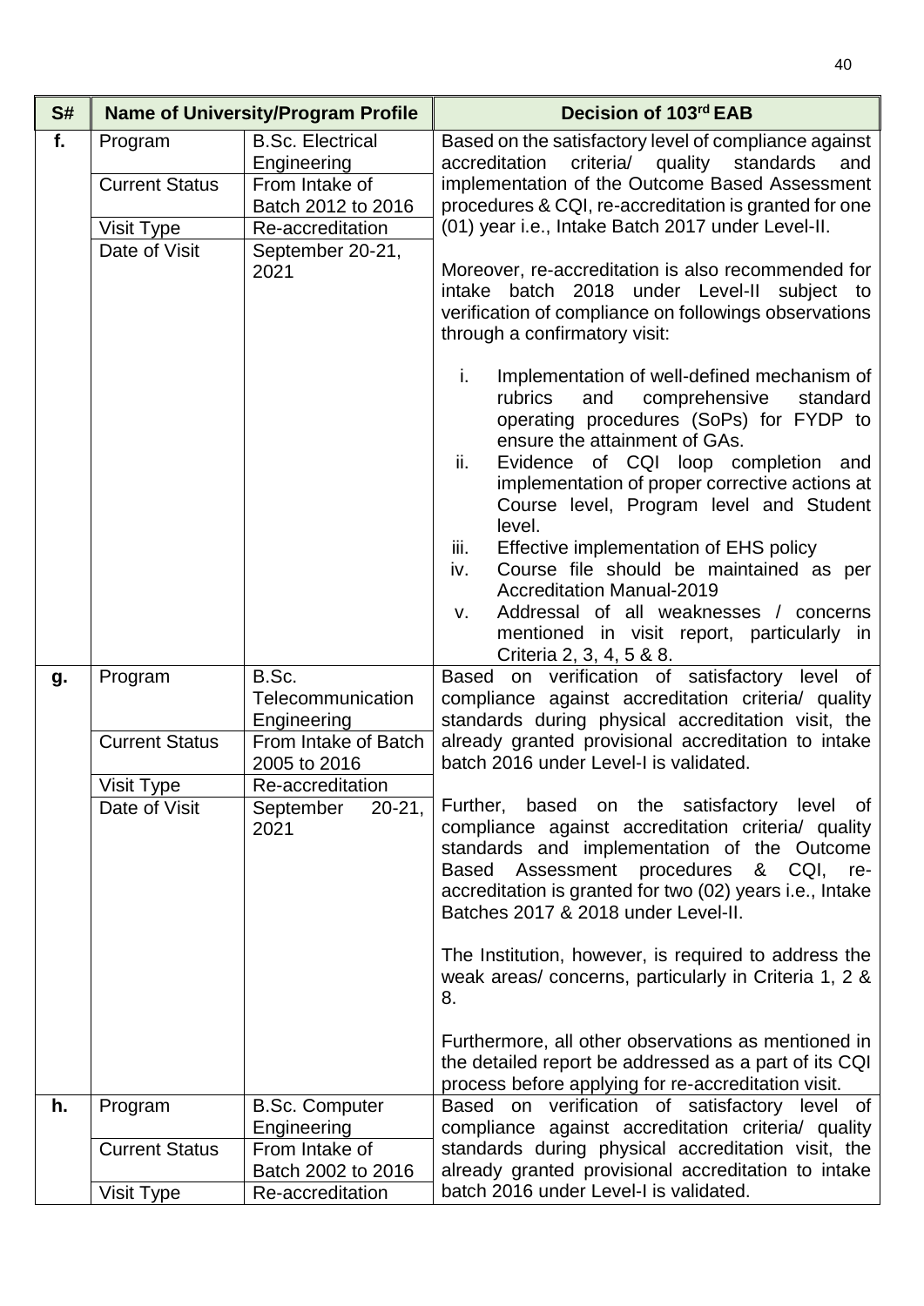| S# | Name of University/Program Profile | | Decision of 103rd EAB |
|---|---|---|---|
| f. | Program | B.Sc. Electrical Engineering | Based on the satisfactory level of compliance against accreditation criteria/ quality standards and implementation of the Outcome Based Assessment procedures & CQI, re-accreditation is granted for one (01) year i.e., Intake Batch 2017 under Level-II.<br><br>Moreover, re-accreditation is also recommended for intake batch 2018 under Level-II subject to verification of compliance on followings observations through a confirmatory visit:<br><br>i. Implementation of well-defined mechanism of rubrics and comprehensive standard operating procedures (SoPs) for FYDP to ensure the attainment of GAs.<br>ii. Evidence of CQI loop completion and implementation of proper corrective actions at Course level, Program level and Student level.<br>iii. Effective implementation of EHS policy<br>iv. Course file should be maintained as per Accreditation Manual-2019<br>v. Addressal of all weaknesses / concerns mentioned in visit report, particularly in Criteria 2, 3, 4, 5 & 8. |
| | Current Status | From Intake of Batch 2012 to 2016 | |
| | Visit Type | Re-accreditation | |
| | Date of Visit | September 20-21, 2021 | |
| g. | Program | B.Sc. Telecommunication Engineering | Based on verification of satisfactory level of compliance against accreditation criteria/ quality standards during physical accreditation visit, the already granted provisional accreditation to intake batch 2016 under Level-I is validated.<br><br>Further, based on the satisfactory level of compliance against accreditation criteria/ quality standards and implementation of the Outcome Based Assessment procedures & CQI, re-accreditation is granted for two (02) years i.e., Intake Batches 2017 & 2018 under Level-II.<br><br>The Institution, however, is required to address the weak areas/ concerns, particularly in Criteria 1, 2 & 8.<br><br>Furthermore, all other observations as mentioned in the detailed report be addressed as a part of its CQI process before applying for re-accreditation visit. |
| | Current Status | From Intake of Batch 2005 to 2016 | |
| | Visit Type | Re-accreditation | |
| | Date of Visit | September 20-21, 2021 | |
| h. | Program | B.Sc. Computer Engineering | Based on verification of satisfactory level of compliance against accreditation criteria/ quality standards during physical accreditation visit, the already granted provisional accreditation to intake batch 2016 under Level-I is validated. |
| | Current Status | From Intake of Batch 2002 to 2016 | |
| | Visit Type | Re-accreditation | |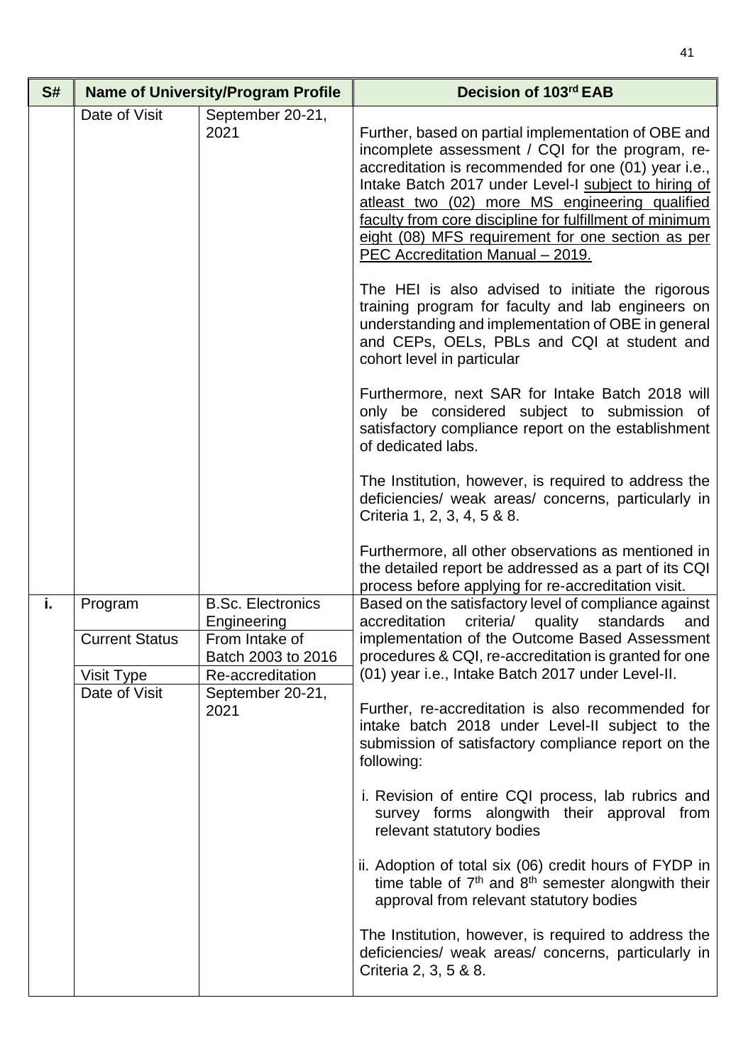| S# | Name of University/Program Profile | | Decision of 103rd EAB |
|---|---|---|---|
| | Date of Visit | September 20-21, 2021 | Further, based on partial implementation of OBE and incomplete assessment / CQI for the program, re-accreditation is recommended for one (01) year i.e., Intake Batch 2017 under Level-I <u>subject to hiring of atleast two (02) more MS engineering qualified faculty from core discipline for fulfillment of minimum eight (08) MFS requirement for one section as per PEC Accreditation Manual – 2019.</u><br><br>The HEI is also advised to initiate the rigorous training program for faculty and lab engineers on understanding and implementation of OBE in general and CEPs, OELs, PBLs and CQI at student and cohort level in particular<br><br>Furthermore, next SAR for Intake Batch 2018 will only be considered subject to submission of satisfactory compliance report on the establishment of dedicated labs.<br><br>The Institution, however, is required to address the deficiencies/ weak areas/ concerns, particularly in Criteria 1, 2, 3, 4, 5 & 8.<br><br>Furthermore, all other observations as mentioned in the detailed report be addressed as a part of its CQI process before applying for re-accreditation visit. |
| i. | Program | B.Sc. Electronics Engineering | Based on the satisfactory level of compliance against accreditation criteria/ quality standards and implementation of the Outcome Based Assessment procedures & CQI, re-accreditation is granted for one (01) year i.e., Intake Batch 2017 under Level-II.<br><br>Further, re-accreditation is also recommended for intake batch 2018 under Level-II subject to the submission of satisfactory compliance report on the following:<br><br>i. Revision of entire CQI process, lab rubrics and survey forms alongwith their approval from relevant statutory bodies<br><br>ii. Adoption of total six (06) credit hours of FYDP in time table of 7th and 8th semester alongwith their approval from relevant statutory bodies<br><br>The Institution, however, is required to address the deficiencies/ weak areas/ concerns, particularly in Criteria 2, 3, 5 & 8. |
| | Current Status | From Intake of Batch 2003 to 2016 | |
| | Visit Type | Re-accreditation | |
| | Date of Visit | September 20-21, 2021 | |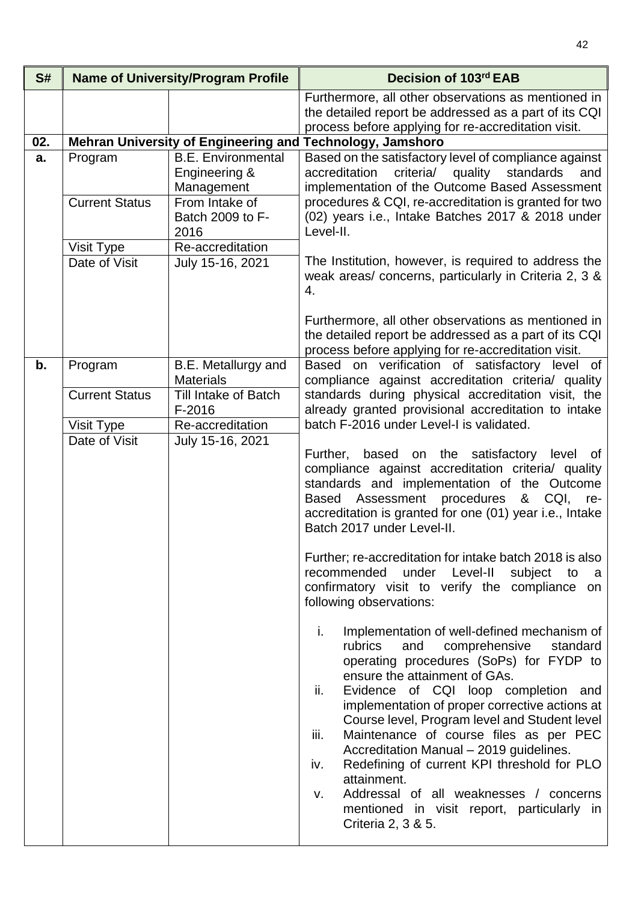| S# | Name of University/Program Profile | | Decision of 103rd EAB |
|---|---|---|---|
| | | | Furthermore, all other observations as mentioned in the detailed report be addressed as a part of its CQI process before applying for re-accreditation visit. |
| **02.** | **Mehran University of Engineering and Technology, Jamshoro** | | |
| **a.** | Program | B.E. Environmental Engineering & Management | Based on the satisfactory level of compliance against accreditation criteria/ quality standards and implementation of the Outcome Based Assessment procedures & CQI, re-accreditation is granted for two (02) years i.e., Intake Batches 2017 & 2018 under Level-II.<br><br>The Institution, however, is required to address the weak areas/ concerns, particularly in Criteria 2, 3 & 4.<br><br>Furthermore, all other observations as mentioned in the detailed report be addressed as a part of its CQI process before applying for re-accreditation visit. |
| | Current Status | From Intake of Batch 2009 to F-2016 | |
| | Visit Type | Re-accreditation | |
| | Date of Visit | July 15-16, 2021 | |
| **b.** | Program | B.E. Metallurgy and Materials | Based on verification of satisfactory level of compliance against accreditation criteria/ quality standards during physical accreditation visit, the already granted provisional accreditation to intake batch F-2016 under Level-I is validated.<br><br>Further, based on the satisfactory level of compliance against accreditation criteria/ quality standards and implementation of the Outcome Based Assessment procedures & CQI, re-accreditation is granted for one (01) year i.e., Intake Batch 2017 under Level-II.<br><br>Further; re-accreditation for intake batch 2018 is also recommended under Level-II subject to a confirmatory visit to verify the compliance on following observations:<br><br>i. Implementation of well-defined mechanism of rubrics and comprehensive standard operating procedures (SoPs) for FYDP to ensure the attainment of GAs.<br>ii. Evidence of CQI loop completion and implementation of proper corrective actions at Course level, Program level and Student level<br>iii. Maintenance of course files as per PEC Accreditation Manual – 2019 guidelines.<br>iv. Redefining of current KPI threshold for PLO attainment.<br>v. Addressal of all weaknesses / concerns mentioned in visit report, particularly in Criteria 2, 3 & 5. |
| | Current Status | Till Intake of Batch F-2016 | |
| | Visit Type | Re-accreditation | |
| | Date of Visit | July 15-16, 2021 | |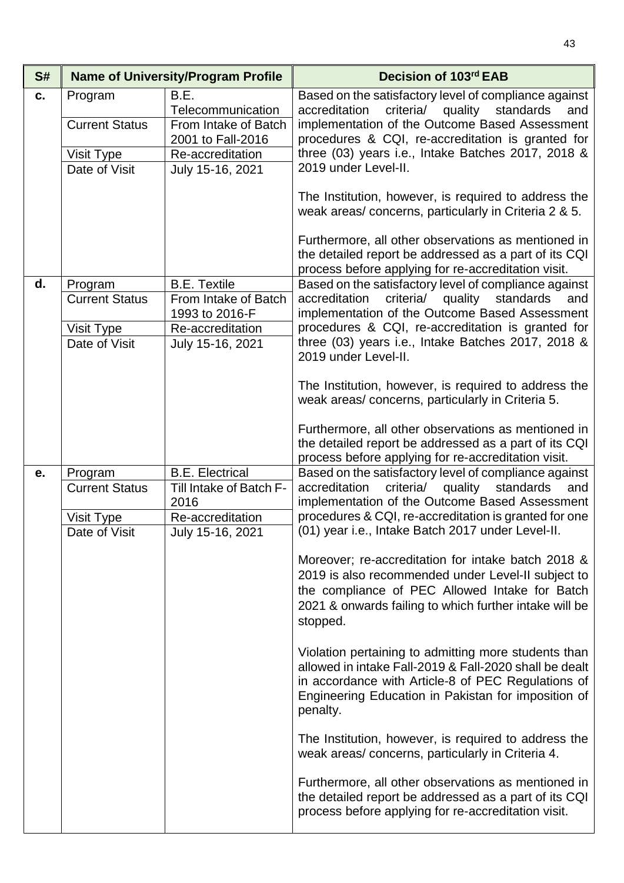| S# | Name of University/Program Profile | | Decision of 103rd EAB |
|---|---|---|---|
| c. | Program | B.E. Telecommunication | Based on the satisfactory level of compliance against accreditation criteria/ quality standards and implementation of the Outcome Based Assessment procedures & CQI, re-accreditation is granted for three (03) years i.e., Intake Batches 2017, 2018 & 2019 under Level-II.<br><br>The Institution, however, is required to address the weak areas/ concerns, particularly in Criteria 2 & 5.<br><br>Furthermore, all other observations as mentioned in the detailed report be addressed as a part of its CQI process before applying for re-accreditation visit. |
| | Current Status | From Intake of Batch 2001 to Fall-2016 | |
| | Visit Type | Re-accreditation | |
| | Date of Visit | July 15-16, 2021 | |
| d. | Program | B.E. Textile | Based on the satisfactory level of compliance against accreditation criteria/ quality standards and implementation of the Outcome Based Assessment procedures & CQI, re-accreditation is granted for three (03) years i.e., Intake Batches 2017, 2018 & 2019 under Level-II.<br><br>The Institution, however, is required to address the weak areas/ concerns, particularly in Criteria 5.<br><br>Furthermore, all other observations as mentioned in the detailed report be addressed as a part of its CQI process before applying for re-accreditation visit. |
| | Current Status | From Intake of Batch 1993 to 2016-F | |
| | Visit Type | Re-accreditation | |
| | Date of Visit | July 15-16, 2021 | |
| e. | Program | B.E. Electrical | Based on the satisfactory level of compliance against accreditation criteria/ quality standards and implementation of the Outcome Based Assessment procedures & CQI, re-accreditation is granted for one (01) year i.e., Intake Batch 2017 under Level-II.<br><br>Moreover; re-accreditation for intake batch 2018 & 2019 is also recommended under Level-II subject to the compliance of PEC Allowed Intake for Batch 2021 & onwards failing to which further intake will be stopped.<br><br>Violation pertaining to admitting more students than allowed in intake Fall-2019 & Fall-2020 shall be dealt in accordance with Article-8 of PEC Regulations of Engineering Education in Pakistan for imposition of penalty.<br><br>The Institution, however, is required to address the weak areas/ concerns, particularly in Criteria 4.<br><br>Furthermore, all other observations as mentioned in the detailed report be addressed as a part of its CQI process before applying for re-accreditation visit. |
| | Current Status | Till Intake of Batch F-2016 | |
| | Visit Type | Re-accreditation | |
| | Date of Visit | July 15-16, 2021 | |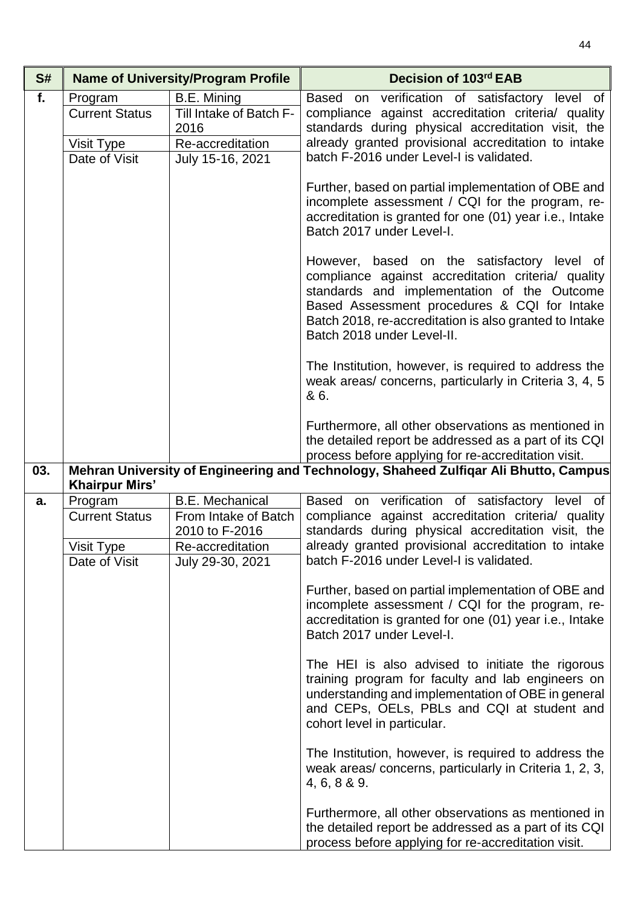| S# | Name of University/Program Profile | | Decision of 103rd EAB |
|---|---|---|---|
| **f.** | Program | B.E. Mining | Based on verification of satisfactory level of compliance against accreditation criteria/ quality standards during physical accreditation visit, the already granted provisional accreditation to intake batch F-2016 under Level-I is validated.<br><br>Further, based on partial implementation of OBE and incomplete assessment / CQI for the program, re-accreditation is granted for one (01) year i.e., Intake Batch 2017 under Level-I.<br><br>However, based on the satisfactory level of compliance against accreditation criteria/ quality standards and implementation of the Outcome Based Assessment procedures & CQI for Intake Batch 2018, re-accreditation is also granted to Intake Batch 2018 under Level-II.<br><br>The Institution, however, is required to address the weak areas/ concerns, particularly in Criteria 3, 4, 5 & 6.<br><br>Furthermore, all other observations as mentioned in the detailed report be addressed as a part of its CQI process before applying for re-accreditation visit. |
| | Current Status | Till Intake of Batch F-2016 | |
| | Visit Type | Re-accreditation | |
| | Date of Visit | July 15-16, 2021 | |
| **03.** | **Mehran University of Engineering and Technology, Shaheed Zulfiqar Ali Bhutto, Campus Khairpur Mirs'** | | |
| **a.** | Program | B.E. Mechanical | Based on verification of satisfactory level of compliance against accreditation criteria/ quality standards during physical accreditation visit, the already granted provisional accreditation to intake batch F-2016 under Level-I is validated.<br><br>Further, based on partial implementation of OBE and incomplete assessment / CQI for the program, re-accreditation is granted for one (01) year i.e., Intake Batch 2017 under Level-I.<br><br>The HEI is also advised to initiate the rigorous training program for faculty and lab engineers on understanding and implementation of OBE in general and CEPs, OELs, PBLs and CQI at student and cohort level in particular.<br><br>The Institution, however, is required to address the weak areas/ concerns, particularly in Criteria 1, 2, 3, 4, 6, 8 & 9.<br><br>Furthermore, all other observations as mentioned in the detailed report be addressed as a part of its CQI process before applying for re-accreditation visit. |
| | Current Status | From Intake of Batch 2010 to F-2016 | |
| | Visit Type | Re-accreditation | |
| | Date of Visit | July 29-30, 2021 | |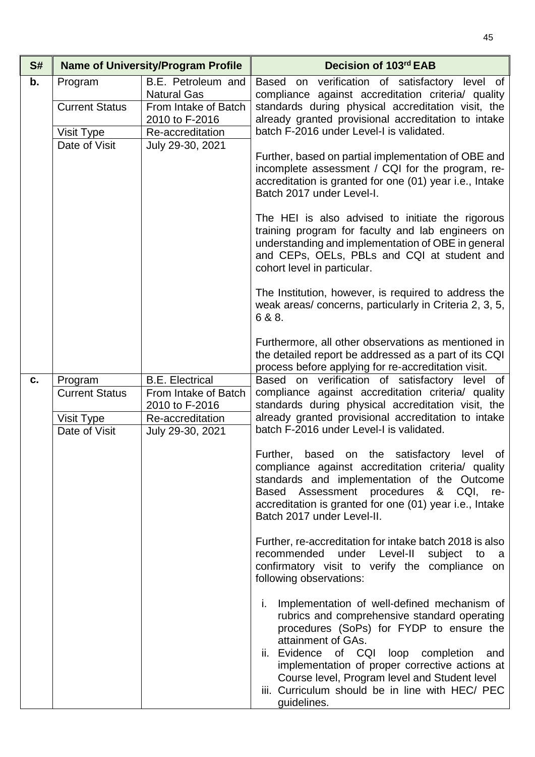| S# | Name of University/Program Profile | | Decision of 103rd EAB |
|---|---|---|---|
| **b.** | Program | B.E. Petroleum and Natural Gas | Based on verification of satisfactory level of compliance against accreditation criteria/ quality standards during physical accreditation visit, the already granted provisional accreditation to intake batch F-2016 under Level-I is validated.<br><br>Further, based on partial implementation of OBE and incomplete assessment / CQI for the program, re-accreditation is granted for one (01) year i.e., Intake Batch 2017 under Level-I.<br><br>The HEI is also advised to initiate the rigorous training program for faculty and lab engineers on understanding and implementation of OBE in general and CEPs, OELs, PBLs and CQI at student and cohort level in particular.<br><br>The Institution, however, is required to address the weak areas/ concerns, particularly in Criteria 2, 3, 5, 6 & 8.<br><br>Furthermore, all other observations as mentioned in the detailed report be addressed as a part of its CQI process before applying for re-accreditation visit. |
| | Current Status | From Intake of Batch 2010 to F-2016 | |
| | Visit Type | Re-accreditation | |
| | Date of Visit | July 29-30, 2021 | |
| **c.** | Program | B.E. Electrical | Based on verification of satisfactory level of compliance against accreditation criteria/ quality standards during physical accreditation visit, the already granted provisional accreditation to intake batch F-2016 under Level-I is validated.<br><br>Further, based on the satisfactory level of compliance against accreditation criteria/ quality standards and implementation of the Outcome Based Assessment procedures & CQI, re-accreditation is granted for one (01) year i.e., Intake Batch 2017 under Level-II.<br><br>Further, re-accreditation for intake batch 2018 is also recommended under Level-II subject to a confirmatory visit to verify the compliance on following observations:<br><br>i. Implementation of well-defined mechanism of rubrics and comprehensive standard operating procedures (SoPs) for FYDP to ensure the attainment of GAs.<br>ii. Evidence of CQI loop completion and implementation of proper corrective actions at Course level, Program level and Student level<br>iii. Curriculum should be in line with HEC/ PEC guidelines. |
| | Current Status | From Intake of Batch 2010 to F-2016 | |
| | Visit Type | Re-accreditation | |
| | Date of Visit | July 29-30, 2021 | |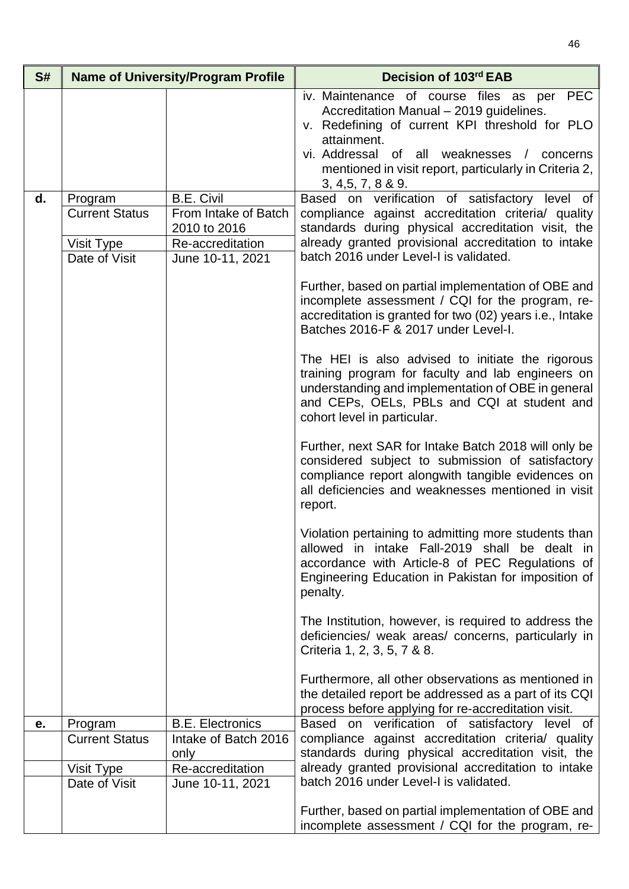| S# | Name of University/Program Profile | | Decision of 103rd EAB |
|---|---|---|---|
| | | | iv. Maintenance of course files as per PEC Accreditation Manual – 2019 guidelines.<br>v. Redefining of current KPI threshold for PLO attainment.<br>vi. Addressal of all weaknesses / concerns mentioned in visit report, particularly in Criteria 2, 3, 4,5, 7, 8 & 9. |
| **d.** | Program | B.E. Civil | Based on verification of satisfactory level of compliance against accreditation criteria/ quality standards during physical accreditation visit, the already granted provisional accreditation to intake batch 2016 under Level-I is validated.<br><br>Further, based on partial implementation of OBE and incomplete assessment / CQI for the program, re-accreditation is granted for two (02) years i.e., Intake Batches 2016-F & 2017 under Level-I.<br><br>The HEI is also advised to initiate the rigorous training program for faculty and lab engineers on understanding and implementation of OBE in general and CEPs, OELs, PBLs and CQI at student and cohort level in particular.<br><br>Further, next SAR for Intake Batch 2018 will only be considered subject to submission of satisfactory compliance report alongwith tangible evidences on all deficiencies and weaknesses mentioned in visit report.<br><br>Violation pertaining to admitting more students than allowed in intake Fall-2019 shall be dealt in accordance with Article-8 of PEC Regulations of Engineering Education in Pakistan for imposition of penalty.<br><br>The Institution, however, is required to address the deficiencies/ weak areas/ concerns, particularly in Criteria 1, 2, 3, 5, 7 & 8.<br><br>Furthermore, all other observations as mentioned in the detailed report be addressed as a part of its CQI process before applying for re-accreditation visit. |
| | Current Status | From Intake of Batch 2010 to 2016 | |
| | Visit Type | Re-accreditation | |
| | Date of Visit | June 10-11, 2021 | |
| **e.** | Program | B.E. Electronics | Based on verification of satisfactory level of compliance against accreditation criteria/ quality standards during physical accreditation visit, the already granted provisional accreditation to intake batch 2016 under Level-I is validated.<br><br>Further, based on partial implementation of OBE and incomplete assessment / CQI for the program, re- |
| | Current Status | Intake of Batch 2016 only | |
| | Visit Type | Re-accreditation | |
| | Date of Visit | June 10-11, 2021 | |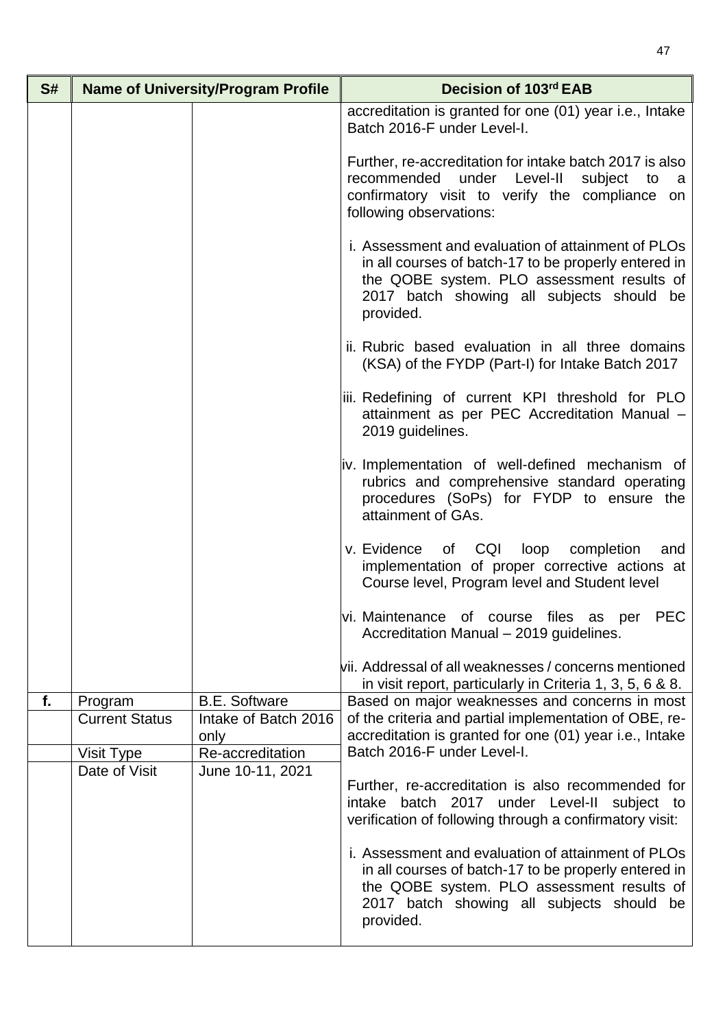| S# | Name of University/Program Profile | | Decision of 103rd EAB |
|---|---|---|---|
| | | | accreditation is granted for one (01) year i.e., Intake Batch 2016-F under Level-I.<br><br>Further, re-accreditation for intake batch 2017 is also recommended under Level-II subject to a confirmatory visit to verify the compliance on following observations:<br><br>i. Assessment and evaluation of attainment of PLOs in all courses of batch-17 to be properly entered in the QOBE system. PLO assessment results of 2017 batch showing all subjects should be provided.<br><br>ii. Rubric based evaluation in all three domains (KSA) of the FYDP (Part-I) for Intake Batch 2017<br><br>iii. Redefining of current KPI threshold for PLO attainment as per PEC Accreditation Manual – 2019 guidelines.<br><br>iv. Implementation of well-defined mechanism of rubrics and comprehensive standard operating procedures (SoPs) for FYDP to ensure the attainment of GAs.<br><br>v. Evidence of CQI loop completion and implementation of proper corrective actions at Course level, Program level and Student level<br><br>vi. Maintenance of course files as per PEC Accreditation Manual – 2019 guidelines.<br><br>vii. Addressal of all weaknesses / concerns mentioned in visit report, particularly in Criteria 1, 3, 5, 6 & 8. |
| f. | Program | B.E. Software | Based on major weaknesses and concerns in most of the criteria and partial implementation of OBE, re-accreditation is granted for one (01) year i.e., Intake Batch 2016-F under Level-I.<br><br>Further, re-accreditation is also recommended for intake batch 2017 under Level-II subject to verification of following through a confirmatory visit:<br><br>i. Assessment and evaluation of attainment of PLOs in all courses of batch-17 to be properly entered in the QOBE system. PLO assessment results of 2017 batch showing all subjects should be provided. |
| | Current Status | Intake of Batch 2016 only | |
| | Visit Type | Re-accreditation | |
| | Date of Visit | June 10-11, 2021 | |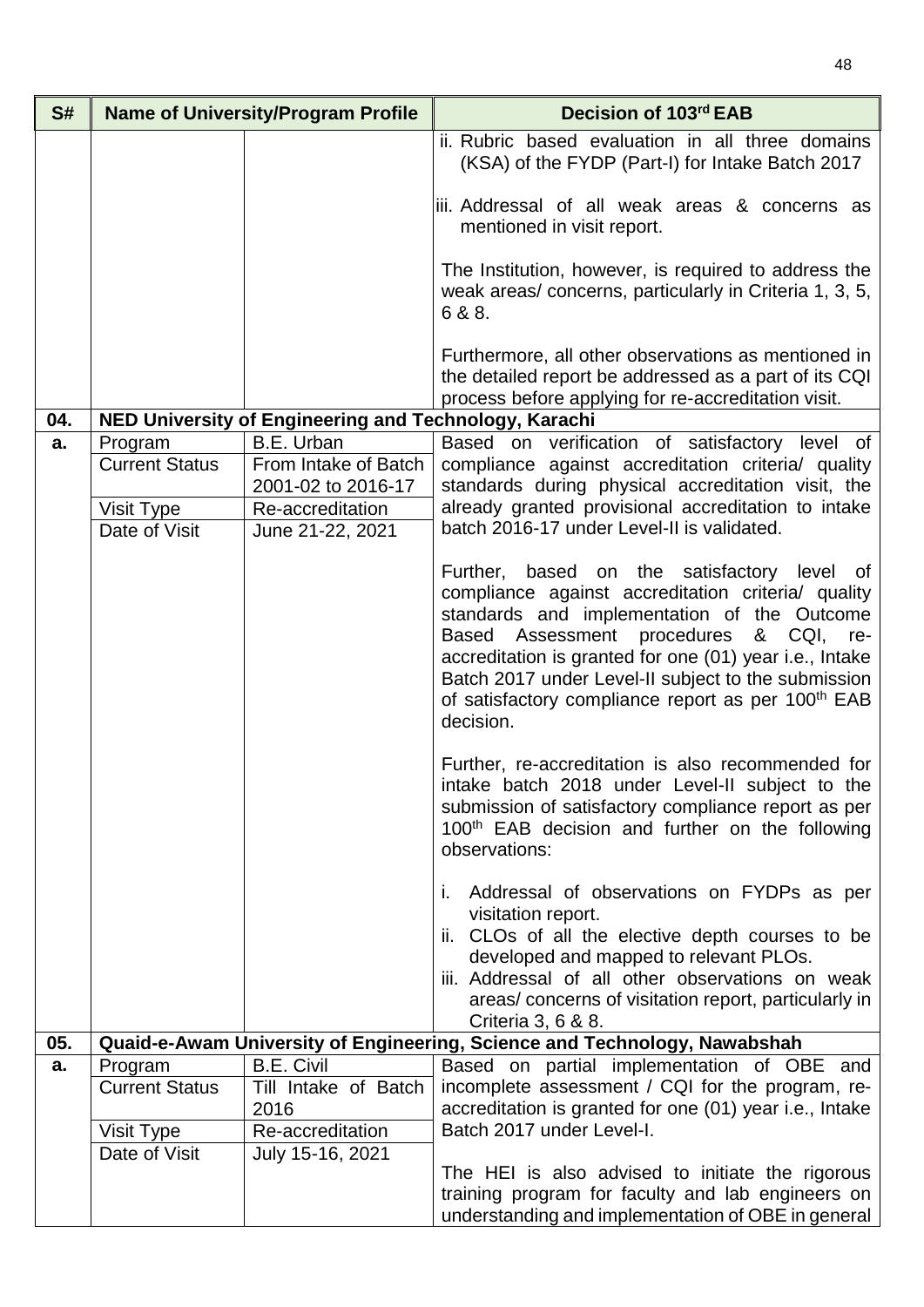| S# | Name of University/Program Profile | | Decision of 103rd EAB |
|---|---|---|---|
| | | | ii. Rubric based evaluation in all three domains (KSA) of the FYDP (Part-I) for Intake Batch 2017<br><br>iii. Addressal of all weak areas & concerns as mentioned in visit report.<br><br>The Institution, however, is required to address the weak areas/ concerns, particularly in Criteria 1, 3, 5, 6 & 8.<br><br>Furthermore, all other observations as mentioned in the detailed report be addressed as a part of its CQI process before applying for re-accreditation visit. |
| **04.** | **NED University of Engineering and Technology, Karachi** | | |
| **a.** | Program | B.E. Urban | Based on verification of satisfactory level of compliance against accreditation criteria/ quality standards during physical accreditation visit, the already granted provisional accreditation to intake batch 2016-17 under Level-II is validated.<br><br>Further, based on the satisfactory level of compliance against accreditation criteria/ quality standards and implementation of the Outcome Based Assessment procedures & CQI, re-accreditation is granted for one (01) year i.e., Intake Batch 2017 under Level-II subject to the submission of satisfactory compliance report as per 100th EAB decision.<br><br>Further, re-accreditation is also recommended for intake batch 2018 under Level-II subject to the submission of satisfactory compliance report as per 100th EAB decision and further on the following observations:<br><br>i. Addressal of observations on FYDPs as per visitation report.<br>ii. CLOs of all the elective depth courses to be developed and mapped to relevant PLOs.<br>iii. Addressal of all other observations on weak areas/ concerns of visitation report, particularly in Criteria 3, 6 & 8. |
| | Current Status | From Intake of Batch 2001-02 to 2016-17 | |
| | Visit Type | Re-accreditation | |
| | Date of Visit | June 21-22, 2021 | |
| **05.** | **Quaid-e-Awam University of Engineering, Science and Technology, Nawabshah** | | |
| **a.** | Program | B.E. Civil | Based on partial implementation of OBE and incomplete assessment / CQI for the program, re-accreditation is granted for one (01) year i.e., Intake Batch 2017 under Level-I.<br><br>The HEI is also advised to initiate the rigorous training program for faculty and lab engineers on understanding and implementation of OBE in general |
| | Current Status | Till Intake of Batch 2016 | |
| | Visit Type | Re-accreditation | |
| | Date of Visit | July 15-16, 2021 | |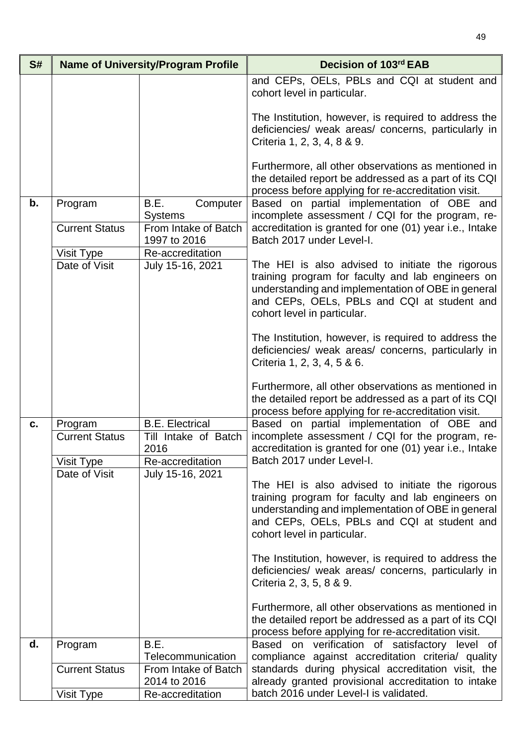| S# | Name of University/Program Profile | | Decision of 103rd EAB |
|---|---|---|---|
| | | | and CEPs, OELs, PBLs and CQI at student and cohort level in particular.<br><br>The Institution, however, is required to address the deficiencies/ weak areas/ concerns, particularly in Criteria 1, 2, 3, 4, 8 & 9.<br><br>Furthermore, all other observations as mentioned in the detailed report be addressed as a part of its CQI process before applying for re-accreditation visit. |
| **b.** | Program | B.E. Computer Systems | Based on partial implementation of OBE and incomplete assessment / CQI for the program, re-accreditation is granted for one (01) year i.e., Intake Batch 2017 under Level-I.<br><br>The HEI is also advised to initiate the rigorous training program for faculty and lab engineers on understanding and implementation of OBE in general and CEPs, OELs, PBLs and CQI at student and cohort level in particular.<br><br>The Institution, however, is required to address the deficiencies/ weak areas/ concerns, particularly in Criteria 1, 2, 3, 4, 5 & 6.<br><br>Furthermore, all other observations as mentioned in the detailed report be addressed as a part of its CQI process before applying for re-accreditation visit. |
| | Current Status | From Intake of Batch 1997 to 2016 | |
| | Visit Type | Re-accreditation | |
| | Date of Visit | July 15-16, 2021 | |
| **c.** | Program | B.E. Electrical | Based on partial implementation of OBE and incomplete assessment / CQI for the program, re-accreditation is granted for one (01) year i.e., Intake Batch 2017 under Level-I.<br><br>The HEI is also advised to initiate the rigorous training program for faculty and lab engineers on understanding and implementation of OBE in general and CEPs, OELs, PBLs and CQI at student and cohort level in particular.<br><br>The Institution, however, is required to address the deficiencies/ weak areas/ concerns, particularly in Criteria 2, 3, 5, 8 & 9.<br><br>Furthermore, all other observations as mentioned in the detailed report be addressed as a part of its CQI process before applying for re-accreditation visit. |
| | Current Status | Till Intake of Batch 2016 | |
| | Visit Type | Re-accreditation | |
| | Date of Visit | July 15-16, 2021 | |
| **d.** | Program | B.E. Telecommunication | Based on verification of satisfactory level of compliance against accreditation criteria/ quality standards during physical accreditation visit, the already granted provisional accreditation to intake batch 2016 under Level-I is validated. |
| | Current Status | From Intake of Batch 2014 to 2016 | |
| | Visit Type | Re-accreditation | |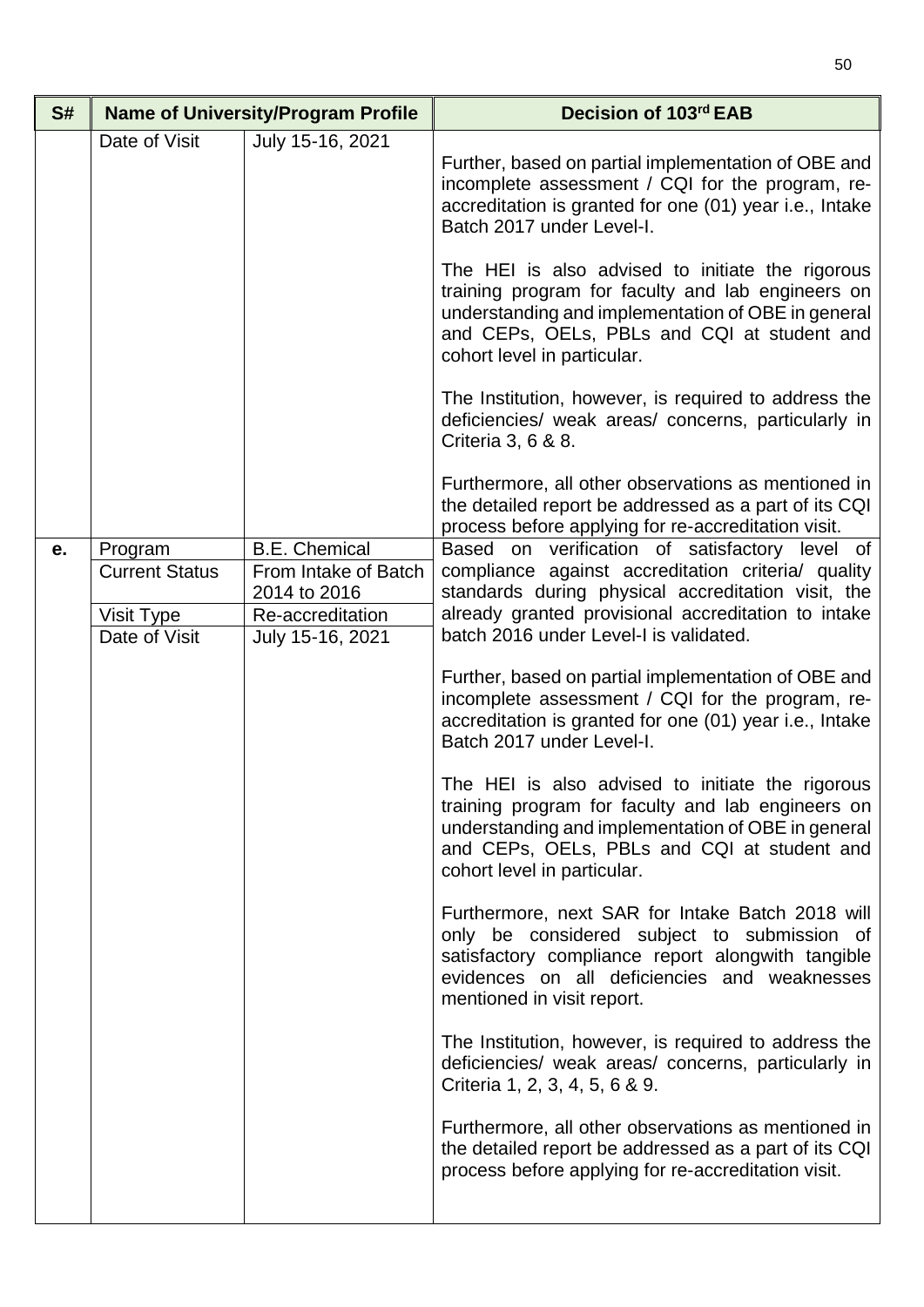| S# | Name of University/Program Profile | | Decision of 103rd EAB |
|---|---|---|---|
| | Date of Visit | July 15-16, 2021 | Further, based on partial implementation of OBE and incomplete assessment / CQI for the program, re-accreditation is granted for one (01) year i.e., Intake Batch 2017 under Level-I.<br><br>The HEI is also advised to initiate the rigorous training program for faculty and lab engineers on understanding and implementation of OBE in general and CEPs, OELs, PBLs and CQI at student and cohort level in particular.<br><br>The Institution, however, is required to address the deficiencies/ weak areas/ concerns, particularly in Criteria 3, 6 & 8.<br><br>Furthermore, all other observations as mentioned in the detailed report be addressed as a part of its CQI process before applying for re-accreditation visit. |
| **e.** | Program | B.E. Chemical | Based on verification of satisfactory level of compliance against accreditation criteria/ quality standards during physical accreditation visit, the already granted provisional accreditation to intake batch 2016 under Level-I is validated.<br><br>Further, based on partial implementation of OBE and incomplete assessment / CQI for the program, re-accreditation is granted for one (01) year i.e., Intake Batch 2017 under Level-I.<br><br>The HEI is also advised to initiate the rigorous training program for faculty and lab engineers on understanding and implementation of OBE in general and CEPs, OELs, PBLs and CQI at student and cohort level in particular.<br><br>Furthermore, next SAR for Intake Batch 2018 will only be considered subject to submission of satisfactory compliance report alongwith tangible evidences on all deficiencies and weaknesses mentioned in visit report.<br><br>The Institution, however, is required to address the deficiencies/ weak areas/ concerns, particularly in Criteria 1, 2, 3, 4, 5, 6 & 9.<br><br>Furthermore, all other observations as mentioned in the detailed report be addressed as a part of its CQI process before applying for re-accreditation visit. |
| | Current Status | From Intake of Batch 2014 to 2016 | |
| | Visit Type | Re-accreditation | |
| | Date of Visit | July 15-16, 2021 | |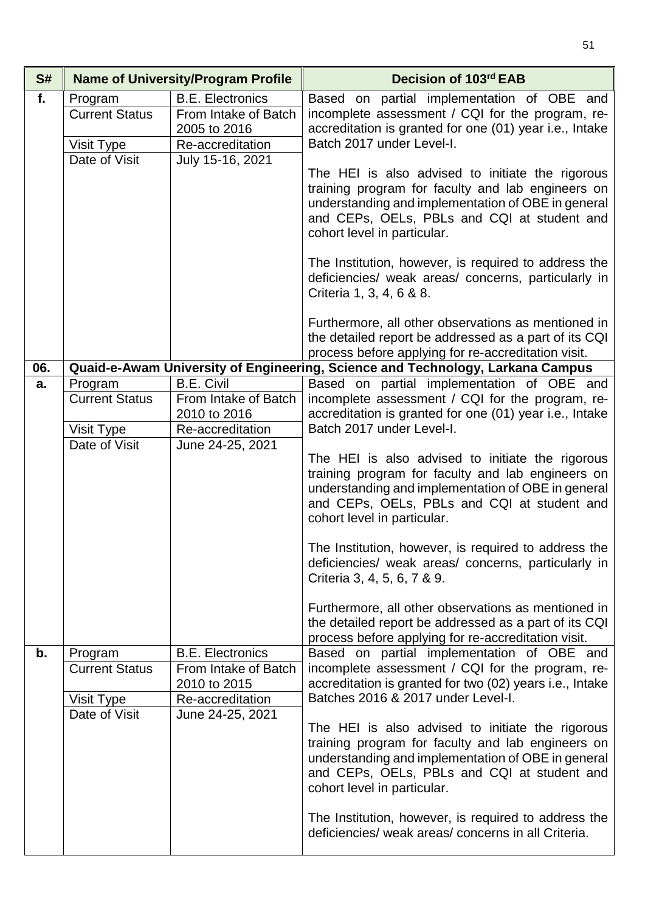| S# | Name of University/Program Profile | | Decision of 103rd EAB |
|---|---|---|---|
| **f.** | Program | B.E. Electronics | Based on partial implementation of OBE and incomplete assessment / CQI for the program, re-accreditation is granted for one (01) year i.e., Intake Batch 2017 under Level-I.<br><br>The HEI is also advised to initiate the rigorous training program for faculty and lab engineers on understanding and implementation of OBE in general and CEPs, OELs, PBLs and CQI at student and cohort level in particular.<br><br>The Institution, however, is required to address the deficiencies/ weak areas/ concerns, particularly in Criteria 1, 3, 4, 6 & 8.<br><br>Furthermore, all other observations as mentioned in the detailed report be addressed as a part of its CQI process before applying for re-accreditation visit. |
| | Current Status | From Intake of Batch 2005 to 2016 | |
| | Visit Type | Re-accreditation | |
| | Date of Visit | July 15-16, 2021 | |
| **06.** | **Quaid-e-Awam University of Engineering, Science and Technology, Larkana Campus** | | |
| **a.** | Program | B.E. Civil | Based on partial implementation of OBE and incomplete assessment / CQI for the program, re-accreditation is granted for one (01) year i.e., Intake Batch 2017 under Level-I.<br><br>The HEI is also advised to initiate the rigorous training program for faculty and lab engineers on understanding and implementation of OBE in general and CEPs, OELs, PBLs and CQI at student and cohort level in particular.<br><br>The Institution, however, is required to address the deficiencies/ weak areas/ concerns, particularly in Criteria 3, 4, 5, 6, 7 & 9.<br><br>Furthermore, all other observations as mentioned in the detailed report be addressed as a part of its CQI process before applying for re-accreditation visit. |
| | Current Status | From Intake of Batch 2010 to 2016 | |
| | Visit Type | Re-accreditation | |
| | Date of Visit | June 24-25, 2021 | |
| **b.** | Program | B.E. Electronics | Based on partial implementation of OBE and incomplete assessment / CQI for the program, re-accreditation is granted for two (02) years i.e., Intake Batches 2016 & 2017 under Level-I.<br><br>The HEI is also advised to initiate the rigorous training program for faculty and lab engineers on understanding and implementation of OBE in general and CEPs, OELs, PBLs and CQI at student and cohort level in particular.<br><br>The Institution, however, is required to address the deficiencies/ weak areas/ concerns in all Criteria. |
| | Current Status | From Intake of Batch 2010 to 2015 | |
| | Visit Type | Re-accreditation | |
| | Date of Visit | June 24-25, 2021 | |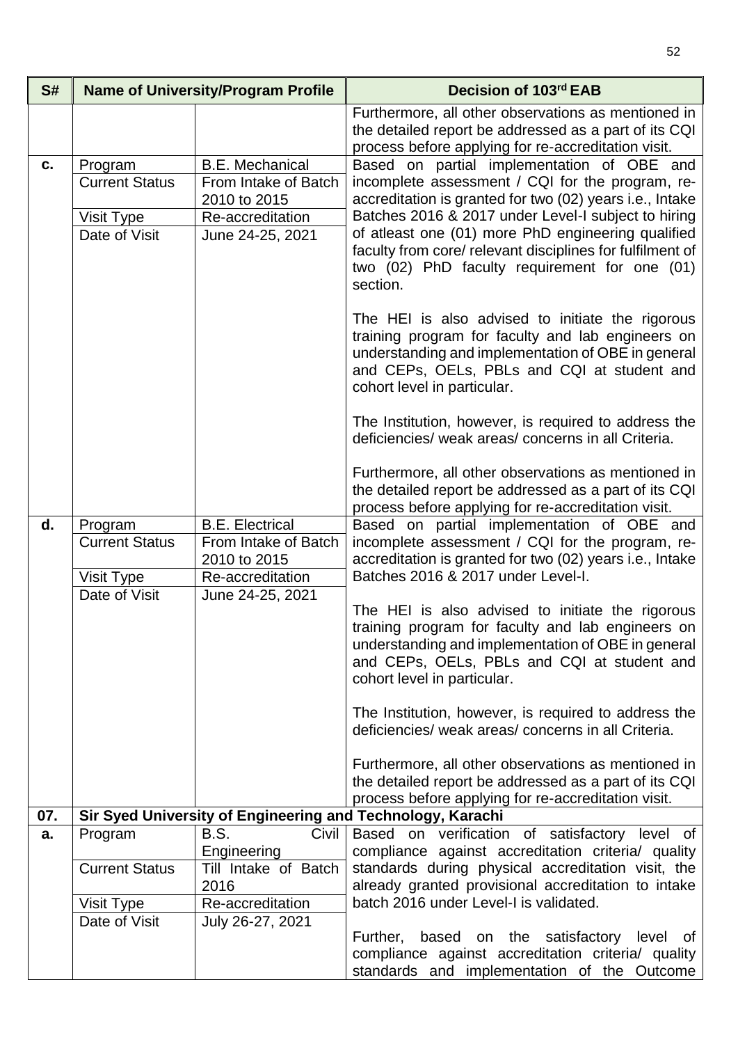| S# | Name of University/Program Profile | | Decision of 103rd EAB |
|---|---|---|---|
| | | | Furthermore, all other observations as mentioned in the detailed report be addressed as a part of its CQI process before applying for re-accreditation visit. |
| c. | Program | B.E. Mechanical | Based on partial implementation of OBE and incomplete assessment / CQI for the program, re-accreditation is granted for two (02) years i.e., Intake Batches 2016 & 2017 under Level-I subject to hiring of atleast one (01) more PhD engineering qualified faculty from core/ relevant disciplines for fulfilment of two (02) PhD faculty requirement for one (01) section.<br><br>The HEI is also advised to initiate the rigorous training program for faculty and lab engineers on understanding and implementation of OBE in general and CEPs, OELs, PBLs and CQI at student and cohort level in particular.<br><br>The Institution, however, is required to address the deficiencies/ weak areas/ concerns in all Criteria.<br><br>Furthermore, all other observations as mentioned in the detailed report be addressed as a part of its CQI process before applying for re-accreditation visit. |
| | Current Status | From Intake of Batch 2010 to 2015 | |
| | Visit Type | Re-accreditation | |
| | Date of Visit | June 24-25, 2021 | |
| d. | Program | B.E. Electrical | Based on partial implementation of OBE and incomplete assessment / CQI for the program, re-accreditation is granted for two (02) years i.e., Intake Batches 2016 & 2017 under Level-I.<br><br>The HEI is also advised to initiate the rigorous training program for faculty and lab engineers on understanding and implementation of OBE in general and CEPs, OELs, PBLs and CQI at student and cohort level in particular.<br><br>The Institution, however, is required to address the deficiencies/ weak areas/ concerns in all Criteria.<br><br>Furthermore, all other observations as mentioned in the detailed report be addressed as a part of its CQI process before applying for re-accreditation visit. |
| | Current Status | From Intake of Batch 2010 to 2015 | |
| | Visit Type | Re-accreditation | |
| | Date of Visit | June 24-25, 2021 | |
| 07. | **Sir Syed University of Engineering and Technology, Karachi** | | |
| a. | Program | B.S. Civil Engineering | Based on verification of satisfactory level of compliance against accreditation criteria/ quality standards during physical accreditation visit, the already granted provisional accreditation to intake batch 2016 under Level-I is validated.<br><br>Further, based on the satisfactory level of compliance against accreditation criteria/ quality standards and implementation of the Outcome |
| | Current Status | Till Intake of Batch 2016 | |
| | Visit Type | Re-accreditation | |
| | Date of Visit | July 26-27, 2021 | |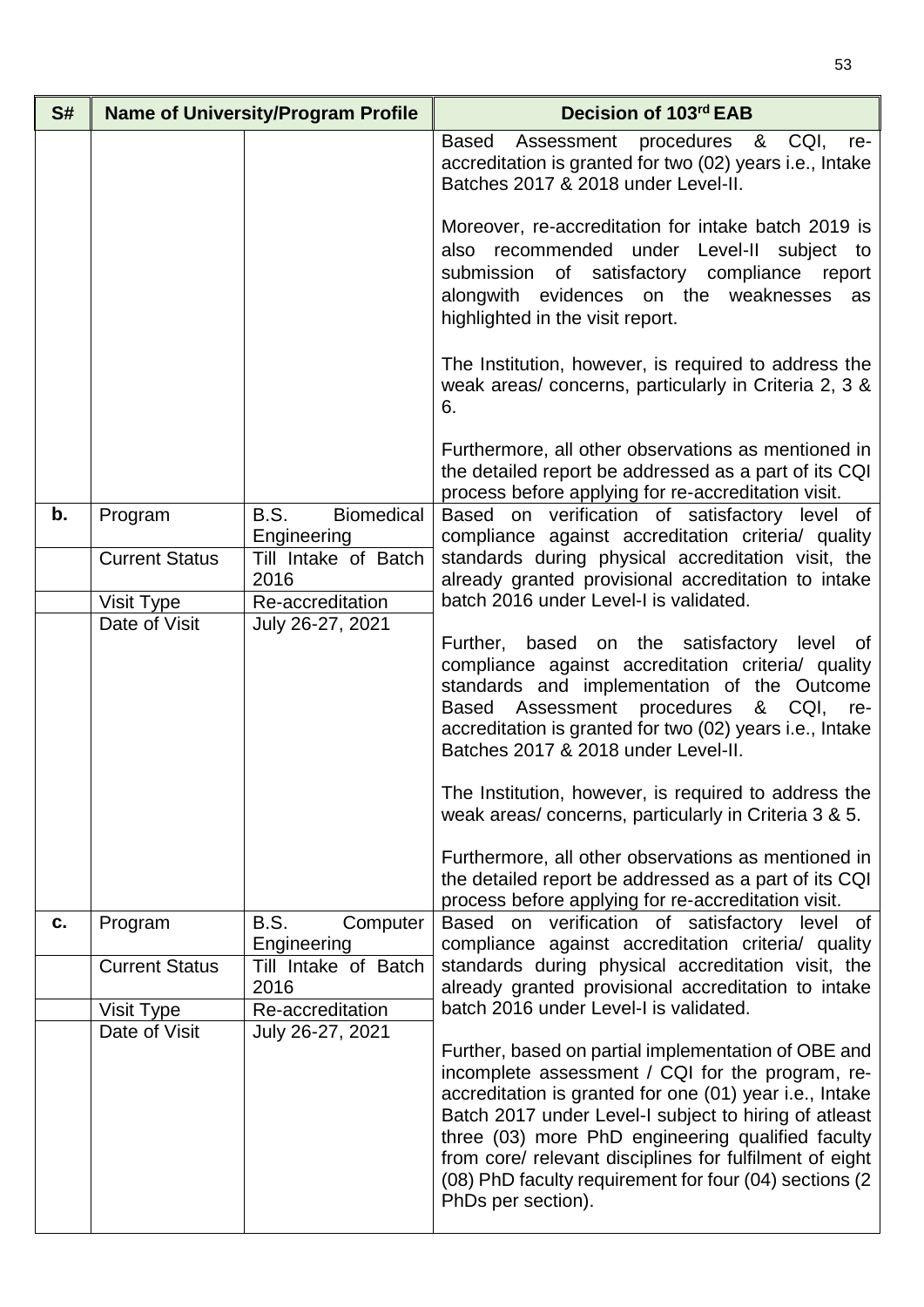| S# | Name of University/Program Profile | | Decision of 103rd EAB |
|---|---|---|---|
| | | | Based Assessment procedures & CQI, re-accreditation is granted for two (02) years i.e., Intake Batches 2017 & 2018 under Level-II.<br><br>Moreover, re-accreditation for intake batch 2019 is also recommended under Level-II subject to submission of satisfactory compliance report alongwith evidences on the weaknesses as highlighted in the visit report.<br><br>The Institution, however, is required to address the weak areas/ concerns, particularly in Criteria 2, 3 & 6.<br><br>Furthermore, all other observations as mentioned in the detailed report be addressed as a part of its CQI process before applying for re-accreditation visit. |
| **b.** | Program | B.S. Biomedical Engineering | Based on verification of satisfactory level of compliance against accreditation criteria/ quality standards during physical accreditation visit, the already granted provisional accreditation to intake batch 2016 under Level-I is validated.<br><br>Further, based on the satisfactory level of compliance against accreditation criteria/ quality standards and implementation of the Outcome Based Assessment procedures & CQI, re-accreditation is granted for two (02) years i.e., Intake Batches 2017 & 2018 under Level-II.<br><br>The Institution, however, is required to address the weak areas/ concerns, particularly in Criteria 3 & 5.<br><br>Furthermore, all other observations as mentioned in the detailed report be addressed as a part of its CQI process before applying for re-accreditation visit. |
| | Current Status | Till Intake of Batch 2016 | |
| | Visit Type | Re-accreditation | |
| | Date of Visit | July 26-27, 2021 | |
| **c.** | Program | B.S. Computer Engineering | Based on verification of satisfactory level of compliance against accreditation criteria/ quality standards during physical accreditation visit, the already granted provisional accreditation to intake batch 2016 under Level-I is validated.<br><br>Further, based on partial implementation of OBE and incomplete assessment / CQI for the program, re-accreditation is granted for one (01) year i.e., Intake Batch 2017 under Level-I subject to hiring of atleast three (03) more PhD engineering qualified faculty from core/ relevant disciplines for fulfilment of eight (08) PhD faculty requirement for four (04) sections (2 PhDs per section). |
| | Current Status | Till Intake of Batch 2016 | |
| | Visit Type | Re-accreditation | |
| | Date of Visit | July 26-27, 2021 | |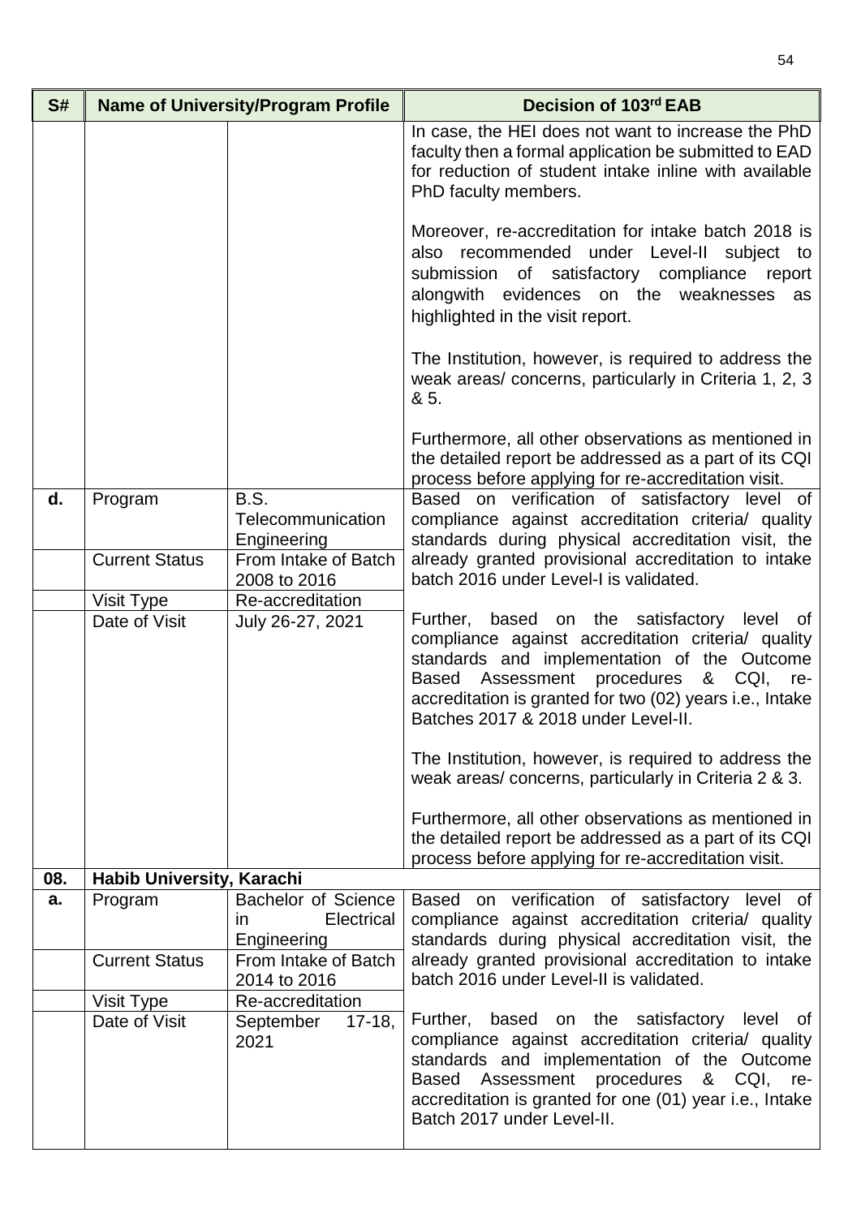| S# | Name of University/Program Profile | | Decision of 103rd EAB |
|---|---|---|---|
| | | | In case, the HEI does not want to increase the PhD faculty then a formal application be submitted to EAD for reduction of student intake inline with available PhD faculty members.<br><br>Moreover, re-accreditation for intake batch 2018 is also recommended under Level-II subject to submission of satisfactory compliance report alongwith evidences on the weaknesses as highlighted in the visit report.<br><br>The Institution, however, is required to address the weak areas/ concerns, particularly in Criteria 1, 2, 3 & 5.<br><br>Furthermore, all other observations as mentioned in the detailed report be addressed as a part of its CQI process before applying for re-accreditation visit. |
| **d.** | Program | B.S. Telecommunication Engineering | Based on verification of satisfactory level of compliance against accreditation criteria/ quality standards during physical accreditation visit, the already granted provisional accreditation to intake batch 2016 under Level-I is validated.<br><br>Further, based on the satisfactory level of compliance against accreditation criteria/ quality standards and implementation of the Outcome Based Assessment procedures & CQI, re-accreditation is granted for two (02) years i.e., Intake Batches 2017 & 2018 under Level-II.<br><br>The Institution, however, is required to address the weak areas/ concerns, particularly in Criteria 2 & 3.<br><br>Furthermore, all other observations as mentioned in the detailed report be addressed as a part of its CQI process before applying for re-accreditation visit. |
| | Current Status | From Intake of Batch 2008 to 2016 | |
| | Visit Type | Re-accreditation | |
| | Date of Visit | July 26-27, 2021 | |
| **08.** | **Habib University, Karachi** | | |
| **a.** | Program | Bachelor of Science in Electrical Engineering | Based on verification of satisfactory level of compliance against accreditation criteria/ quality standards during physical accreditation visit, the already granted provisional accreditation to intake batch 2016 under Level-II is validated.<br><br>Further, based on the satisfactory level of compliance against accreditation criteria/ quality standards and implementation of the Outcome Based Assessment procedures & CQI, re-accreditation is granted for one (01) year i.e., Intake Batch 2017 under Level-II. |
| | Current Status | From Intake of Batch 2014 to 2016 | |
| | Visit Type | Re-accreditation | |
| | Date of Visit | September 17-18, 2021 | |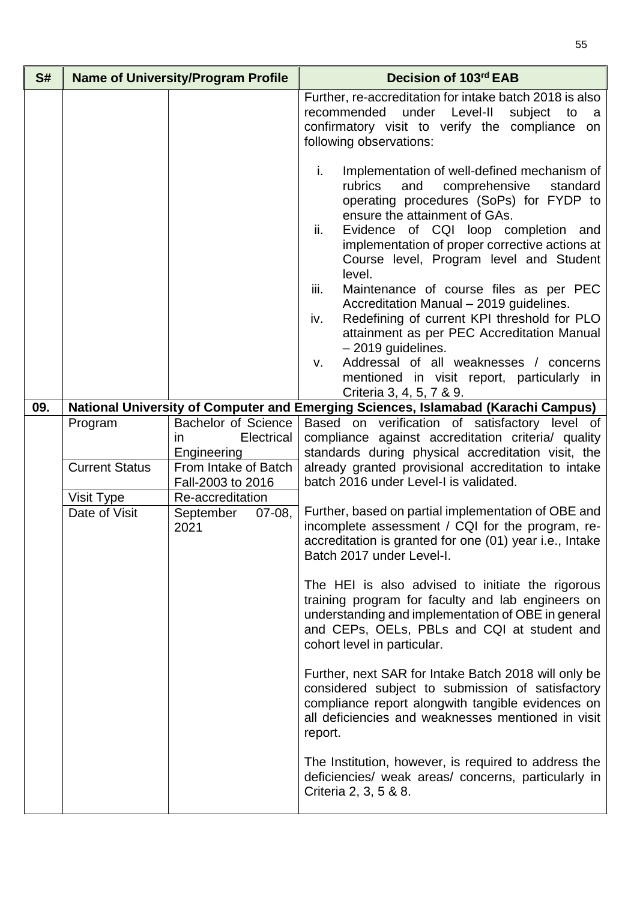| S# | Name of University/Program Profile | | Decision of 103rd EAB |
|---|---|---|---|
| | | | Further, re-accreditation for intake batch 2018 is also recommended under Level-II subject to a confirmatory visit to verify the compliance on following observations:<br><br>i. Implementation of well-defined mechanism of rubrics and comprehensive standard operating procedures (SoPs) for FYDP to ensure the attainment of GAs.<br>ii. Evidence of CQI loop completion and implementation of proper corrective actions at Course level, Program level and Student level.<br>iii. Maintenance of course files as per PEC Accreditation Manual – 2019 guidelines.<br>iv. Redefining of current KPI threshold for PLO attainment as per PEC Accreditation Manual – 2019 guidelines.<br>v. Addressal of all weaknesses / concerns mentioned in visit report, particularly in Criteria 3, 4, 5, 7 & 9. |
| **09.** | **National University of Computer and Emerging Sciences, Islamabad (Karachi Campus)** | | |
| | Program | Bachelor of Science in Electrical Engineering | Based on verification of satisfactory level of compliance against accreditation criteria/ quality standards during physical accreditation visit, the already granted provisional accreditation to intake batch 2016 under Level-I is validated.<br><br>Further, based on partial implementation of OBE and incomplete assessment / CQI for the program, re-accreditation is granted for one (01) year i.e., Intake Batch 2017 under Level-I.<br><br>The HEI is also advised to initiate the rigorous training program for faculty and lab engineers on understanding and implementation of OBE in general and CEPs, OELs, PBLs and CQI at student and cohort level in particular.<br><br>Further, next SAR for Intake Batch 2018 will only be considered subject to submission of satisfactory compliance report alongwith tangible evidences on all deficiencies and weaknesses mentioned in visit report.<br><br>The Institution, however, is required to address the deficiencies/ weak areas/ concerns, particularly in Criteria 2, 3, 5 & 8. |
| | Current Status | From Intake of Batch Fall-2003 to 2016 | |
| | Visit Type | Re-accreditation | |
| | Date of Visit | September 07-08, 2021 | |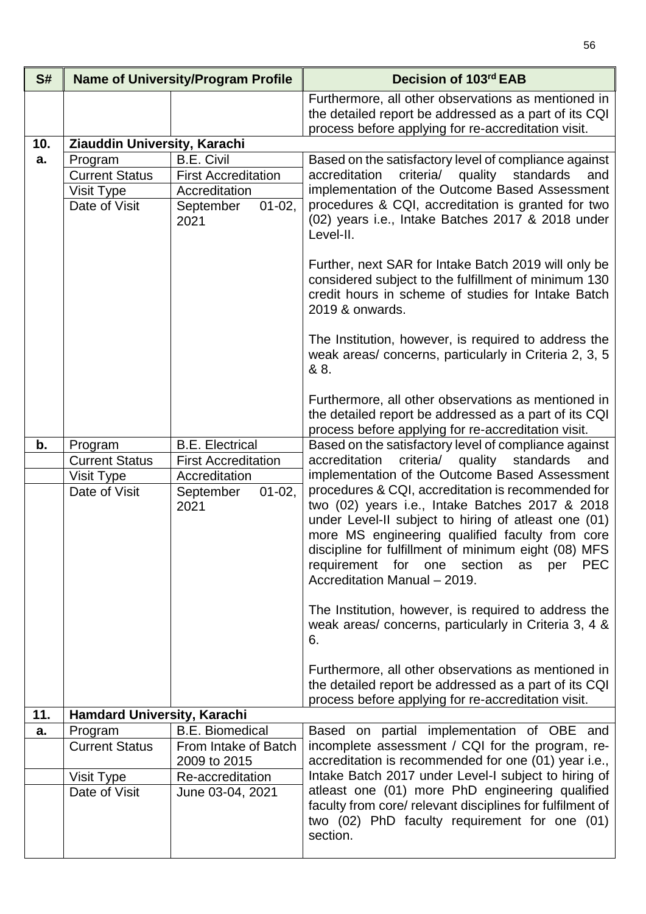| S# | Name of University/Program Profile | | Decision of 103rd EAB |
|---|---|---|---|
| | | | Furthermore, all other observations as mentioned in the detailed report be addressed as a part of its CQI process before applying for re-accreditation visit. |
| **10.** | **Ziauddin University, Karachi** | | |
| **a.** | Program | B.E. Civil | Based on the satisfactory level of compliance against accreditation criteria/ quality standards and implementation of the Outcome Based Assessment procedures & CQI, accreditation is granted for two (02) years i.e., Intake Batches 2017 & 2018 under Level-II.<br><br>Further, next SAR for Intake Batch 2019 will only be considered subject to the fulfillment of minimum 130 credit hours in scheme of studies for Intake Batch 2019 & onwards.<br><br>The Institution, however, is required to address the weak areas/ concerns, particularly in Criteria 2, 3, 5 & 8.<br><br>Furthermore, all other observations as mentioned in the detailed report be addressed as a part of its CQI process before applying for re-accreditation visit. |
| | Current Status | First Accreditation | |
| | Visit Type | Accreditation | |
| | Date of Visit | September 01-02, 2021 | |
| **b.** | Program | B.E. Electrical | Based on the satisfactory level of compliance against accreditation criteria/ quality standards and implementation of the Outcome Based Assessment procedures & CQI, accreditation is recommended for two (02) years i.e., Intake Batches 2017 & 2018 under Level-II subject to hiring of atleast one (01) more MS engineering qualified faculty from core discipline for fulfillment of minimum eight (08) MFS requirement for one section as per PEC Accreditation Manual – 2019.<br><br>The Institution, however, is required to address the weak areas/ concerns, particularly in Criteria 3, 4 & 6.<br><br>Furthermore, all other observations as mentioned in the detailed report be addressed as a part of its CQI process before applying for re-accreditation visit. |
| | Current Status | First Accreditation | |
| | Visit Type | Accreditation | |
| | Date of Visit | September 01-02, 2021 | |
| **11.** | **Hamdard University, Karachi** | | |
| **a.** | Program | B.E. Biomedical | Based on partial implementation of OBE and incomplete assessment / CQI for the program, re-accreditation is recommended for one (01) year i.e., Intake Batch 2017 under Level-I subject to hiring of atleast one (01) more PhD engineering qualified faculty from core/ relevant disciplines for fulfilment of two (02) PhD faculty requirement for one (01) section. |
| | Current Status | From Intake of Batch 2009 to 2015 | |
| | Visit Type | Re-accreditation | |
| | Date of Visit | June 03-04, 2021 | |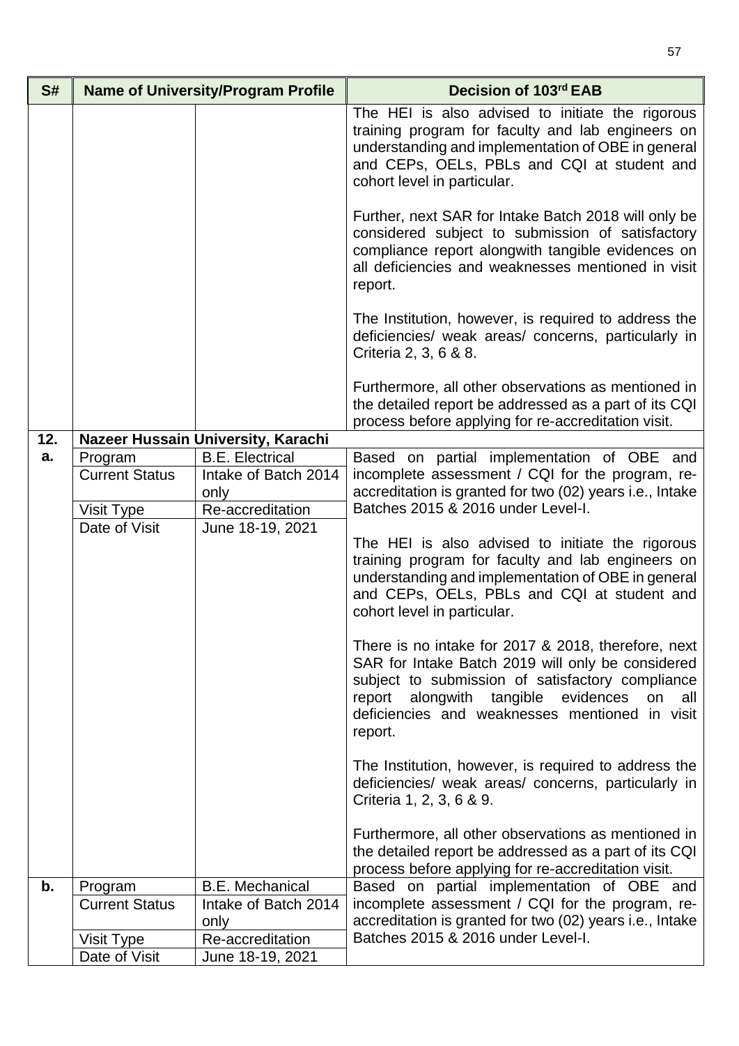| S# | Name of University/Program Profile | | Decision of 103rd EAB |
|---|---|---|---|
| | | | The HEI is also advised to initiate the rigorous training program for faculty and lab engineers on understanding and implementation of OBE in general and CEPs, OELs, PBLs and CQI at student and cohort level in particular.<br><br>Further, next SAR for Intake Batch 2018 will only be considered subject to submission of satisfactory compliance report alongwith tangible evidences on all deficiencies and weaknesses mentioned in visit report.<br><br>The Institution, however, is required to address the deficiencies/ weak areas/ concerns, particularly in Criteria 2, 3, 6 & 8.<br><br>Furthermore, all other observations as mentioned in the detailed report be addressed as a part of its CQI process before applying for re-accreditation visit. |
| **12.** | **Nazeer Hussain University, Karachi** | | |
| **a.** | Program | B.E. Electrical | Based on partial implementation of OBE and incomplete assessment / CQI for the program, re-accreditation is granted for two (02) years i.e., Intake Batches 2015 & 2016 under Level-I.<br><br>The HEI is also advised to initiate the rigorous training program for faculty and lab engineers on understanding and implementation of OBE in general and CEPs, OELs, PBLs and CQI at student and cohort level in particular.<br><br>There is no intake for 2017 & 2018, therefore, next SAR for Intake Batch 2019 will only be considered subject to submission of satisfactory compliance report alongwith tangible evidences on all deficiencies and weaknesses mentioned in visit report.<br><br>The Institution, however, is required to address the deficiencies/ weak areas/ concerns, particularly in Criteria 1, 2, 3, 6 & 9.<br><br>Furthermore, all other observations as mentioned in the detailed report be addressed as a part of its CQI process before applying for re-accreditation visit. |
| | Current Status | Intake of Batch 2014 only | |
| | Visit Type | Re-accreditation | |
| | Date of Visit | June 18-19, 2021 | |
| **b.** | Program | B.E. Mechanical | Based on partial implementation of OBE and incomplete assessment / CQI for the program, re-accreditation is granted for two (02) years i.e., Intake Batches 2015 & 2016 under Level-I. |
| | Current Status | Intake of Batch 2014 only | |
| | Visit Type | Re-accreditation | |
| | Date of Visit | June 18-19, 2021 | |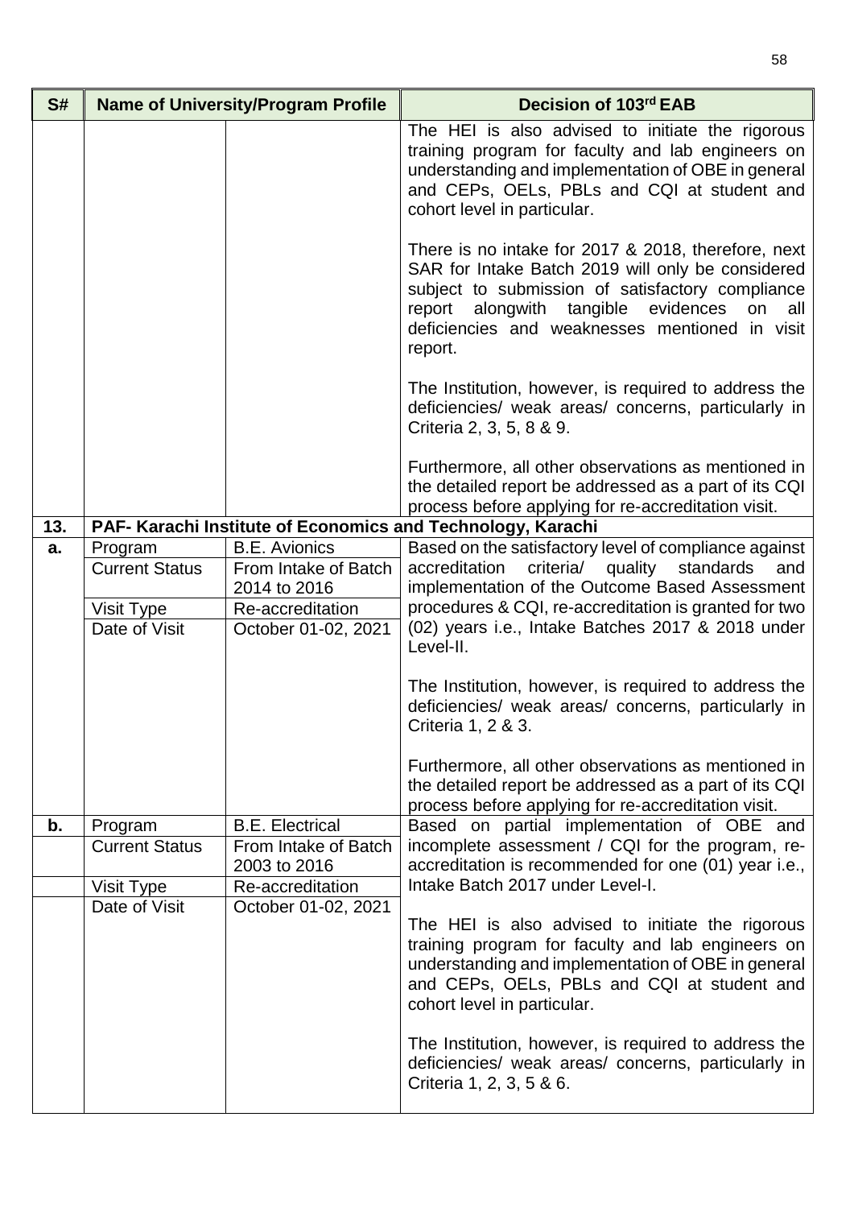| S# | Name of University/Program Profile | | Decision of 103rd EAB |
|---|---|---|---|
| | | | The HEI is also advised to initiate the rigorous training program for faculty and lab engineers on understanding and implementation of OBE in general and CEPs, OELs, PBLs and CQI at student and cohort level in particular.<br><br>There is no intake for 2017 & 2018, therefore, next SAR for Intake Batch 2019 will only be considered subject to submission of satisfactory compliance report alongwith tangible evidences on all deficiencies and weaknesses mentioned in visit report.<br><br>The Institution, however, is required to address the deficiencies/ weak areas/ concerns, particularly in Criteria 2, 3, 5, 8 & 9.<br><br>Furthermore, all other observations as mentioned in the detailed report be addressed as a part of its CQI process before applying for re-accreditation visit. |
| **13.** | **PAF- Karachi Institute of Economics and Technology, Karachi** | | |
| **a.** | Program | B.E. Avionics | Based on the satisfactory level of compliance against accreditation criteria/ quality standards and implementation of the Outcome Based Assessment procedures & CQI, re-accreditation is granted for two (02) years i.e., Intake Batches 2017 & 2018 under Level-II.<br><br>The Institution, however, is required to address the deficiencies/ weak areas/ concerns, particularly in Criteria 1, 2 & 3.<br><br>Furthermore, all other observations as mentioned in the detailed report be addressed as a part of its CQI process before applying for re-accreditation visit. |
| | Current Status | From Intake of Batch 2014 to 2016 | |
| | Visit Type | Re-accreditation | |
| | Date of Visit | October 01-02, 2021 | |
| **b.** | Program | B.E. Electrical | Based on partial implementation of OBE and incomplete assessment / CQI for the program, re-accreditation is recommended for one (01) year i.e., Intake Batch 2017 under Level-I.<br><br>The HEI is also advised to initiate the rigorous training program for faculty and lab engineers on understanding and implementation of OBE in general and CEPs, OELs, PBLs and CQI at student and cohort level in particular.<br><br>The Institution, however, is required to address the deficiencies/ weak areas/ concerns, particularly in Criteria 1, 2, 3, 5 & 6. |
| | Current Status | From Intake of Batch 2003 to 2016 | |
| | Visit Type | Re-accreditation | |
| | Date of Visit | October 01-02, 2021 | |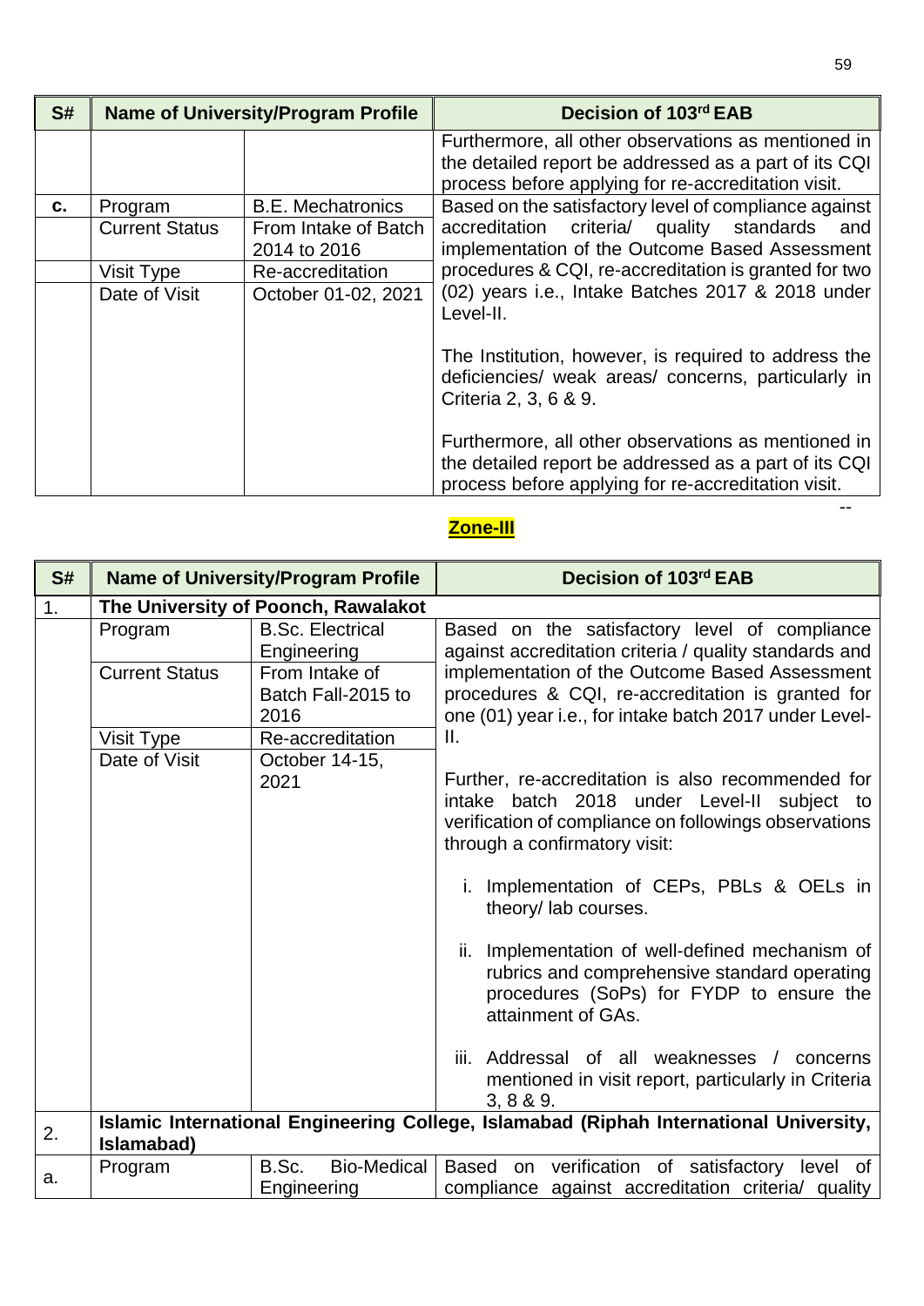| S# | Name of University/Program Profile | | Decision of 103rd EAB |
|---|---|---|---|
| | | | Furthermore, all other observations as mentioned in the detailed report be addressed as a part of its CQI process before applying for re-accreditation visit. |
| c. | Program | B.E. Mechatronics | Based on the satisfactory level of compliance against accreditation criteria/ quality standards and implementation of the Outcome Based Assessment procedures & CQI, re-accreditation is granted for two (02) years i.e., Intake Batches 2017 & 2018 under Level-II.<br><br>The Institution, however, is required to address the deficiencies/ weak areas/ concerns, particularly in Criteria 2, 3, 6 & 9.<br><br>Furthermore, all other observations as mentioned in the detailed report be addressed as a part of its CQI process before applying for re-accreditation visit. |
| | Current Status | From Intake of Batch 2014 to 2016 | |
| | Visit Type | Re-accreditation | |
| | Date of Visit | October 01-02, 2021 | |

--

## Zone-III

| S# | Name of University/Program Profile | | Decision of 103rd EAB |
|---|---|---|---|
| 1. | **The University of Poonch, Rawalakot** | | |
| | Program | B.Sc. Electrical Engineering | Based on the satisfactory level of compliance against accreditation criteria / quality standards and implementation of the Outcome Based Assessment procedures & CQI, re-accreditation is granted for one (01) year i.e., for intake batch 2017 under Level-II.<br><br>Further, re-accreditation is also recommended for intake batch 2018 under Level-II subject to verification of compliance on followings observations through a confirmatory visit:<br><br>i. Implementation of CEPs, PBLs & OELs in theory/ lab courses.<br><br>ii. Implementation of well-defined mechanism of rubrics and comprehensive standard operating procedures (SoPs) for FYDP to ensure the attainment of GAs.<br><br>iii. Addressal of all weaknesses / concerns mentioned in visit report, particularly in Criteria 3, 8 & 9. |
| | Current Status | From Intake of Batch Fall-2015 to 2016 | |
| | Visit Type | Re-accreditation | |
| | Date of Visit | October 14-15, 2021 | |
| 2. | **Islamic International Engineering College, Islamabad (Riphah International University, Islamabad)** | | |
| a. | Program | B.Sc. Bio-Medical Engineering | Based on verification of satisfactory level of compliance against accreditation criteria/ quality |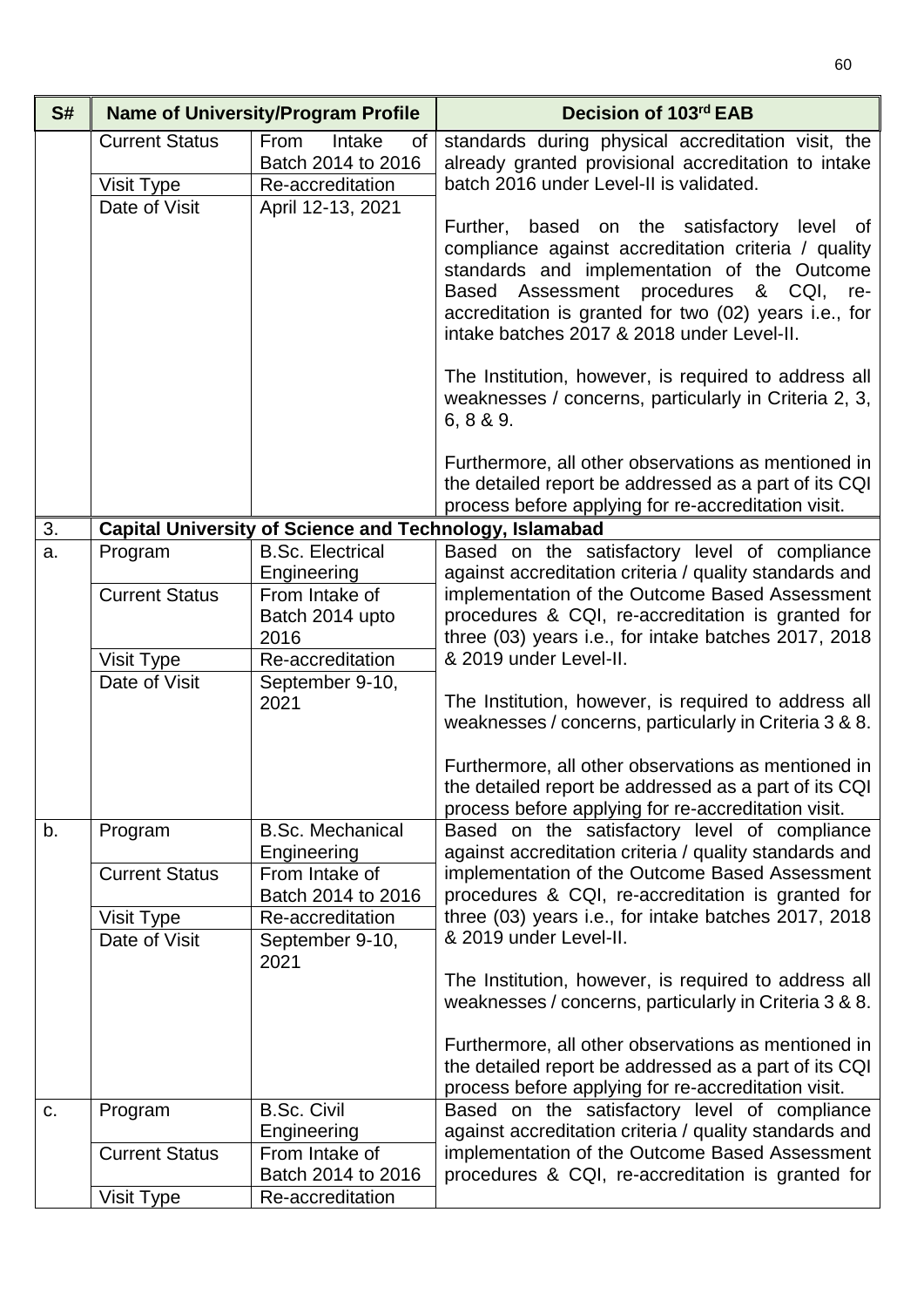| S# | Name of University/Program Profile | | Decision of 103rd EAB |
|---|---|---|---|
| | Current Status | From Intake of Batch 2014 to 2016 | standards during physical accreditation visit, the already granted provisional accreditation to intake batch 2016 under Level-II is validated.<br><br>Further, based on the satisfactory level of compliance against accreditation criteria / quality standards and implementation of the Outcome Based Assessment procedures & CQI, re-accreditation is granted for two (02) years i.e., for intake batches 2017 & 2018 under Level-II.<br><br>The Institution, however, is required to address all weaknesses / concerns, particularly in Criteria 2, 3, 6, 8 & 9.<br><br>Furthermore, all other observations as mentioned in the detailed report be addressed as a part of its CQI process before applying for re-accreditation visit. |
| | Visit Type | Re-accreditation | |
| | Date of Visit | April 12-13, 2021 | |
| 3. | **Capital University of Science and Technology, Islamabad** | | |
| a. | Program | B.Sc. Electrical Engineering | Based on the satisfactory level of compliance against accreditation criteria / quality standards and implementation of the Outcome Based Assessment procedures & CQI, re-accreditation is granted for three (03) years i.e., for intake batches 2017, 2018 & 2019 under Level-II.<br><br>The Institution, however, is required to address all weaknesses / concerns, particularly in Criteria 3 & 8.<br><br>Furthermore, all other observations as mentioned in the detailed report be addressed as a part of its CQI process before applying for re-accreditation visit. |
| | Current Status | From Intake of Batch 2014 upto 2016 | |
| | Visit Type | Re-accreditation | |
| | Date of Visit | September 9-10, 2021 | |
| b. | Program | B.Sc. Mechanical Engineering | Based on the satisfactory level of compliance against accreditation criteria / quality standards and implementation of the Outcome Based Assessment procedures & CQI, re-accreditation is granted for three (03) years i.e., for intake batches 2017, 2018 & 2019 under Level-II.<br><br>The Institution, however, is required to address all weaknesses / concerns, particularly in Criteria 3 & 8.<br><br>Furthermore, all other observations as mentioned in the detailed report be addressed as a part of its CQI process before applying for re-accreditation visit. |
| | Current Status | From Intake of Batch 2014 to 2016 | |
| | Visit Type | Re-accreditation | |
| | Date of Visit | September 9-10, 2021 | |
| c. | Program | B.Sc. Civil Engineering | Based on the satisfactory level of compliance against accreditation criteria / quality standards and implementation of the Outcome Based Assessment procedures & CQI, re-accreditation is granted for |
| | Current Status | From Intake of Batch 2014 to 2016 | |
| | Visit Type | Re-accreditation | |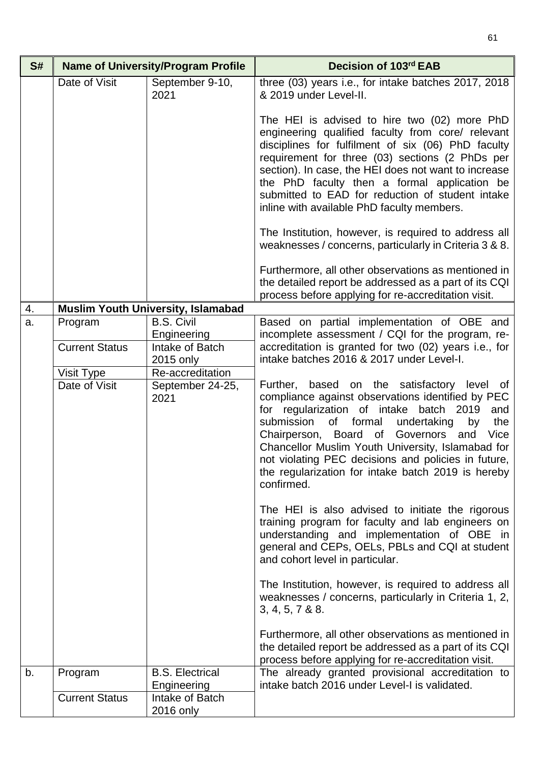| S# | Name of University/Program Profile | | Decision of 103rd EAB |
|---|---|---|---|
| | Date of Visit | September 9-10, 2021 | three (03) years i.e., for intake batches 2017, 2018 & 2019 under Level-II.<br><br>The HEI is advised to hire two (02) more PhD engineering qualified faculty from core/ relevant disciplines for fulfilment of six (06) PhD faculty requirement for three (03) sections (2 PhDs per section). In case, the HEI does not want to increase the PhD faculty then a formal application be submitted to EAD for reduction of student intake inline with available PhD faculty members.<br><br>The Institution, however, is required to address all weaknesses / concerns, particularly in Criteria 3 & 8.<br><br>Furthermore, all other observations as mentioned in the detailed report be addressed as a part of its CQI process before applying for re-accreditation visit. |
| 4. | **Muslim Youth University, Islamabad** | | |
| a. | Program | B.S. Civil Engineering | Based on partial implementation of OBE and incomplete assessment / CQI for the program, re-accreditation is granted for two (02) years i.e., for intake batches 2016 & 2017 under Level-I.<br><br>Further, based on the satisfactory level of compliance against observations identified by PEC for regularization of intake batch 2019 and submission of formal undertaking by the Chairperson, Board of Governors and Vice Chancellor Muslim Youth University, Islamabad for not violating PEC decisions and policies in future, the regularization for intake batch 2019 is hereby confirmed.<br><br>The HEI is also advised to initiate the rigorous training program for faculty and lab engineers on understanding and implementation of OBE in general and CEPs, OELs, PBLs and CQI at student and cohort level in particular.<br><br>The Institution, however, is required to address all weaknesses / concerns, particularly in Criteria 1, 2, 3, 4, 5, 7 & 8.<br><br>Furthermore, all other observations as mentioned in the detailed report be addressed as a part of its CQI process before applying for re-accreditation visit. |
| | Current Status | Intake of Batch 2015 only | |
| | Visit Type | Re-accreditation | |
| | Date of Visit | September 24-25, 2021 | |
| b. | Program | B.S. Electrical Engineering | The already granted provisional accreditation to intake batch 2016 under Level-I is validated. |
| | Current Status | Intake of Batch 2016 only | |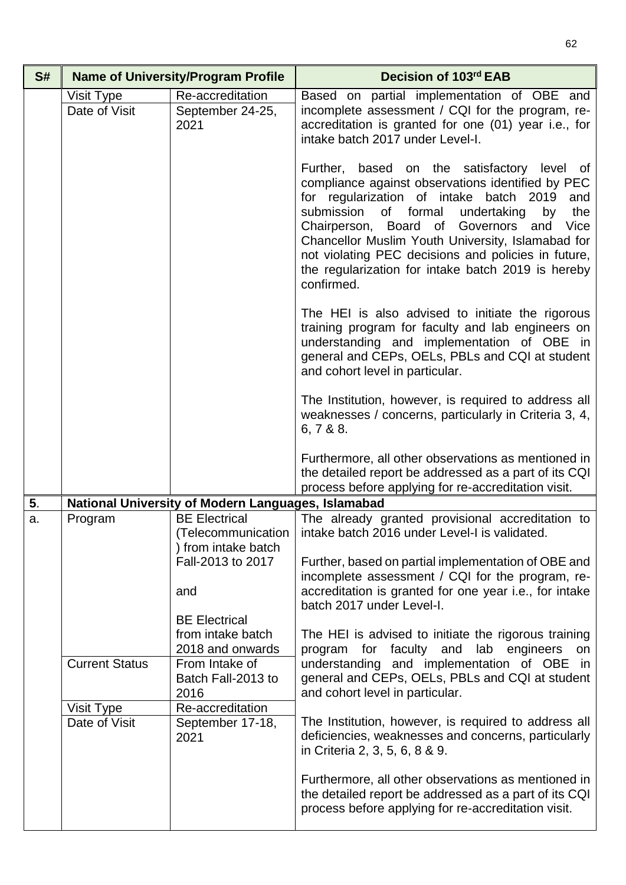| S# | Name of University/Program Profile | | Decision of 103rd EAB |
|---|---|---|---|
| | Visit Type | Re-accreditation | Based on partial implementation of OBE and incomplete assessment / CQI for the program, re-accreditation is granted for one (01) year i.e., for intake batch 2017 under Level-I.<br><br>Further, based on the satisfactory level of compliance against observations identified by PEC for regularization of intake batch 2019 and submission of formal undertaking by the Chairperson, Board of Governors and Vice Chancellor Muslim Youth University, Islamabad for not violating PEC decisions and policies in future, the regularization for intake batch 2019 is hereby confirmed.<br><br>The HEI is also advised to initiate the rigorous training program for faculty and lab engineers on understanding and implementation of OBE in general and CEPs, OELs, PBLs and CQI at student and cohort level in particular.<br><br>The Institution, however, is required to address all weaknesses / concerns, particularly in Criteria 3, 4, 6, 7 & 8.<br><br>Furthermore, all other observations as mentioned in the detailed report be addressed as a part of its CQI process before applying for re-accreditation visit. |
| | Date of Visit | September 24-25, 2021 | |
| **5**. | **National University of Modern Languages, Islamabad** | | |
| a. | Program | BE Electrical (Telecommunication) from intake batch Fall-2013 to 2017<br><br>and<br><br>BE Electrical from intake batch 2018 and onwards | The already granted provisional accreditation to intake batch 2016 under Level-I is validated.<br><br>Further, based on partial implementation of OBE and incomplete assessment / CQI for the program, re-accreditation is granted for one year i.e., for intake batch 2017 under Level-I.<br><br>The HEI is advised to initiate the rigorous training program for faculty and lab engineers on understanding and implementation of OBE in general and CEPs, OELs, PBLs and CQI at student and cohort level in particular.<br><br>The Institution, however, is required to address all deficiencies, weaknesses and concerns, particularly in Criteria 2, 3, 5, 6, 8 & 9.<br><br>Furthermore, all other observations as mentioned in the detailed report be addressed as a part of its CQI process before applying for re-accreditation visit. |
| | Current Status | From Intake of Batch Fall-2013 to 2016 | |
| | Visit Type | Re-accreditation | |
| | Date of Visit | September 17-18, 2021 | |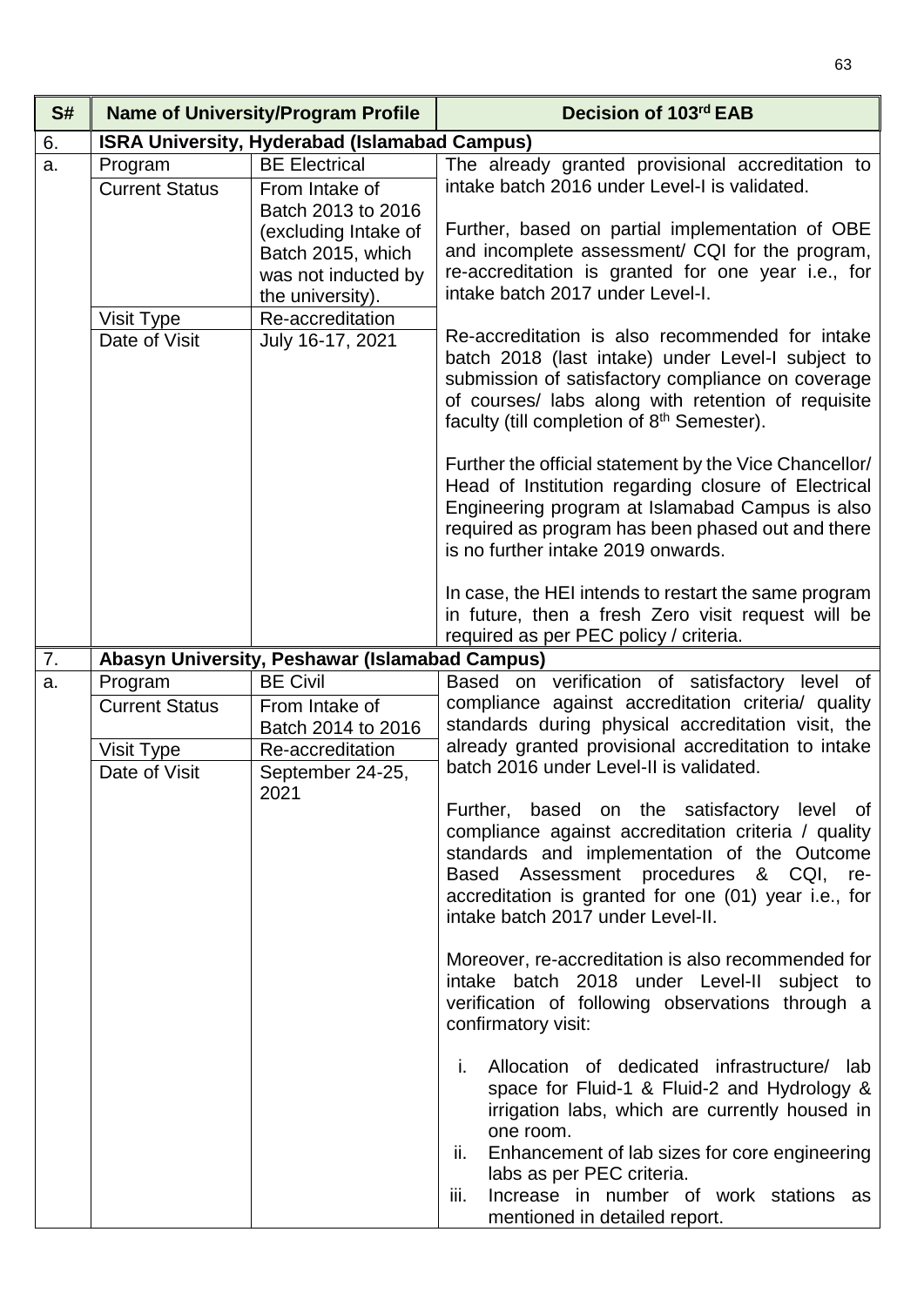| S# | Name of University/Program Profile | | Decision of 103rd EAB |
|---|---|---|---|
| 6. | **ISRA University, Hyderabad (Islamabad Campus)** | | |
| a. | Program | BE Electrical | The already granted provisional accreditation to intake batch 2016 under Level-I is validated.<br><br>Further, based on partial implementation of OBE and incomplete assessment/ CQI for the program, re-accreditation is granted for one year i.e., for intake batch 2017 under Level-I.<br><br>Re-accreditation is also recommended for intake batch 2018 (last intake) under Level-I subject to submission of satisfactory compliance on coverage of courses/ labs along with retention of requisite faculty (till completion of 8th Semester).<br><br>Further the official statement by the Vice Chancellor/ Head of Institution regarding closure of Electrical Engineering program at Islamabad Campus is also required as program has been phased out and there is no further intake 2019 onwards.<br><br>In case, the HEI intends to restart the same program in future, then a fresh Zero visit request will be required as per PEC policy / criteria. |
| | Current Status | From Intake of Batch 2013 to 2016 (excluding Intake of Batch 2015, which was not inducted by the university). | |
| | Visit Type | Re-accreditation | |
| | Date of Visit | July 16-17, 2021 | |
| 7. | **Abasyn University, Peshawar (Islamabad Campus)** | | |
| a. | Program | BE Civil | Based on verification of satisfactory level of compliance against accreditation criteria/ quality standards during physical accreditation visit, the already granted provisional accreditation to intake batch 2016 under Level-II is validated.<br><br>Further, based on the satisfactory level of compliance against accreditation criteria / quality standards and implementation of the Outcome Based Assessment procedures & CQI, re-accreditation is granted for one (01) year i.e., for intake batch 2017 under Level-II.<br><br>Moreover, re-accreditation is also recommended for intake batch 2018 under Level-II subject to verification of following observations through a confirmatory visit:<br><br>i. Allocation of dedicated infrastructure/ lab space for Fluid-1 & Fluid-2 and Hydrology & irrigation labs, which are currently housed in one room.<br>ii. Enhancement of lab sizes for core engineering labs as per PEC criteria.<br>iii. Increase in number of work stations as mentioned in detailed report. |
| | Current Status | From Intake of Batch 2014 to 2016 | |
| | Visit Type | Re-accreditation | |
| | Date of Visit | September 24-25, 2021 | |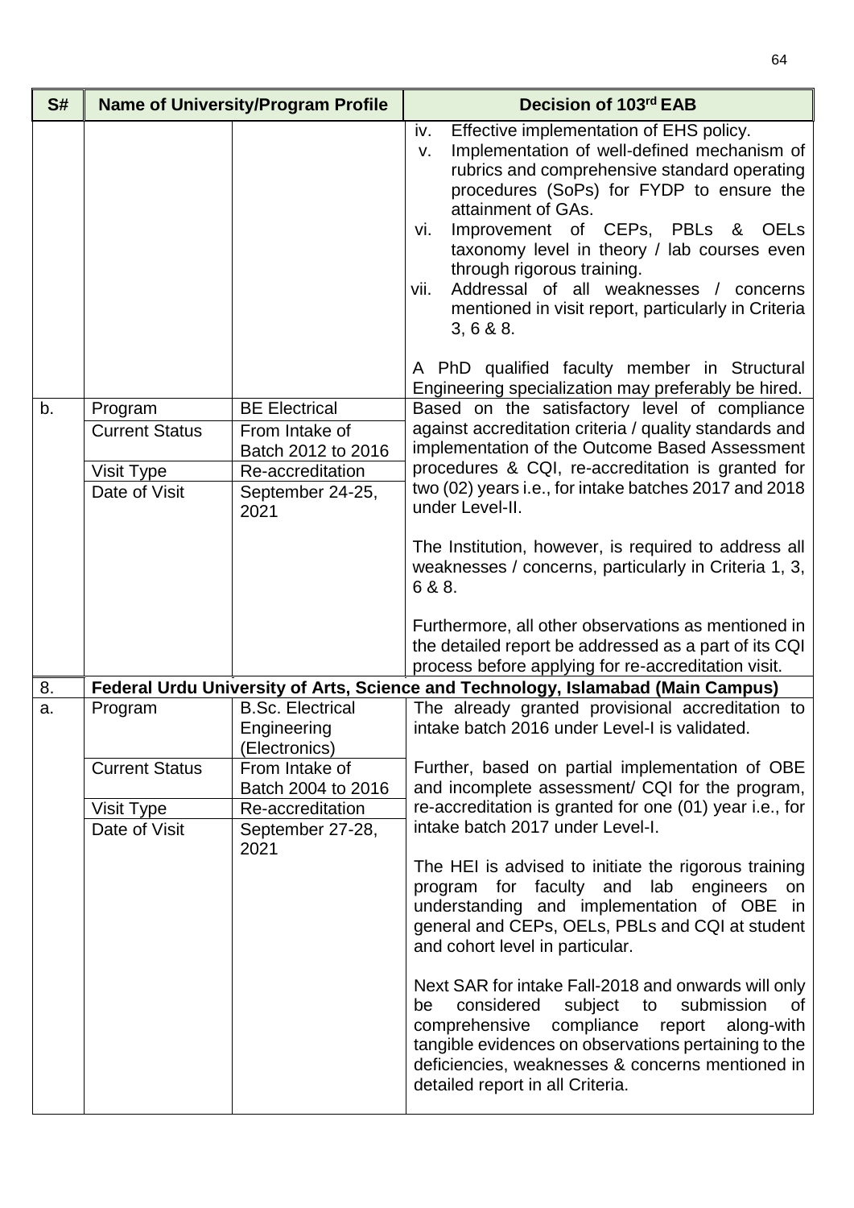| S# | Name of University/Program Profile | | Decision of 103rd EAB |
|---|---|---|---|
| | | | iv. Effective implementation of EHS policy.<br>v. Implementation of well-defined mechanism of rubrics and comprehensive standard operating procedures (SoPs) for FYDP to ensure the attainment of GAs.<br>vi. Improvement of CEPs, PBLs & OELs taxonomy level in theory / lab courses even through rigorous training.<br>vii. Addressal of all weaknesses / concerns mentioned in visit report, particularly in Criteria 3, 6 & 8.<br><br>A PhD qualified faculty member in Structural Engineering specialization may preferably be hired. |
| b. | Program | BE Electrical | Based on the satisfactory level of compliance against accreditation criteria / quality standards and implementation of the Outcome Based Assessment procedures & CQI, re-accreditation is granted for two (02) years i.e., for intake batches 2017 and 2018 under Level-II.<br><br>The Institution, however, is required to address all weaknesses / concerns, particularly in Criteria 1, 3, 6 & 8.<br><br>Furthermore, all other observations as mentioned in the detailed report be addressed as a part of its CQI process before applying for re-accreditation visit. |
| | Current Status | From Intake of Batch 2012 to 2016 | |
| | Visit Type | Re-accreditation | |
| | Date of Visit | September 24-25, 2021 | |
| 8. | **Federal Urdu University of Arts, Science and Technology, Islamabad (Main Campus)** | | |
| a. | Program | B.Sc. Electrical Engineering (Electronics) | The already granted provisional accreditation to intake batch 2016 under Level-I is validated.<br><br>Further, based on partial implementation of OBE and incomplete assessment/ CQI for the program, re-accreditation is granted for one (01) year i.e., for intake batch 2017 under Level-I.<br><br>The HEI is advised to initiate the rigorous training program for faculty and lab engineers on understanding and implementation of OBE in general and CEPs, OELs, PBLs and CQI at student and cohort level in particular.<br><br>Next SAR for intake Fall-2018 and onwards will only be considered subject to submission of comprehensive compliance report along-with tangible evidences on observations pertaining to the deficiencies, weaknesses & concerns mentioned in detailed report in all Criteria. |
| | Current Status | From Intake of Batch 2004 to 2016 | |
| | Visit Type | Re-accreditation | |
| | Date of Visit | September 27-28, 2021 | |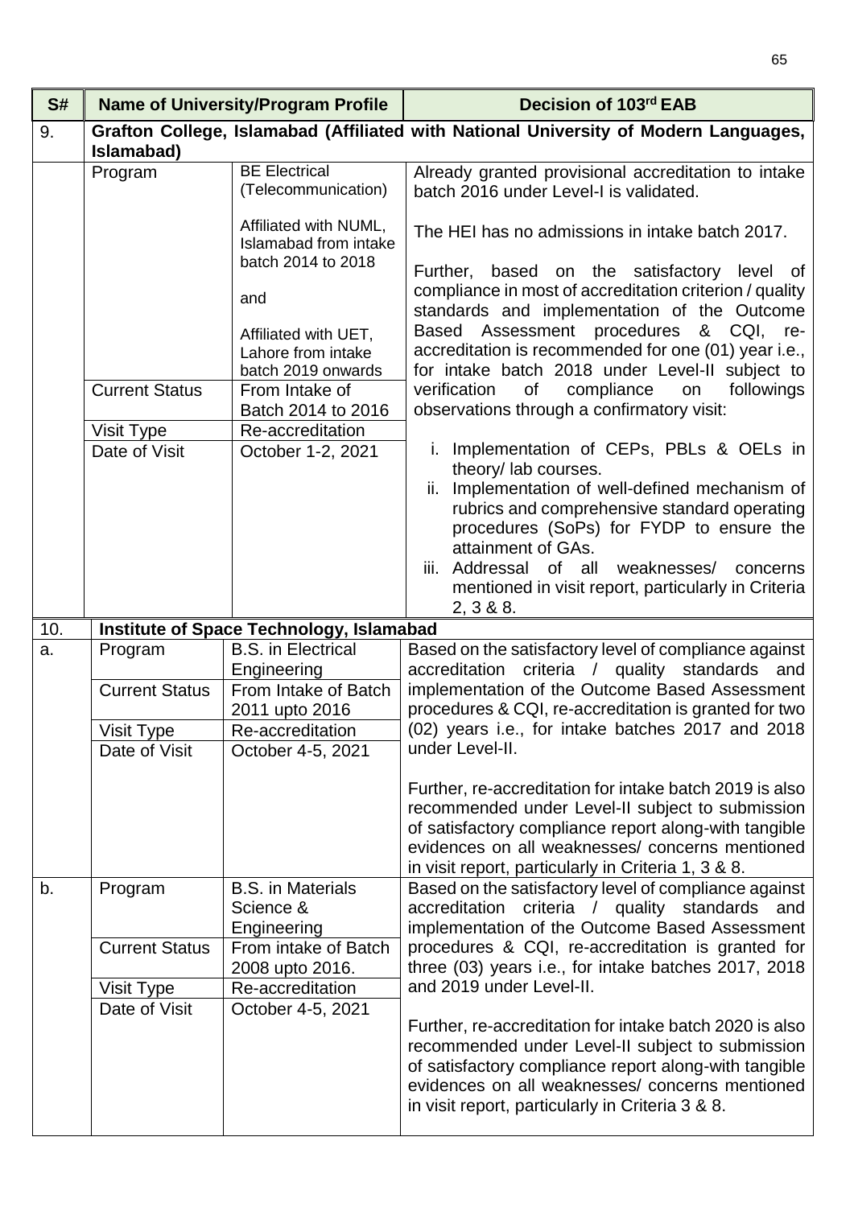| S# | Name of University/Program Profile | | Decision of 103rd EAB |
|---|---|---|---|
| 9. | **Grafton College, Islamabad (Affiliated with National University of Modern Languages, Islamabad)** | | |
| | Program | BE Electrical (Telecommunication)<br><br>Affiliated with NUML, Islamabad from intake batch 2014 to 2018<br><br>and<br><br>Affiliated with UET, Lahore from intake batch 2019 onwards | Already granted provisional accreditation to intake batch 2016 under Level-I is validated.<br><br>The HEI has no admissions in intake batch 2017.<br><br>Further, based on the satisfactory level of compliance in most of accreditation criterion / quality standards and implementation of the Outcome Based Assessment procedures & CQI, re-accreditation is recommended for one (01) year i.e., for intake batch 2018 under Level-II subject to verification of compliance on followings observations through a confirmatory visit:<br><br>i. Implementation of CEPs, PBLs & OELs in theory/ lab courses.<br>ii. Implementation of well-defined mechanism of rubrics and comprehensive standard operating procedures (SoPs) for FYDP to ensure the attainment of GAs.<br>iii. Addressal of all weaknesses/ concerns mentioned in visit report, particularly in Criteria 2, 3 & 8. |
| | Current Status | From Intake of Batch 2014 to 2016 | |
| | Visit Type | Re-accreditation | |
| | Date of Visit | October 1-2, 2021 | |
| 10. | **Institute of Space Technology, Islamabad** | | |
| a. | Program | B.S. in Electrical Engineering | Based on the satisfactory level of compliance against accreditation criteria / quality standards and implementation of the Outcome Based Assessment procedures & CQI, re-accreditation is granted for two (02) years i.e., for intake batches 2017 and 2018 under Level-II.<br><br>Further, re-accreditation for intake batch 2019 is also recommended under Level-II subject to submission of satisfactory compliance report along-with tangible evidences on all weaknesses/ concerns mentioned in visit report, particularly in Criteria 1, 3 & 8. |
| | Current Status | From Intake of Batch 2011 upto 2016 | |
| | Visit Type | Re-accreditation | |
| | Date of Visit | October 4-5, 2021 | |
| b. | Program | B.S. in Materials Science & Engineering | Based on the satisfactory level of compliance against accreditation criteria / quality standards and implementation of the Outcome Based Assessment procedures & CQI, re-accreditation is granted for three (03) years i.e., for intake batches 2017, 2018 and 2019 under Level-II.<br><br>Further, re-accreditation for intake batch 2020 is also recommended under Level-II subject to submission of satisfactory compliance report along-with tangible evidences on all weaknesses/ concerns mentioned in visit report, particularly in Criteria 3 & 8. |
| | Current Status | From intake of Batch 2008 upto 2016. | |
| | Visit Type | Re-accreditation | |
| | Date of Visit | October 4-5, 2021 | |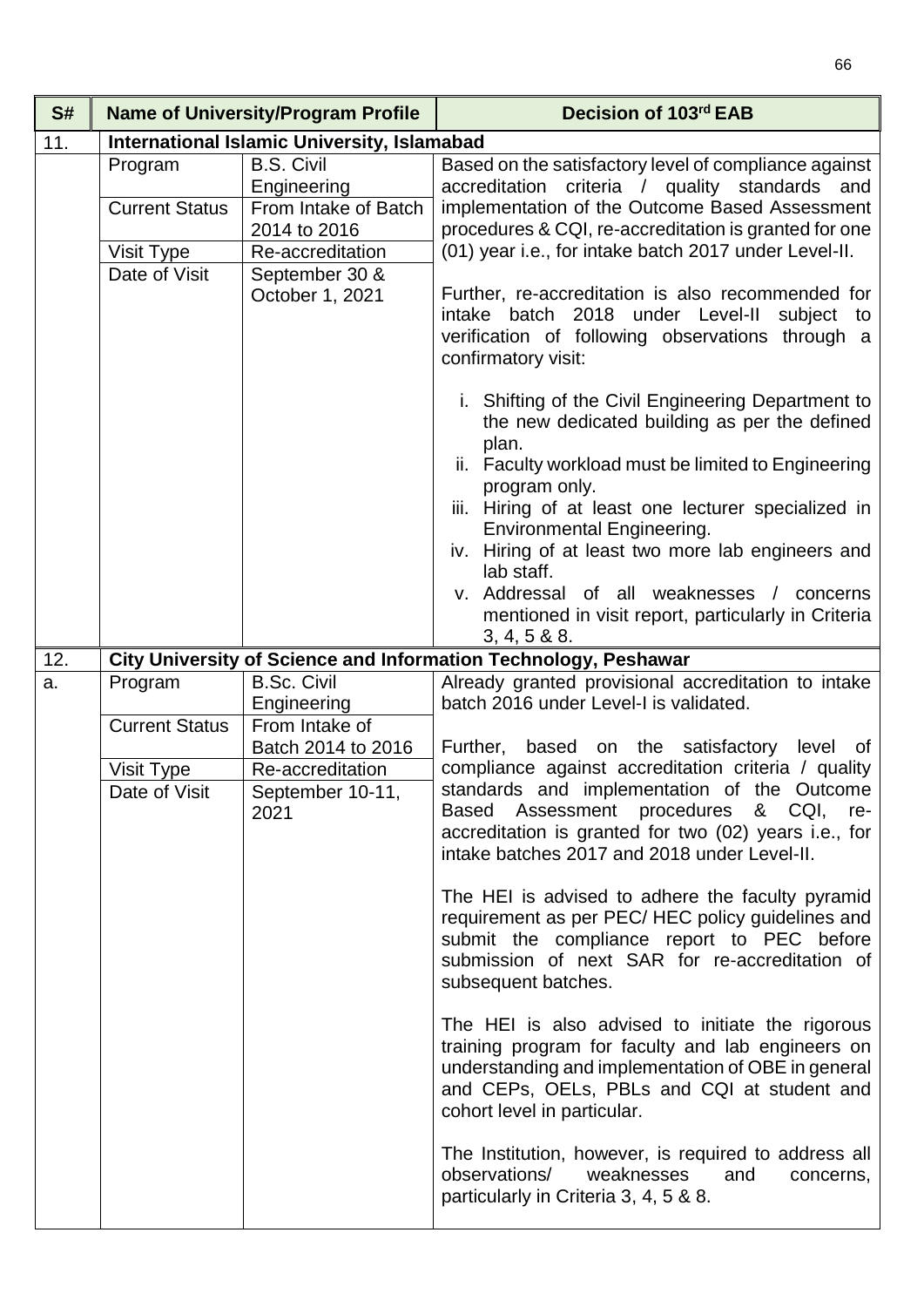| S# | Name of University/Program Profile | | Decision of 103rd EAB |
|---|---|---|---|
| 11. | **International Islamic University, Islamabad** | | |
| | Program | B.S. Civil Engineering | Based on the satisfactory level of compliance against accreditation criteria / quality standards and implementation of the Outcome Based Assessment procedures & CQI, re-accreditation is granted for one (01) year i.e., for intake batch 2017 under Level-II.<br><br>Further, re-accreditation is also recommended for intake batch 2018 under Level-II subject to verification of following observations through a confirmatory visit:<br><br>i. Shifting of the Civil Engineering Department to the new dedicated building as per the defined plan.<br>ii. Faculty workload must be limited to Engineering program only.<br>iii. Hiring of at least one lecturer specialized in Environmental Engineering.<br>iv. Hiring of at least two more lab engineers and lab staff.<br>v. Addressal of all weaknesses / concerns mentioned in visit report, particularly in Criteria 3, 4, 5 & 8. |
| | Current Status | From Intake of Batch 2014 to 2016 | |
| | Visit Type | Re-accreditation | |
| | Date of Visit | September 30 & October 1, 2021 | |
| 12. | **City University of Science and Information Technology, Peshawar** | | |
| a. | Program | B.Sc. Civil Engineering | Already granted provisional accreditation to intake batch 2016 under Level-I is validated.<br><br>Further, based on the satisfactory level of compliance against accreditation criteria / quality standards and implementation of the Outcome Based Assessment procedures & CQI, re-accreditation is granted for two (02) years i.e., for intake batches 2017 and 2018 under Level-II.<br><br>The HEI is advised to adhere the faculty pyramid requirement as per PEC/ HEC policy guidelines and submit the compliance report to PEC before submission of next SAR for re-accreditation of subsequent batches.<br><br>The HEI is also advised to initiate the rigorous training program for faculty and lab engineers on understanding and implementation of OBE in general and CEPs, OELs, PBLs and CQI at student and cohort level in particular.<br><br>The Institution, however, is required to address all observations/ weaknesses and concerns, particularly in Criteria 3, 4, 5 & 8. |
| | Current Status | From Intake of Batch 2014 to 2016 | |
| | Visit Type | Re-accreditation | |
| | Date of Visit | September 10-11, 2021 | |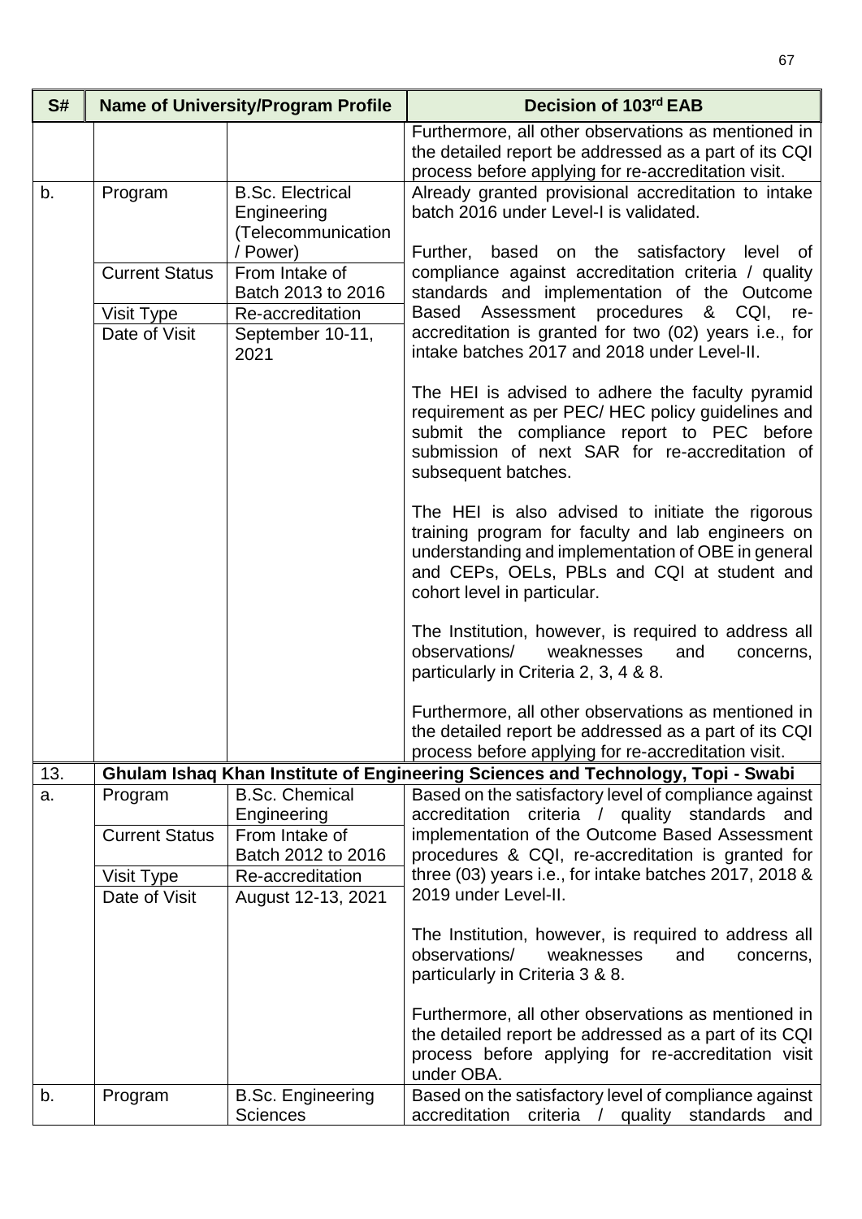| S# | Name of University/Program Profile | | Decision of 103rd EAB |
|---|---|---|---|
| | | | Furthermore, all other observations as mentioned in the detailed report be addressed as a part of its CQI process before applying for re-accreditation visit. |
| b. | Program | B.Sc. Electrical Engineering (Telecommunication / Power) | Already granted provisional accreditation to intake batch 2016 under Level-I is validated.<br><br>Further, based on the satisfactory level of compliance against accreditation criteria / quality standards and implementation of the Outcome Based Assessment procedures & CQI, re-accreditation is granted for two (02) years i.e., for intake batches 2017 and 2018 under Level-II.<br><br>The HEI is advised to adhere the faculty pyramid requirement as per PEC/ HEC policy guidelines and submit the compliance report to PEC before submission of next SAR for re-accreditation of subsequent batches.<br><br>The HEI is also advised to initiate the rigorous training program for faculty and lab engineers on understanding and implementation of OBE in general and CEPs, OELs, PBLs and CQI at student and cohort level in particular.<br><br>The Institution, however, is required to address all observations/ weaknesses and concerns, particularly in Criteria 2, 3, 4 & 8.<br><br>Furthermore, all other observations as mentioned in the detailed report be addressed as a part of its CQI process before applying for re-accreditation visit. |
| | Current Status | From Intake of Batch 2013 to 2016 | |
| | Visit Type | Re-accreditation | |
| | Date of Visit | September 10-11, 2021 | |
| 13. | **Ghulam Ishaq Khan Institute of Engineering Sciences and Technology, Topi - Swabi** | | |
| a. | Program | B.Sc. Chemical Engineering | Based on the satisfactory level of compliance against accreditation criteria / quality standards and implementation of the Outcome Based Assessment procedures & CQI, re-accreditation is granted for three (03) years i.e., for intake batches 2017, 2018 & 2019 under Level-II.<br><br>The Institution, however, is required to address all observations/ weaknesses and concerns, particularly in Criteria 3 & 8.<br><br>Furthermore, all other observations as mentioned in the detailed report be addressed as a part of its CQI process before applying for re-accreditation visit under OBA. |
| | Current Status | From Intake of Batch 2012 to 2016 | |
| | Visit Type | Re-accreditation | |
| | Date of Visit | August 12-13, 2021 | |
| b. | Program | B.Sc. Engineering Sciences | Based on the satisfactory level of compliance against accreditation criteria / quality standards and |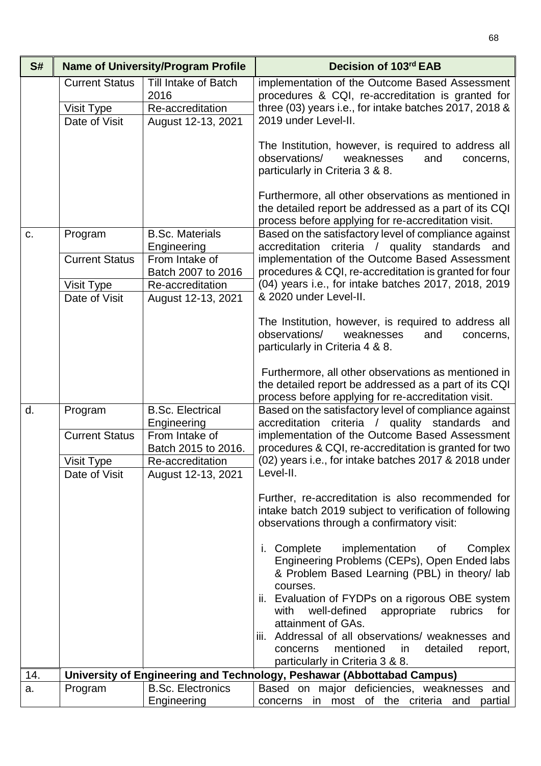| S# | Name of University/Program Profile | | Decision of 103rd EAB |
|---|---|---|---|
| | Current Status | Till Intake of Batch 2016 | implementation of the Outcome Based Assessment procedures & CQI, re-accreditation is granted for three (03) years i.e., for intake batches 2017, 2018 & 2019 under Level-II.<br><br>The Institution, however, is required to address all observations/ weaknesses and concerns, particularly in Criteria 3 & 8.<br><br>Furthermore, all other observations as mentioned in the detailed report be addressed as a part of its CQI process before applying for re-accreditation visit. |
| | Visit Type | Re-accreditation | |
| | Date of Visit | August 12-13, 2021 | |
| c. | Program | B.Sc. Materials Engineering | Based on the satisfactory level of compliance against accreditation criteria / quality standards and implementation of the Outcome Based Assessment procedures & CQI, re-accreditation is granted for four (04) years i.e., for intake batches 2017, 2018, 2019 & 2020 under Level-II.<br><br>The Institution, however, is required to address all observations/ weaknesses and concerns, particularly in Criteria 4 & 8.<br><br>Furthermore, all other observations as mentioned in the detailed report be addressed as a part of its CQI process before applying for re-accreditation visit. |
| | Current Status | From Intake of Batch 2007 to 2016 | |
| | Visit Type | Re-accreditation | |
| | Date of Visit | August 12-13, 2021 | |
| d. | Program | B.Sc. Electrical Engineering | Based on the satisfactory level of compliance against accreditation criteria / quality standards and implementation of the Outcome Based Assessment procedures & CQI, re-accreditation is granted for two (02) years i.e., for intake batches 2017 & 2018 under Level-II.<br><br>Further, re-accreditation is also recommended for intake batch 2019 subject to verification of following observations through a confirmatory visit:<br><br>i. Complete implementation of Complex Engineering Problems (CEPs), Open Ended labs & Problem Based Learning (PBL) in theory/ lab courses.<br>ii. Evaluation of FYDPs on a rigorous OBE system with well-defined appropriate rubrics for attainment of GAs.<br>iii. Addressal of all observations/ weaknesses and concerns mentioned in detailed report, particularly in Criteria 3 & 8. |
| | Current Status | From Intake of Batch 2015 to 2016. | |
| | Visit Type | Re-accreditation | |
| | Date of Visit | August 12-13, 2021 | |
| 14. | **University of Engineering and Technology, Peshawar (Abbottabad Campus)** | | |
| a. | Program | B.Sc. Electronics Engineering | Based on major deficiencies, weaknesses and concerns in most of the criteria and partial |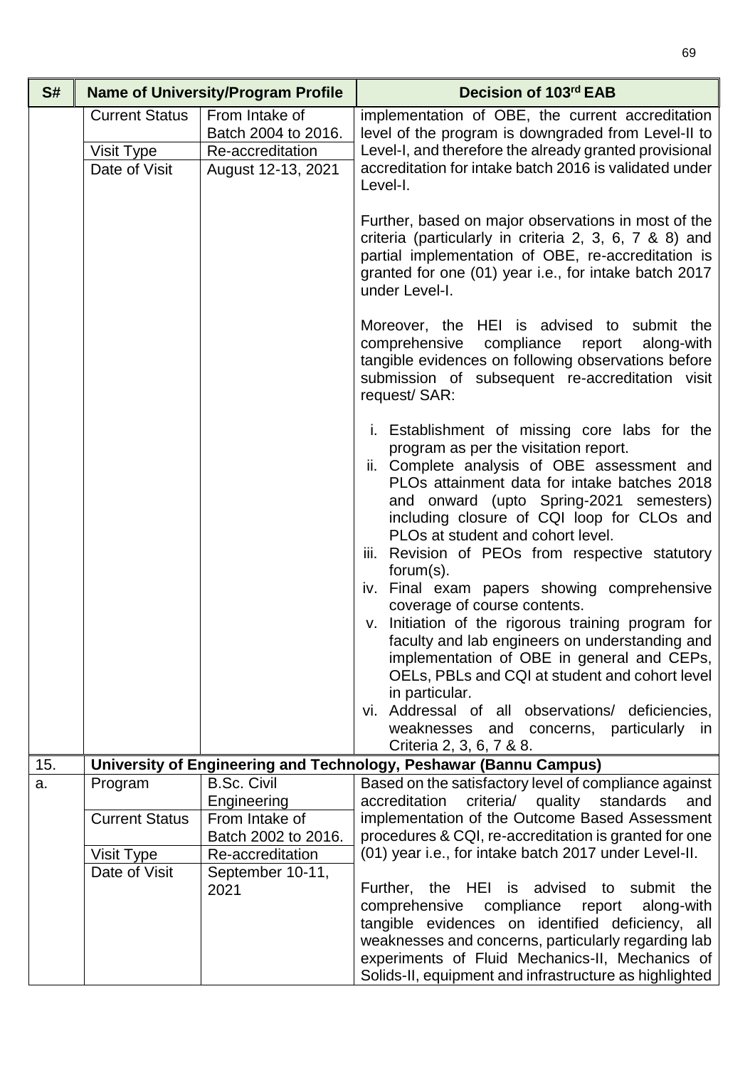| S# | Name of University/Program Profile | | Decision of 103rd EAB |
|---|---|---|---|
| | Current Status | From Intake of Batch 2004 to 2016. | implementation of OBE, the current accreditation level of the program is downgraded from Level-II to Level-I, and therefore the already granted provisional accreditation for intake batch 2016 is validated under Level-I. |
| | Visit Type | Re-accreditation | Further, based on major observations in most of the criteria (particularly in criteria 2, 3, 6, 7 & 8) and partial implementation of OBE, re-accreditation is granted for one (01) year i.e., for intake batch 2017 under Level-I. |
| | Date of Visit | August 12-13, 2021 | Moreover, the HEI is advised to submit the comprehensive compliance report along-with tangible evidences on following observations before submission of subsequent re-accreditation visit request/ SAR:<br><br>i. Establishment of missing core labs for the program as per the visitation report.<br>ii. Complete analysis of OBE assessment and PLOs attainment data for intake batches 2018 and onward (upto Spring-2021 semesters) including closure of CQI loop for CLOs and PLOs at student and cohort level.<br>iii. Revision of PEOs from respective statutory forum(s).<br>iv. Final exam papers showing comprehensive coverage of course contents.<br>v. Initiation of the rigorous training program for faculty and lab engineers on understanding and implementation of OBE in general and CEPs, OELs, PBLs and CQI at student and cohort level in particular.<br>vi. Addressal of all observations/ deficiencies, weaknesses and concerns, particularly in Criteria 2, 3, 6, 7 & 8. |
| 15. | **University of Engineering and Technology, Peshawar (Bannu Campus)** | | |
| a. | Program | B.Sc. Civil Engineering | Based on the satisfactory level of compliance against accreditation criteria/ quality standards and implementation of the Outcome Based Assessment procedures & CQI, re-accreditation is granted for one (01) year i.e., for intake batch 2017 under Level-II. |
| | Current Status | From Intake of Batch 2002 to 2016. | |
| | Visit Type | Re-accreditation | |
| | Date of Visit | September 10-11, 2021 | Further, the HEI is advised to submit the comprehensive compliance report along-with tangible evidences on identified deficiency, all weaknesses and concerns, particularly regarding lab experiments of Fluid Mechanics-II, Mechanics of Solids-II, equipment and infrastructure as highlighted |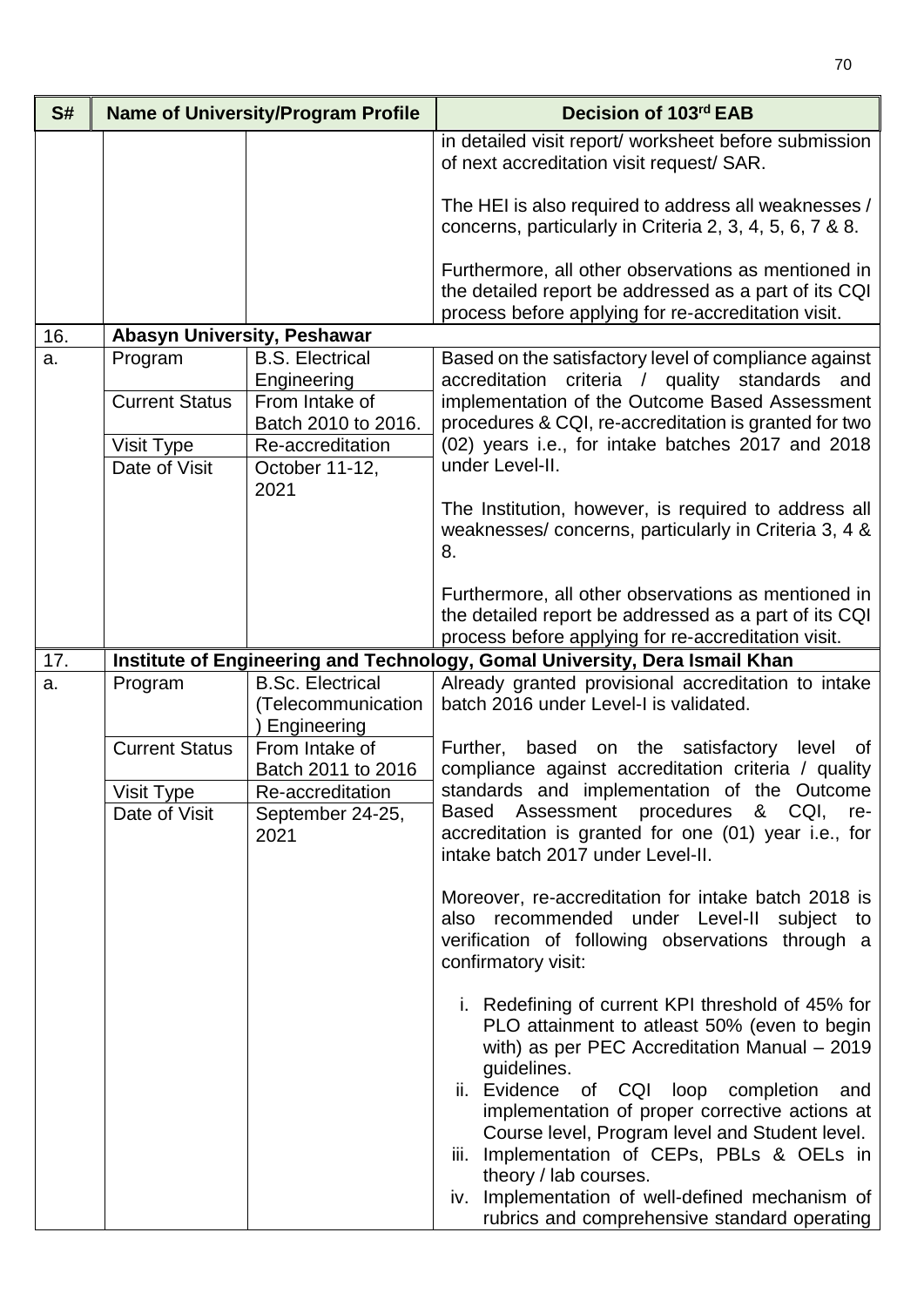| S# | Name of University/Program Profile | | Decision of 103rd EAB |
|---|---|---|---|
| | | | in detailed visit report/ worksheet before submission of next accreditation visit request/ SAR.<br><br>The HEI is also required to address all weaknesses / concerns, particularly in Criteria 2, 3, 4, 5, 6, 7 & 8.<br><br>Furthermore, all other observations as mentioned in the detailed report be addressed as a part of its CQI process before applying for re-accreditation visit. |
| 16. | **Abasyn University, Peshawar** | | |
| a. | Program | B.S. Electrical Engineering | Based on the satisfactory level of compliance against accreditation criteria / quality standards and implementation of the Outcome Based Assessment procedures & CQI, re-accreditation is granted for two (02) years i.e., for intake batches 2017 and 2018 under Level-II.<br><br>The Institution, however, is required to address all weaknesses/ concerns, particularly in Criteria 3, 4 & 8.<br><br>Furthermore, all other observations as mentioned in the detailed report be addressed as a part of its CQI process before applying for re-accreditation visit. |
| | Current Status | From Intake of Batch 2010 to 2016. | |
| | Visit Type | Re-accreditation | |
| | Date of Visit | October 11-12, 2021 | |
| 17. | **Institute of Engineering and Technology, Gomal University, Dera Ismail Khan** | | |
| a. | Program | B.Sc. Electrical (Telecommunication) Engineering | Already granted provisional accreditation to intake batch 2016 under Level-I is validated.<br><br>Further, based on the satisfactory level of compliance against accreditation criteria / quality standards and implementation of the Outcome Based Assessment procedures & CQI, re-accreditation is granted for one (01) year i.e., for intake batch 2017 under Level-II.<br><br>Moreover, re-accreditation for intake batch 2018 is also recommended under Level-II subject to verification of following observations through a confirmatory visit:<br><br>i. Redefining of current KPI threshold of 45% for PLO attainment to atleast 50% (even to begin with) as per PEC Accreditation Manual – 2019 guidelines.<br>ii. Evidence of CQI loop completion and implementation of proper corrective actions at Course level, Program level and Student level.<br>iii. Implementation of CEPs, PBLs & OELs in theory / lab courses.<br>iv. Implementation of well-defined mechanism of rubrics and comprehensive standard operating |
| | Current Status | From Intake of Batch 2011 to 2016 | |
| | Visit Type | Re-accreditation | |
| | Date of Visit | September 24-25, 2021 | |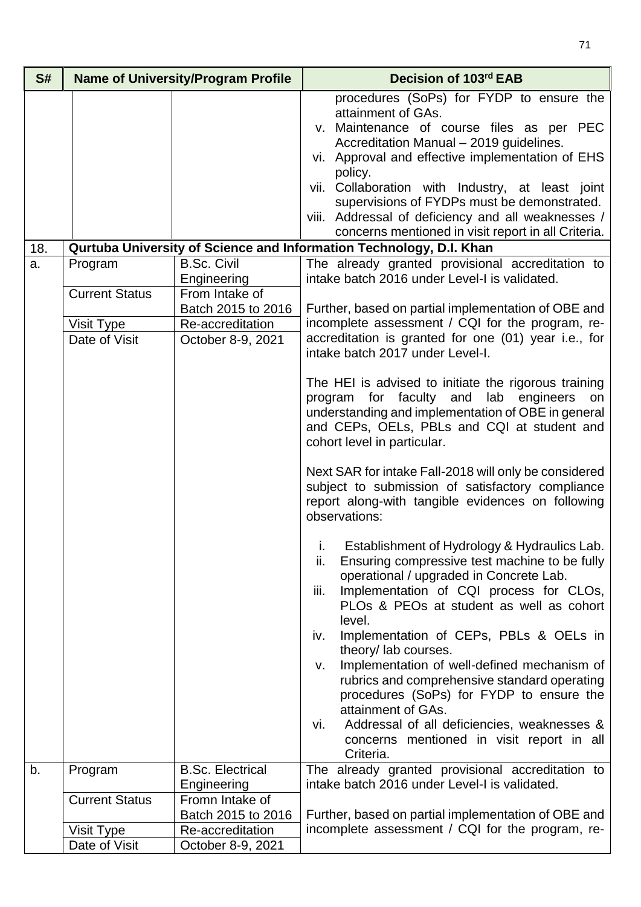| S# | Name of University/Program Profile | | Decision of 103rd EAB |
|---|---|---|---|
| | | | procedures (SoPs) for FYDP to ensure the attainment of GAs.<br>v. Maintenance of course files as per PEC Accreditation Manual – 2019 guidelines.<br>vi. Approval and effective implementation of EHS policy.<br>vii. Collaboration with Industry, at least joint supervisions of FYDPs must be demonstrated.<br>viii. Addressal of deficiency and all weaknesses / concerns mentioned in visit report in all Criteria. |
| 18. | **Qurtuba University of Science and Information Technology, D.I. Khan** | | |
| a. | Program | B.Sc. Civil Engineering | The already granted provisional accreditation to intake batch 2016 under Level-I is validated.<br><br>Further, based on partial implementation of OBE and incomplete assessment / CQI for the program, re-accreditation is granted for one (01) year i.e., for intake batch 2017 under Level-I.<br><br>The HEI is advised to initiate the rigorous training program for faculty and lab engineers on understanding and implementation of OBE in general and CEPs, OELs, PBLs and CQI at student and cohort level in particular.<br><br>Next SAR for intake Fall-2018 will only be considered subject to submission of satisfactory compliance report along-with tangible evidences on following observations:<br><br>i. Establishment of Hydrology & Hydraulics Lab.<br>ii. Ensuring compressive test machine to be fully operational / upgraded in Concrete Lab.<br>iii. Implementation of CQI process for CLOs, PLOs & PEOs at student as well as cohort level.<br>iv. Implementation of CEPs, PBLs & OELs in theory/ lab courses.<br>v. Implementation of well-defined mechanism of rubrics and comprehensive standard operating procedures (SoPs) for FYDP to ensure the attainment of GAs.<br>vi. Addressal of all deficiencies, weaknesses & concerns mentioned in visit report in all Criteria. |
| | Current Status | From Intake of Batch 2015 to 2016 | |
| | Visit Type | Re-accreditation | |
| | Date of Visit | October 8-9, 2021 | |
| b. | Program | B.Sc. Electrical Engineering | The already granted provisional accreditation to intake batch 2016 under Level-I is validated.<br><br>Further, based on partial implementation of OBE and incomplete assessment / CQI for the program, re- |
| | Current Status | Fromn Intake of Batch 2015 to 2016 | |
| | Visit Type | Re-accreditation | |
| | Date of Visit | October 8-9, 2021 | |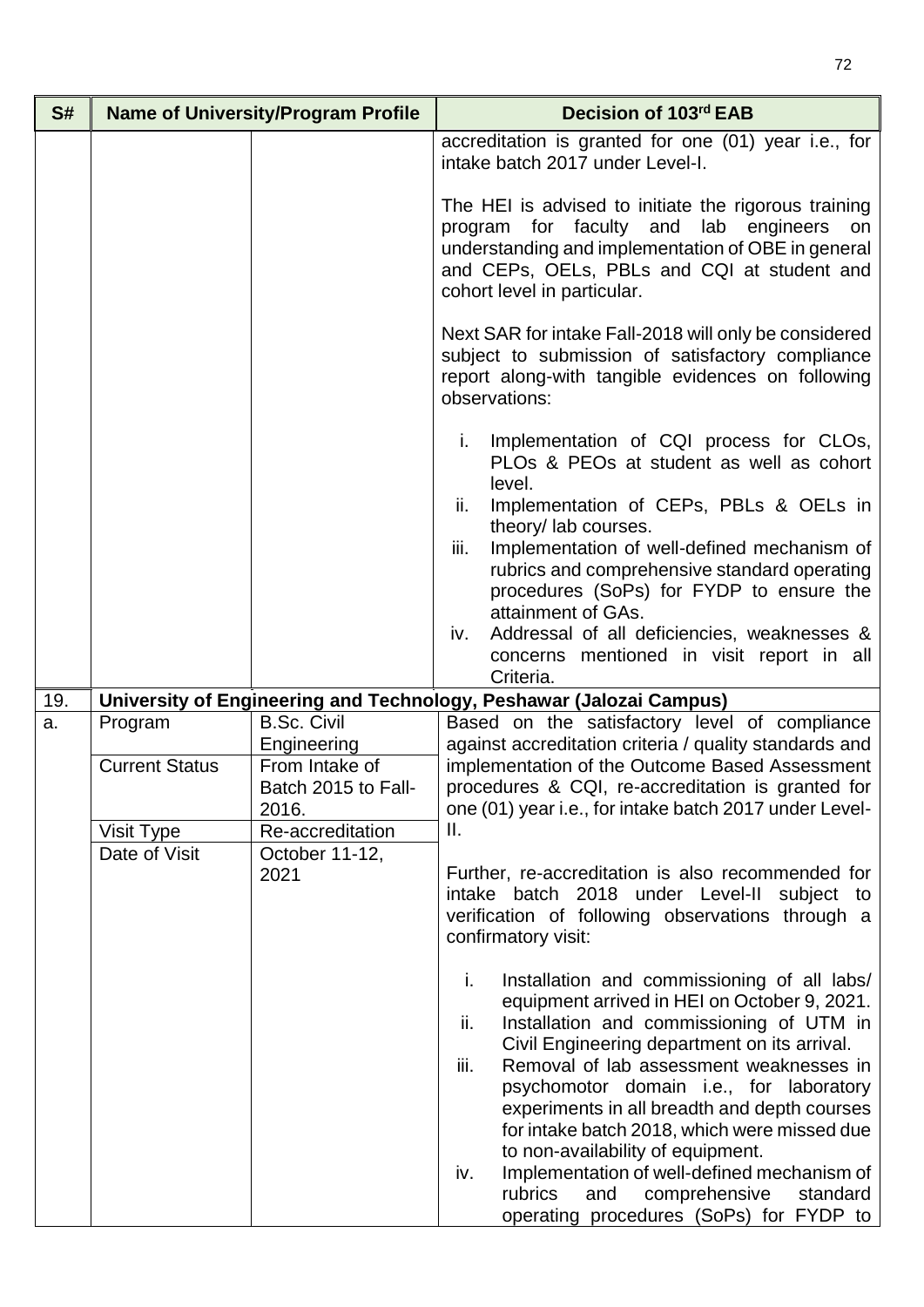| S# | Name of University/Program Profile | | Decision of 103rd EAB |
|---|---|---|---|
| | | | accreditation is granted for one (01) year i.e., for intake batch 2017 under Level-I.<br><br>The HEI is advised to initiate the rigorous training program for faculty and lab engineers on understanding and implementation of OBE in general and CEPs, OELs, PBLs and CQI at student and cohort level in particular.<br><br>Next SAR for intake Fall-2018 will only be considered subject to submission of satisfactory compliance report along-with tangible evidences on following observations:<br><br>i. Implementation of CQI process for CLOs, PLOs & PEOs at student as well as cohort level.<br>ii. Implementation of CEPs, PBLs & OELs in theory/ lab courses.<br>iii. Implementation of well-defined mechanism of rubrics and comprehensive standard operating procedures (SoPs) for FYDP to ensure the attainment of GAs.<br>iv. Addressal of all deficiencies, weaknesses & concerns mentioned in visit report in all Criteria. |
| 19. | **University of Engineering and Technology, Peshawar (Jalozai Campus)** | | |
| a. | Program | B.Sc. Civil Engineering | Based on the satisfactory level of compliance against accreditation criteria / quality standards and implementation of the Outcome Based Assessment procedures & CQI, re-accreditation is granted for one (01) year i.e., for intake batch 2017 under Level-II.<br><br>Further, re-accreditation is also recommended for intake batch 2018 under Level-II subject to verification of following observations through a confirmatory visit:<br><br>i. Installation and commissioning of all labs/ equipment arrived in HEI on October 9, 2021.<br>ii. Installation and commissioning of UTM in Civil Engineering department on its arrival.<br>iii. Removal of lab assessment weaknesses in psychomotor domain i.e., for laboratory experiments in all breadth and depth courses for intake batch 2018, which were missed due to non-availability of equipment.<br>iv. Implementation of well-defined mechanism of rubrics and comprehensive standard operating procedures (SoPs) for FYDP to |
| | Current Status | From Intake of Batch 2015 to Fall-2016. | |
| | Visit Type | Re-accreditation | |
| | Date of Visit | October 11-12, 2021 | |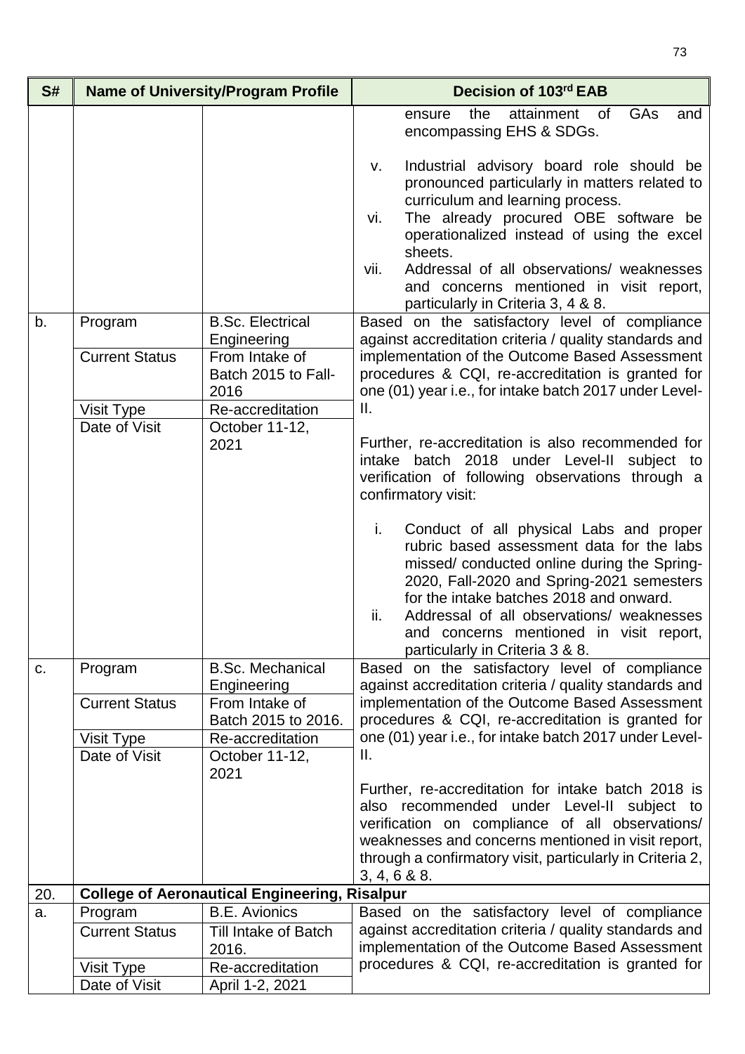| S# | Name of University/Program Profile | | Decision of 103rd EAB |
|---|---|---|---|
| | | | ensure the attainment of GAs and encompassing EHS & SDGs.<br><br>v. Industrial advisory board role should be pronounced particularly in matters related to curriculum and learning process.<br>vi. The already procured OBE software be operationalized instead of using the excel sheets.<br>vii. Addressal of all observations/ weaknesses and concerns mentioned in visit report, particularly in Criteria 3, 4 & 8. |
| b. | Program | B.Sc. Electrical Engineering | Based on the satisfactory level of compliance against accreditation criteria / quality standards and implementation of the Outcome Based Assessment procedures & CQI, re-accreditation is granted for one (01) year i.e., for intake batch 2017 under Level-II.<br><br>Further, re-accreditation is also recommended for intake batch 2018 under Level-II subject to verification of following observations through a confirmatory visit:<br><br>i. Conduct of all physical Labs and proper rubric based assessment data for the labs missed/ conducted online during the Spring-2020, Fall-2020 and Spring-2021 semesters for the intake batches 2018 and onward.<br>ii. Addressal of all observations/ weaknesses and concerns mentioned in visit report, particularly in Criteria 3 & 8. |
| | Current Status | From Intake of Batch 2015 to Fall-2016 | |
| | Visit Type | Re-accreditation | |
| | Date of Visit | October 11-12, 2021 | |
| c. | Program | B.Sc. Mechanical Engineering | Based on the satisfactory level of compliance against accreditation criteria / quality standards and implementation of the Outcome Based Assessment procedures & CQI, re-accreditation is granted for one (01) year i.e., for intake batch 2017 under Level-II.<br><br>Further, re-accreditation for intake batch 2018 is also recommended under Level-II subject to verification on compliance of all observations/ weaknesses and concerns mentioned in visit report, through a confirmatory visit, particularly in Criteria 2, 3, 4, 6 & 8. |
| | Current Status | From Intake of Batch 2015 to 2016. | |
| | Visit Type | Re-accreditation | |
| | Date of Visit | October 11-12, 2021 | |
| 20. | **College of Aeronautical Engineering, Risalpur** | | |
| a. | Program | B.E. Avionics | Based on the satisfactory level of compliance against accreditation criteria / quality standards and implementation of the Outcome Based Assessment procedures & CQI, re-accreditation is granted for |
| | Current Status | Till Intake of Batch 2016. | |
| | Visit Type | Re-accreditation | |
| | Date of Visit | April 1-2, 2021 | |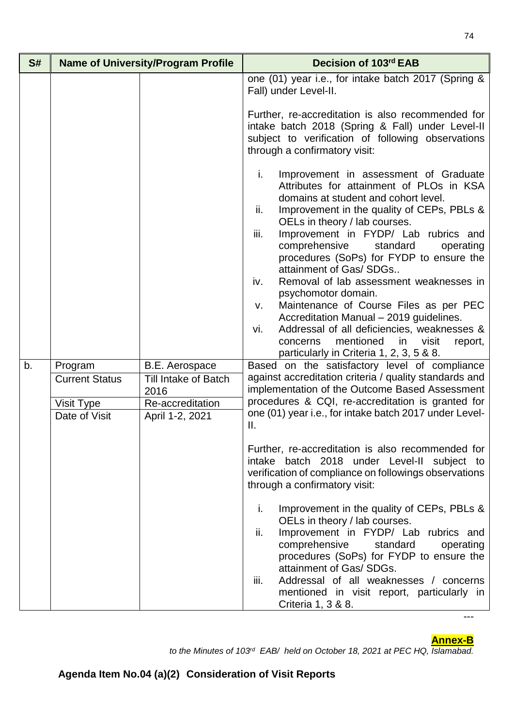| S# | Name of University/Program Profile | | Decision of 103rd EAB |
|---|---|---|---|
| | | | one (01) year i.e., for intake batch 2017 (Spring & Fall) under Level-II.<br><br>Further, re-accreditation is also recommended for intake batch 2018 (Spring & Fall) under Level-II subject to verification of following observations through a confirmatory visit:<br><br>i. Improvement in assessment of Graduate Attributes for attainment of PLOs in KSA domains at student and cohort level.<br>ii. Improvement in the quality of CEPs, PBLs & OELs in theory / lab courses.<br>iii. Improvement in FYDP/ Lab rubrics and comprehensive standard operating procedures (SoPs) for FYDP to ensure the attainment of Gas/ SDGs..<br>iv. Removal of lab assessment weaknesses in psychomotor domain.<br>v. Maintenance of Course Files as per PEC Accreditation Manual – 2019 guidelines.<br>vi. Addressal of all deficiencies, weaknesses & concerns mentioned in visit report, particularly in Criteria 1, 2, 3, 5 & 8. |
| b. | Program<br>Current Status<br>Visit Type<br>Date of Visit | B.E. Aerospace<br>Till Intake of Batch 2016<br>Re-accreditation<br>April 1-2, 2021 | Based on the satisfactory level of compliance against accreditation criteria / quality standards and implementation of the Outcome Based Assessment procedures & CQI, re-accreditation is granted for one (01) year i.e., for intake batch 2017 under Level-II.<br><br>Further, re-accreditation is also recommended for intake batch 2018 under Level-II subject to verification of compliance on followings observations through a confirmatory visit:<br><br>i. Improvement in the quality of CEPs, PBLs & OELs in theory / lab courses.<br>ii. Improvement in FYDP/ Lab rubrics and comprehensive standard operating procedures (SoPs) for FYDP to ensure the attainment of Gas/ SDGs.<br>iii. Addressal of all weaknesses / concerns mentioned in visit report, particularly in Criteria 1, 3 & 8. |

---

**Annex-B**

*to the Minutes of 103rd EAB/ held on October 18, 2021 at PEC HQ, Islamabad.*

**Agenda Item No.04 (a)(2) Consideration of Visit Reports**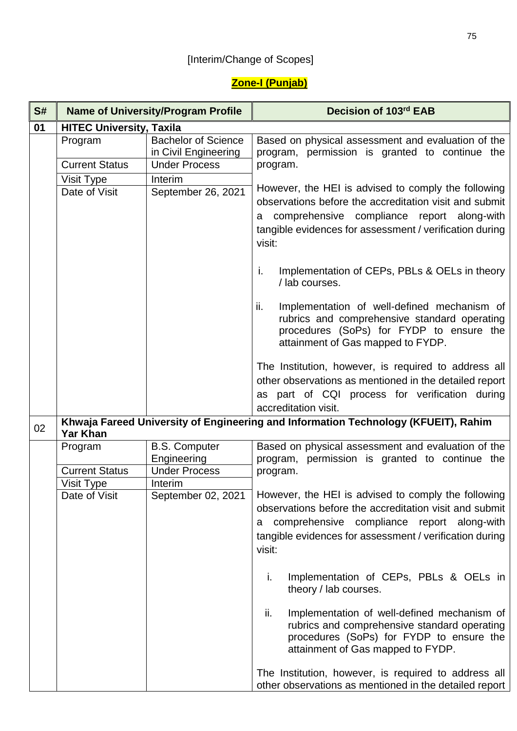[Interim/Change of Scopes]

**Zone-I (Punjab)**

| S# | Name of University/Program Profile | | Decision of 103rd EAB |
|---|---|---|---|
| **01** | **HITEC University, Taxila** | | |
| | Program | Bachelor of Science in Civil Engineering | Based on physical assessment and evaluation of the program, permission is granted to continue the program.<br><br>However, the HEI is advised to comply the following observations before the accreditation visit and submit a comprehensive compliance report along-with tangible evidences for assessment / verification during visit:<br><br>i. Implementation of CEPs, PBLs & OELs in theory / lab courses.<br><br>ii. Implementation of well-defined mechanism of rubrics and comprehensive standard operating procedures (SoPs) for FYDP to ensure the attainment of Gas mapped to FYDP.<br><br>The Institution, however, is required to address all other observations as mentioned in the detailed report as part of CQI process for verification during accreditation visit. |
| | Current Status | Under Process | |
| | Visit Type | Interim | |
| | Date of Visit | September 26, 2021 | |
| 02 | **Khwaja Fareed University of Engineering and Information Technology (KFUEIT), Rahim Yar Khan** | | |
| | Program | B.S. Computer Engineering | Based on physical assessment and evaluation of the program, permission is granted to continue the program.<br><br>However, the HEI is advised to comply the following observations before the accreditation visit and submit a comprehensive compliance report along-with tangible evidences for assessment / verification during visit:<br><br>i. Implementation of CEPs, PBLs & OELs in theory / lab courses.<br><br>ii. Implementation of well-defined mechanism of rubrics and comprehensive standard operating procedures (SoPs) for FYDP to ensure the attainment of Gas mapped to FYDP.<br><br>The Institution, however, is required to address all other observations as mentioned in the detailed report |
| | Current Status | Under Process | |
| | Visit Type | Interim | |
| | Date of Visit | September 02, 2021 | |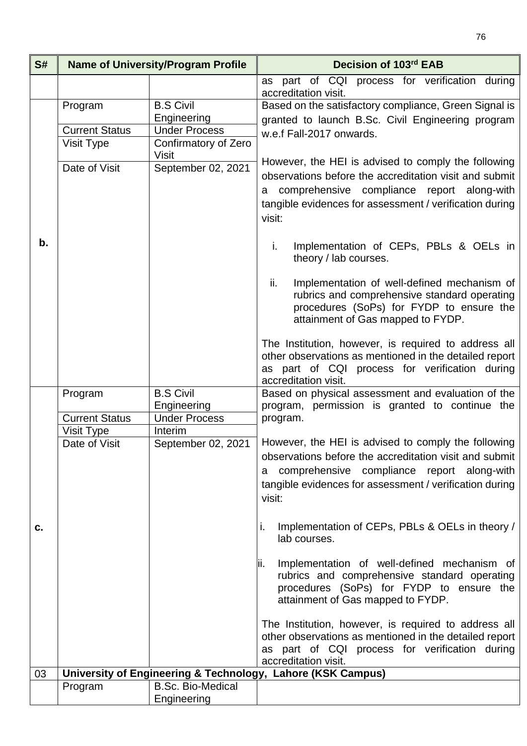| S# | Name of University/Program Profile | | Decision of 103rd EAB |
|---|---|---|---|
| | | | as part of CQI process for verification during accreditation visit. |
| b. | Program | B.S Civil Engineering | Based on the satisfactory compliance, Green Signal is granted to launch B.Sc. Civil Engineering program w.e.f Fall-2017 onwards.<br><br>However, the HEI is advised to comply the following observations before the accreditation visit and submit a comprehensive compliance report along-with tangible evidences for assessment / verification during visit:<br><br>i. Implementation of CEPs, PBLs & OELs in theory / lab courses.<br><br>ii. Implementation of well-defined mechanism of rubrics and comprehensive standard operating procedures (SoPs) for FYDP to ensure the attainment of Gas mapped to FYDP.<br><br>The Institution, however, is required to address all other observations as mentioned in the detailed report as part of CQI process for verification during accreditation visit. |
| | Current Status | Under Process | |
| | Visit Type | Confirmatory of Zero Visit | |
| | Date of Visit | September 02, 2021 | |
| c. | Program | B.S Civil Engineering | Based on physical assessment and evaluation of the program, permission is granted to continue the program.<br><br>However, the HEI is advised to comply the following observations before the accreditation visit and submit a comprehensive compliance report along-with tangible evidences for assessment / verification during visit:<br><br>i. Implementation of CEPs, PBLs & OELs in theory / lab courses.<br><br>ii. Implementation of well-defined mechanism of rubrics and comprehensive standard operating procedures (SoPs) for FYDP to ensure the attainment of Gas mapped to FYDP.<br><br>The Institution, however, is required to address all other observations as mentioned in the detailed report as part of CQI process for verification during accreditation visit. |
| | Current Status | Under Process | |
| | Visit Type | Interim | |
| | Date of Visit | September 02, 2021 | |
| 03 | **University of Engineering & Technology, Lahore (KSK Campus)** | | |
| | Program | B.Sc. Bio-Medical Engineering | |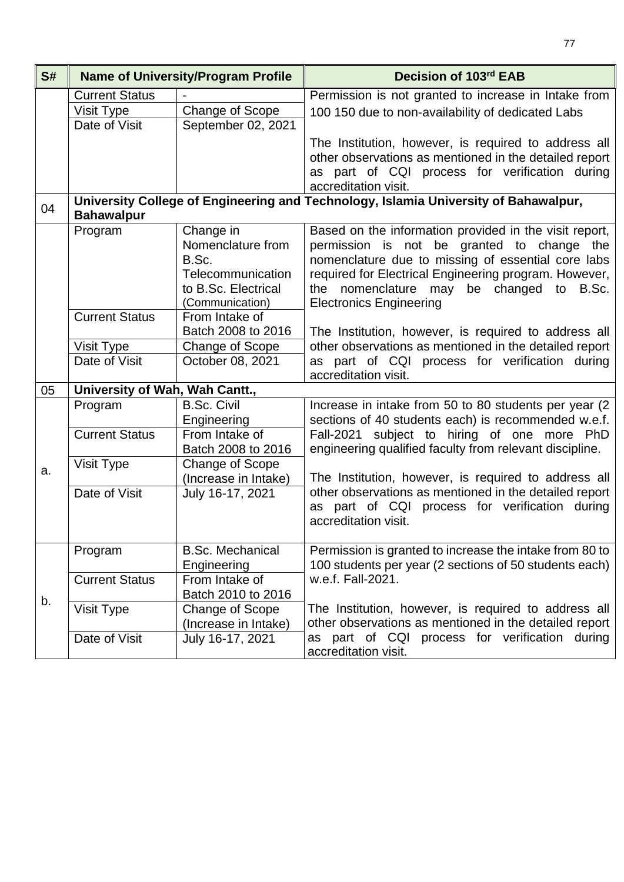| S# | Name of University/Program Profile | | Decision of 103rd EAB |
|---|---|---|---|
| | Current Status | - | Permission is not granted to increase in Intake from 100 150 due to non-availability of dedicated Labs<br><br>The Institution, however, is required to address all other observations as mentioned in the detailed report as part of CQI process for verification during accreditation visit. |
| | Visit Type | Change of Scope | |
| | Date of Visit | September 02, 2021 | |
| 04 | **University College of Engineering and Technology, Islamia University of Bahawalpur, Bahawalpur** | | |
| | Program | Change in Nomenclature from B.Sc. Telecommunication to B.Sc. Electrical (Communication) | Based on the information provided in the visit report, permission is not be granted to change the nomenclature due to missing of essential core labs required for Electrical Engineering program. However, the nomenclature may be changed to B.Sc. Electronics Engineering<br><br>The Institution, however, is required to address all other observations as mentioned in the detailed report as part of CQI process for verification during accreditation visit. |
| | Current Status | From Batch 2008 to 2016 | |
| | Visit Type | Change of Scope | |
| | Date of Visit | October 08, 2021 | |
| 05 | **University of Wah, Wah Cantt.,** | | |
| a. | Program | B.Sc. Civil Engineering | Increase in intake from 50 to 80 students per year (2 sections of 40 students each) is recommended w.e.f. Fall-2021 subject to hiring of one more PhD engineering qualified faculty from relevant discipline.<br><br>The Institution, however, is required to address all other observations as mentioned in the detailed report as part of CQI process for verification during accreditation visit. |
| | Current Status | From Intake of Batch 2008 to 2016 | |
| | Visit Type | Change of Scope (Increase in Intake) | |
| | Date of Visit | July 16-17, 2021 | |
| b. | Program | B.Sc. Mechanical Engineering | Permission is granted to increase the intake from 80 to 100 students per year (2 sections of 50 students each) w.e.f. Fall-2021.<br><br>The Institution, however, is required to address all other observations as mentioned in the detailed report as part of CQI process for verification during accreditation visit. |
| | Current Status | From Intake of Batch 2010 to 2016 | |
| | Visit Type | Change of Scope (Increase in Intake) | |
| | Date of Visit | July 16-17, 2021 | |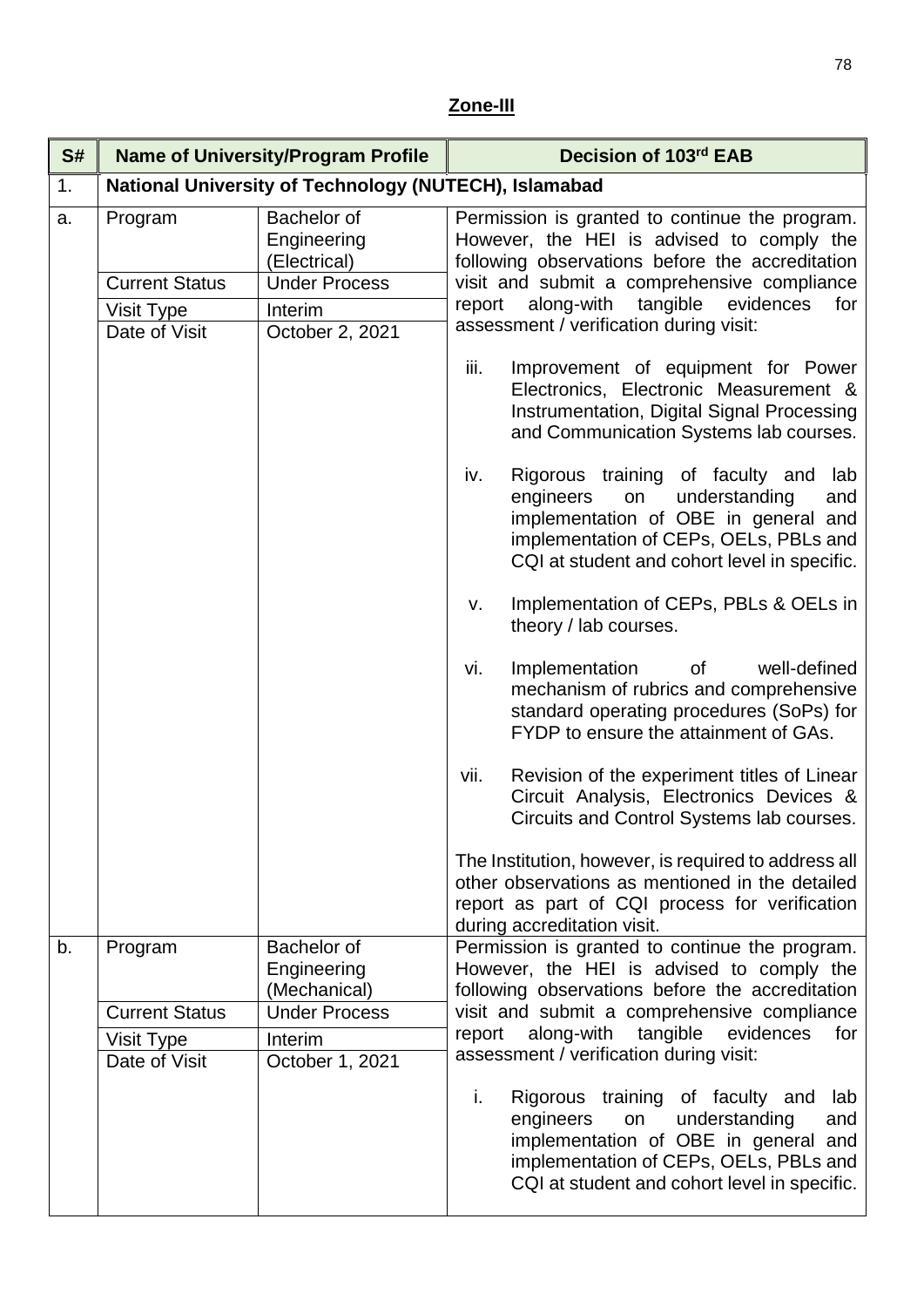**Zone-III**

| S# | Name of University/Program Profile | | Decision of 103rd EAB |
|---|---|---|---|
| 1. | **National University of Technology (NUTECH), Islamabad** | | |
| a. | Program | Bachelor of Engineering (Electrical) | Permission is granted to continue the program. However, the HEI is advised to comply the following observations before the accreditation visit and submit a comprehensive compliance report along-with tangible evidences for assessment / verification during visit:<br><br>iii. Improvement of equipment for Power Electronics, Electronic Measurement & Instrumentation, Digital Signal Processing and Communication Systems lab courses.<br><br>iv. Rigorous training of faculty and lab engineers on understanding and implementation of OBE in general and implementation of CEPs, OELs, PBLs and CQI at student and cohort level in specific.<br><br>v. Implementation of CEPs, PBLs & OELs in theory / lab courses.<br><br>vi. Implementation of well-defined mechanism of rubrics and comprehensive standard operating procedures (SoPs) for FYDP to ensure the attainment of GAs.<br><br>vii. Revision of the experiment titles of Linear Circuit Analysis, Electronics Devices & Circuits and Control Systems lab courses.<br><br>The Institution, however, is required to address all other observations as mentioned in the detailed report as part of CQI process for verification during accreditation visit. |
| | Current Status | Under Process | |
| | Visit Type | Interim | |
| | Date of Visit | October 2, 2021 | |
| b. | Program | Bachelor of Engineering (Mechanical) | Permission is granted to continue the program. However, the HEI is advised to comply the following observations before the accreditation visit and submit a comprehensive compliance report along-with tangible evidences for assessment / verification during visit:<br><br>i. Rigorous training of faculty and lab engineers on understanding and implementation of OBE in general and implementation of CEPs, OELs, PBLs and CQI at student and cohort level in specific. |
| | Current Status | Under Process | |
| | Visit Type | Interim | |
| | Date of Visit | October 1, 2021 | |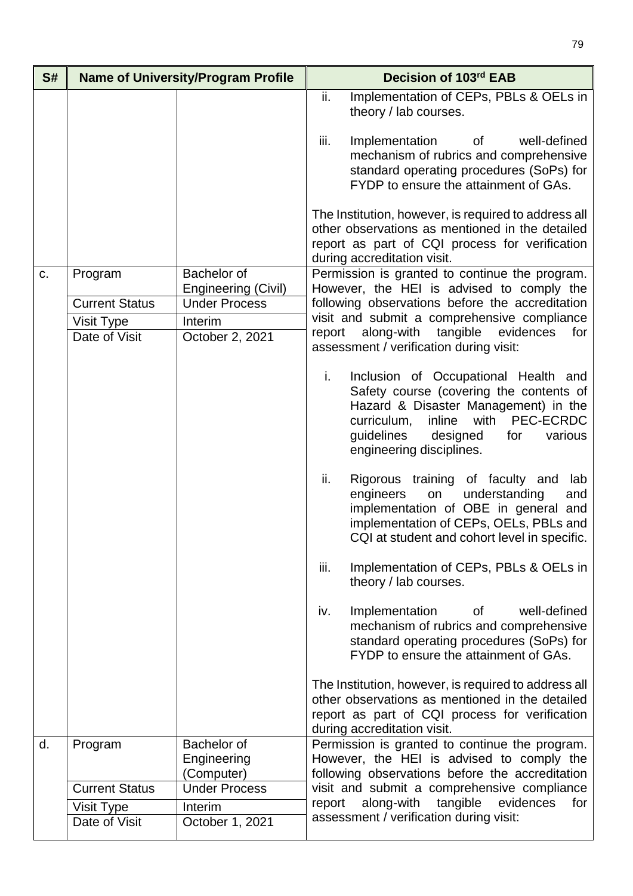| S# | Name of University/Program Profile | | Decision of 103rd EAB |
|---|---|---|---|
| | | | ii. Implementation of CEPs, PBLs & OELs in theory / lab courses.<br><br>iii. Implementation of well-defined mechanism of rubrics and comprehensive standard operating procedures (SoPs) for FYDP to ensure the attainment of GAs.<br><br>The Institution, however, is required to address all other observations as mentioned in the detailed report as part of CQI process for verification during accreditation visit. |
| c. | Program | Bachelor of Engineering (Civil) | Permission is granted to continue the program. However, the HEI is advised to comply the following observations before the accreditation visit and submit a comprehensive compliance report along-with tangible evidences for assessment / verification during visit:<br><br>i. Inclusion of Occupational Health and Safety course (covering the contents of Hazard & Disaster Management) in the curriculum, inline with PEC-ECRDC guidelines designed for various engineering disciplines.<br><br>ii. Rigorous training of faculty and lab engineers on understanding and implementation of OBE in general and implementation of CEPs, OELs, PBLs and CQI at student and cohort level in specific.<br><br>iii. Implementation of CEPs, PBLs & OELs in theory / lab courses.<br><br>iv. Implementation of well-defined mechanism of rubrics and comprehensive standard operating procedures (SoPs) for FYDP to ensure the attainment of GAs.<br><br>The Institution, however, is required to address all other observations as mentioned in the detailed report as part of CQI process for verification during accreditation visit. |
| | Current Status | Under Process | |
| | Visit Type | Interim | |
| | Date of Visit | October 2, 2021 | |
| d. | Program | Bachelor of Engineering (Computer) | Permission is granted to continue the program. However, the HEI is advised to comply the following observations before the accreditation visit and submit a comprehensive compliance report along-with tangible evidences for assessment / verification during visit: |
| | Current Status | Under Process | |
| | Visit Type | Interim | |
| | Date of Visit | October 1, 2021 | |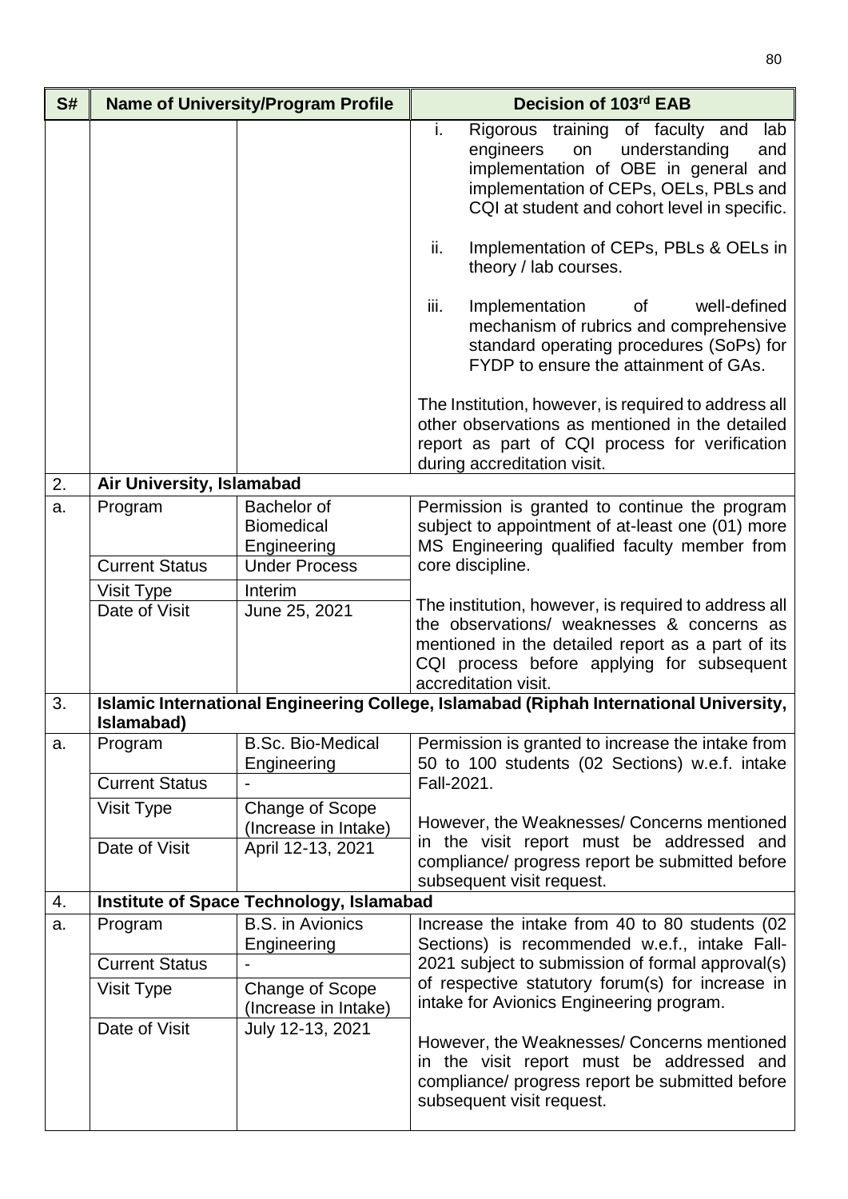| S# | Name of University/Program Profile | | Decision of 103rd EAB |
|---|---|---|---|
| | | | i. Rigorous training of faculty and lab engineers on understanding and implementation of OBE in general and implementation of CEPs, OELs, PBLs and CQI at student and cohort level in specific.<br><br>ii. Implementation of CEPs, PBLs & OELs in theory / lab courses.<br><br>iii. Implementation of well-defined mechanism of rubrics and comprehensive standard operating procedures (SoPs) for FYDP to ensure the attainment of GAs.<br><br>The Institution, however, is required to address all other observations as mentioned in the detailed report as part of CQI process for verification during accreditation visit. |
| 2. | **Air University, Islamabad** | | |
| a. | Program | Bachelor of Biomedical Engineering | Permission is granted to continue the program subject to appointment of at-least one (01) more MS Engineering qualified faculty member from core discipline.<br><br>The institution, however, is required to address all the observations/ weaknesses & concerns as mentioned in the detailed report as a part of its CQI process before applying for subsequent accreditation visit. |
| | Current Status | Under Process | |
| | Visit Type | Interim | |
| | Date of Visit | June 25, 2021 | |
| 3. | **Islamic International Engineering College, Islamabad (Riphah International University, Islamabad)** | | |
| a. | Program | B.Sc. Bio-Medical Engineering | Permission is granted to increase the intake from 50 to 100 students (02 Sections) w.e.f. intake Fall-2021.<br><br>However, the Weaknesses/ Concerns mentioned in the visit report must be addressed and compliance/ progress report be submitted before subsequent visit request. |
| | Current Status | - | |
| | Visit Type | Change of Scope (Increase in Intake) | |
| | Date of Visit | April 12-13, 2021 | |
| 4. | **Institute of Space Technology, Islamabad** | | |
| a. | Program | B.S. in Avionics Engineering | Increase the intake from 40 to 80 students (02 Sections) is recommended w.e.f., intake Fall-2021 subject to submission of formal approval(s) of respective statutory forum(s) for increase in intake for Avionics Engineering program.<br><br>However, the Weaknesses/ Concerns mentioned in the visit report must be addressed and compliance/ progress report be submitted before subsequent visit request. |
| | Current Status | - | |
| | Visit Type | Change of Scope (Increase in Intake) | |
| | Date of Visit | July 12-13, 2021 | |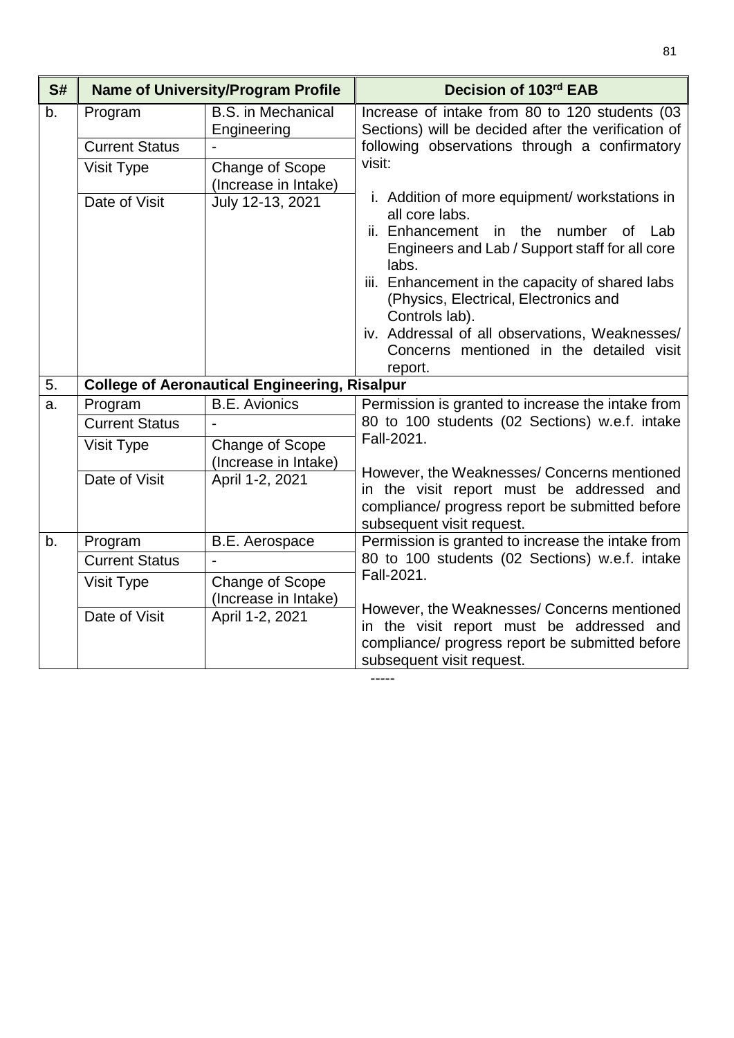| S# | Name of University/Program Profile | | Decision of 103rd EAB |
|---|---|---|---|
| b. | Program | B.S. in Mechanical Engineering | Increase of intake from 80 to 120 students (03 Sections) will be decided after the verification of following observations through a confirmatory visit:<br><br>i. Addition of more equipment/ workstations in all core labs.<br>ii. Enhancement in the number of Lab Engineers and Lab / Support staff for all core labs.<br>iii. Enhancement in the capacity of shared labs (Physics, Electrical, Electronics and Controls lab).<br>iv. Addressal of all observations, Weaknesses/ Concerns mentioned in the detailed visit report. |
| | Current Status | - | |
| | Visit Type | Change of Scope (Increase in Intake) | |
| | Date of Visit | July 12-13, 2021 | |
| 5. | **College of Aeronautical Engineering, Risalpur** | | |
| a. | Program | B.E. Avionics | Permission is granted to increase the intake from 80 to 100 students (02 Sections) w.e.f. intake Fall-2021.<br><br>However, the Weaknesses/ Concerns mentioned in the visit report must be addressed and compliance/ progress report be submitted before subsequent visit request. |
| | Current Status | - | |
| | Visit Type | Change of Scope (Increase in Intake) | |
| | Date of Visit | April 1-2, 2021 | |
| b. | Program | B.E. Aerospace | Permission is granted to increase the intake from 80 to 100 students (02 Sections) w.e.f. intake Fall-2021.<br><br>However, the Weaknesses/ Concerns mentioned in the visit report must be addressed and compliance/ progress report be submitted before subsequent visit request. |
| | Current Status | - | |
| | Visit Type | Change of Scope (Increase in Intake) | |
| | Date of Visit | April 1-2, 2021 | |

-----